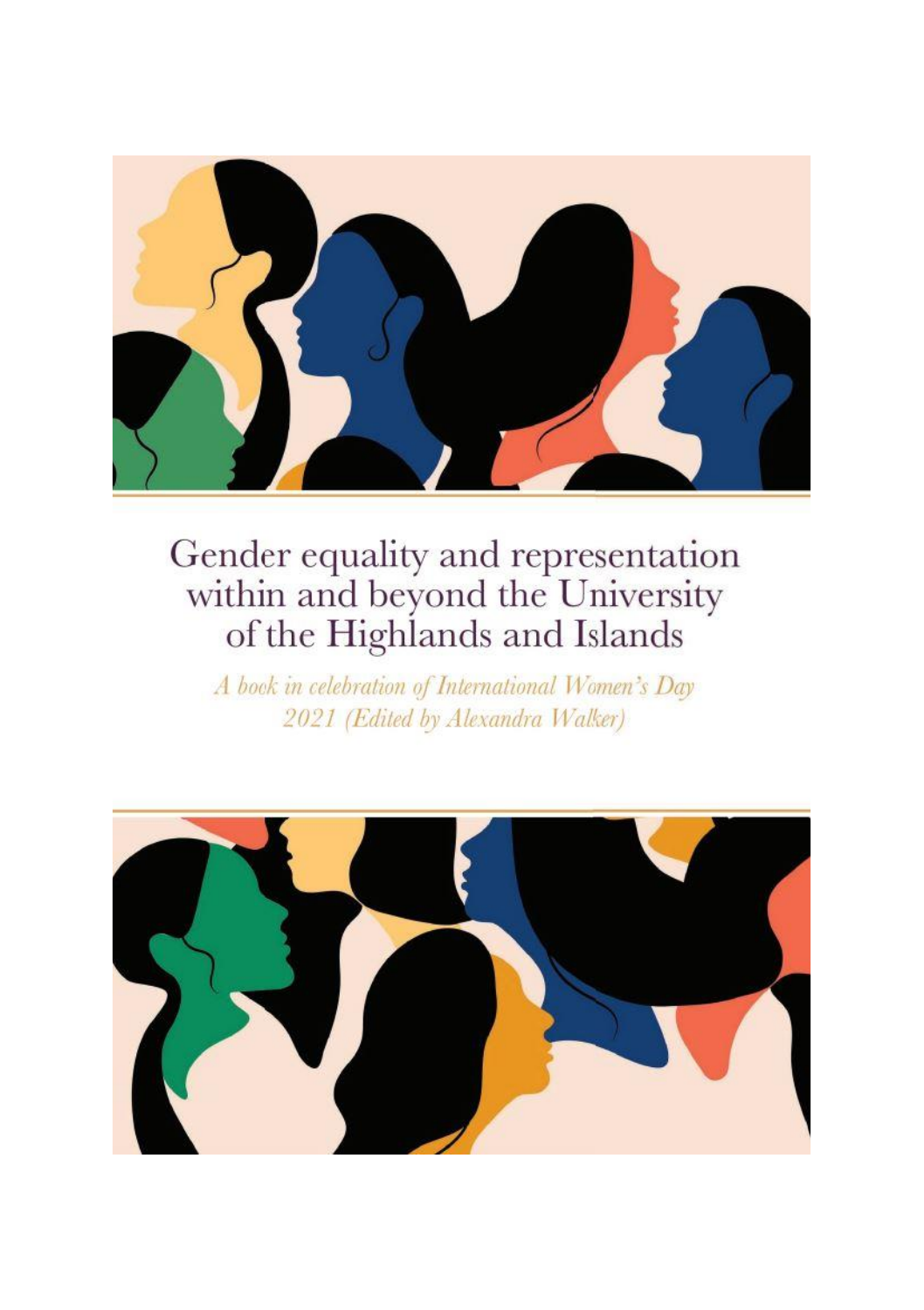# Gender equality and representation within and beyond the University of the Highlands and Islands

*A book in celebration of International Women's Day 2021 (Edited by Alexandra Walker)*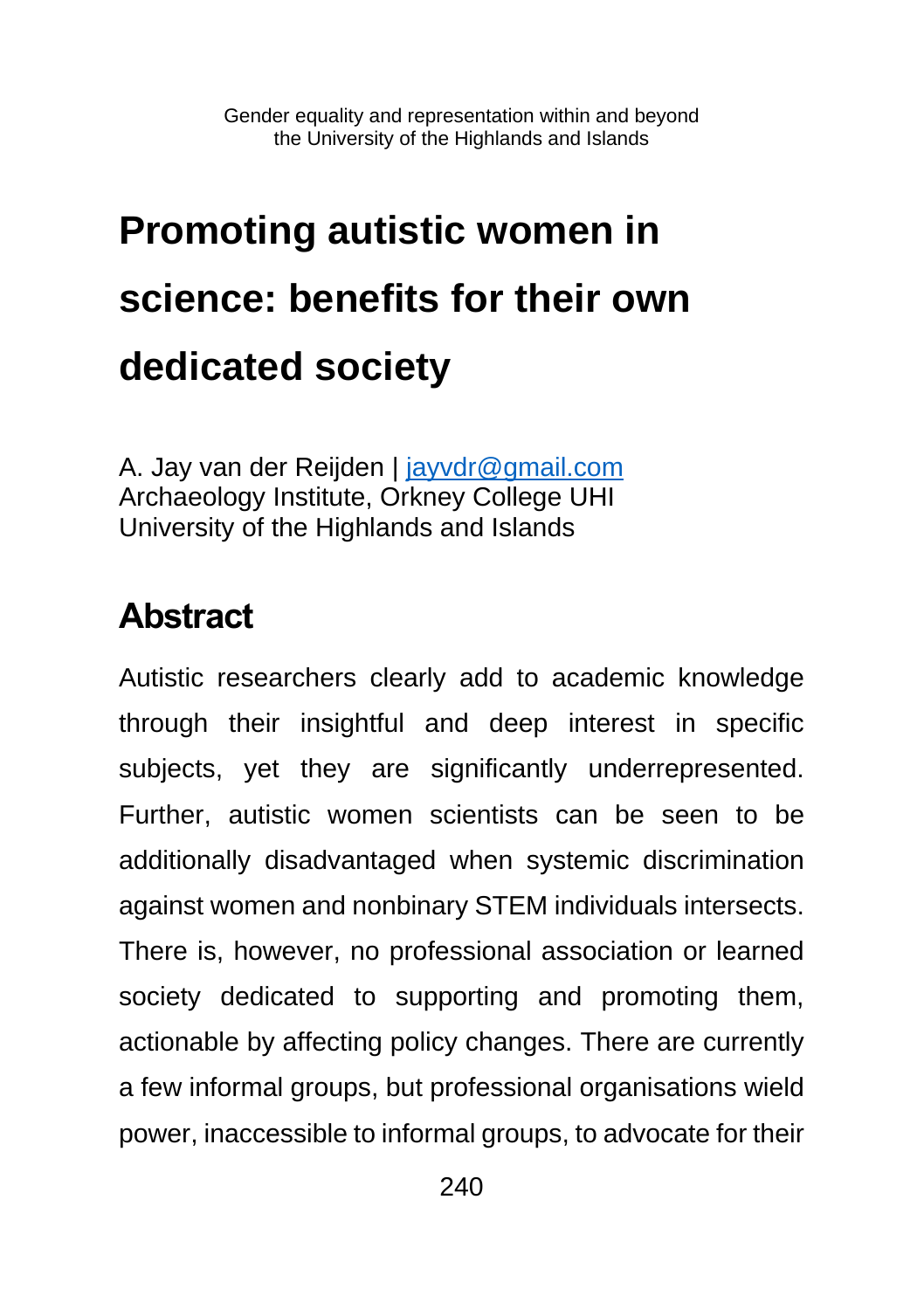# Promoting autistic women in science: benefits for their own dedicated society

A. Jay van der Reijden | jayvdr@gmail.com
Archaeology Institute, Orkney College UHI
University of the Highlands and Islands

## Abstract

Autistic researchers clearly add to academic knowledge through their insightful and deep interest in specific subjects, yet they are significantly underrepresented. Further, autistic women scientists can be seen to be additionally disadvantaged when systemic discrimination against women and nonbinary STEM individuals intersects. There is, however, no professional association or learned society dedicated to supporting and promoting them, actionable by affecting policy changes. There are currently a few informal groups, but professional organisations wield power, inaccessible to informal groups, to advocate for their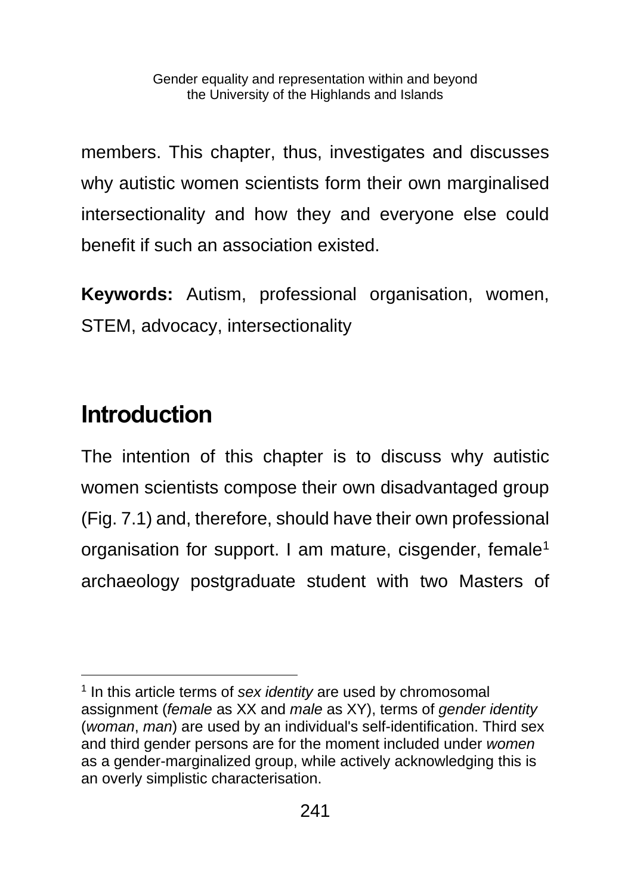members. This chapter, thus, investigates and discusses why autistic women scientists form their own marginalised intersectionality and how they and everyone else could benefit if such an association existed.

**Keywords:** Autism, professional organisation, women, STEM, advocacy, intersectionality

## Introduction

The intention of this chapter is to discuss why autistic women scientists compose their own disadvantaged group (Fig. 7.1) and, therefore, should have their own professional organisation for support. I am mature, cisgender, female[1] archaeology postgraduate student with two Masters of

[1] In this article terms of *sex identity* are used by chromosomal assignment (*female* as XX and *male* as XY), terms of *gender identity* (*woman*, *man*) are used by an individual's self-identification. Third sex and third gender persons are for the moment included under *women* as a gender-marginalized group, while actively acknowledging this is an overly simplistic characterisation.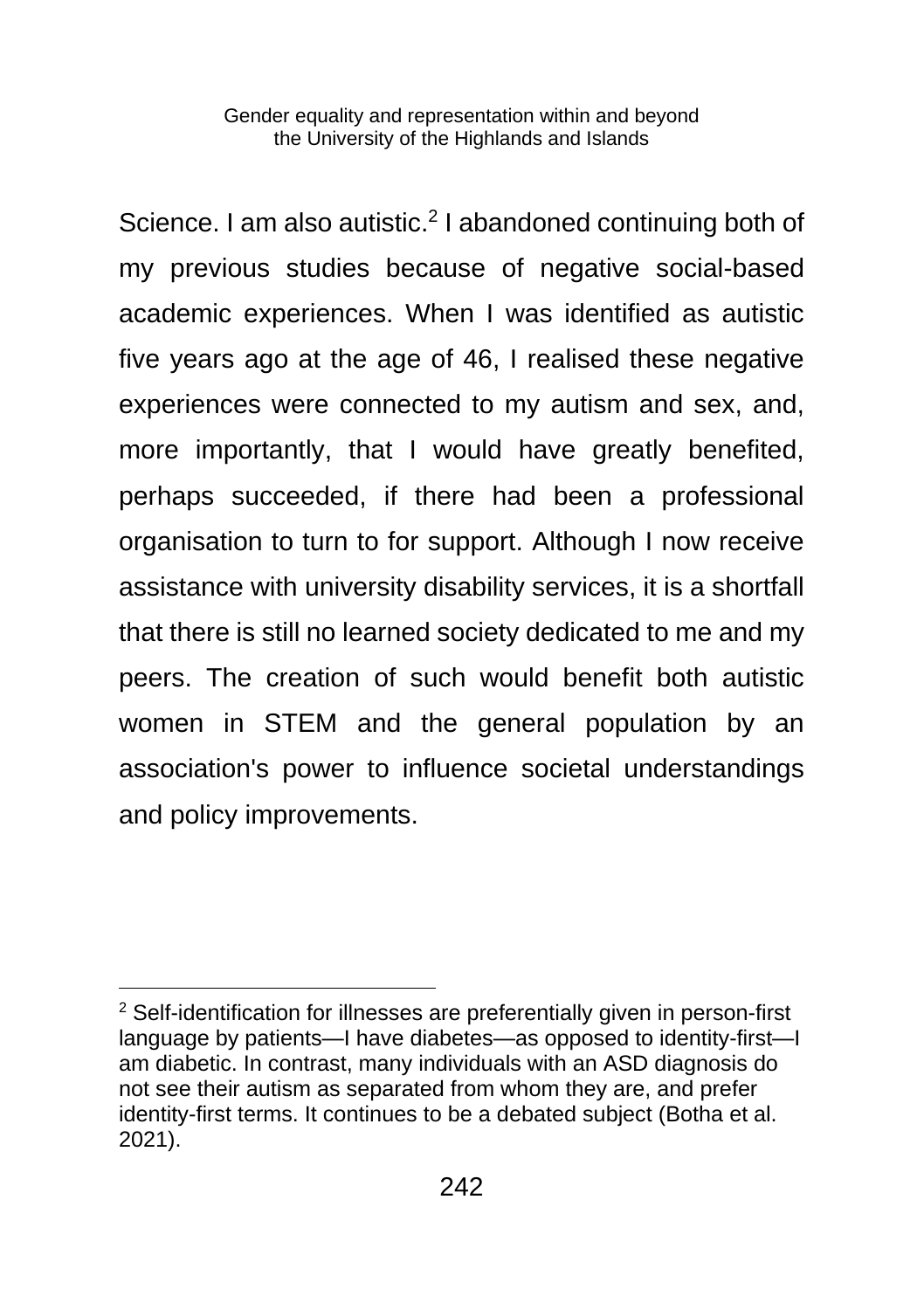Science. I am also autistic.[2] I abandoned continuing both of my previous studies because of negative social-based academic experiences. When I was identified as autistic five years ago at the age of 46, I realised these negative experiences were connected to my autism and sex, and, more importantly, that I would have greatly benefited, perhaps succeeded, if there had been a professional organisation to turn to for support. Although I now receive assistance with university disability services, it is a shortfall that there is still no learned society dedicated to me and my peers. The creation of such would benefit both autistic women in STEM and the general population by an association's power to influence societal understandings and policy improvements.

---

[2] Self-identification for illnesses are preferentially given in person-first language by patients—I have diabetes—as opposed to identity-first—I am diabetic. In contrast, many individuals with an ASD diagnosis do not see their autism as separated from whom they are, and prefer identity-first terms. It continues to be a debated subject (Botha et al. 2021).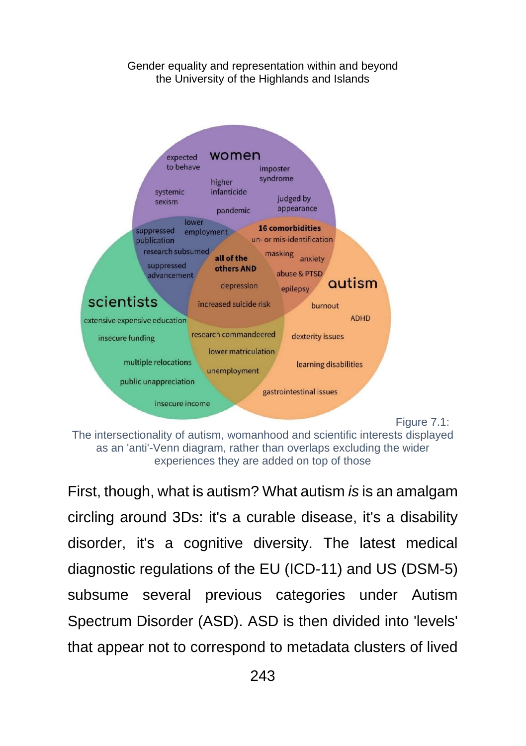Figure 7.1: The intersectionality of autism, womanhood and scientific interests displayed as an 'anti'-Venn diagram, rather than overlaps excluding the wider experiences they are added on top of those

First, though, what is autism? What autism *is* is an amalgam circling around 3Ds: it's a curable disease, it's a disability disorder, it's a cognitive diversity. The latest medical diagnostic regulations of the EU (ICD-11) and US (DSM-5) subsume several previous categories under Autism Spectrum Disorder (ASD). ASD is then divided into 'levels' that appear not to correspond to metadata clusters of lived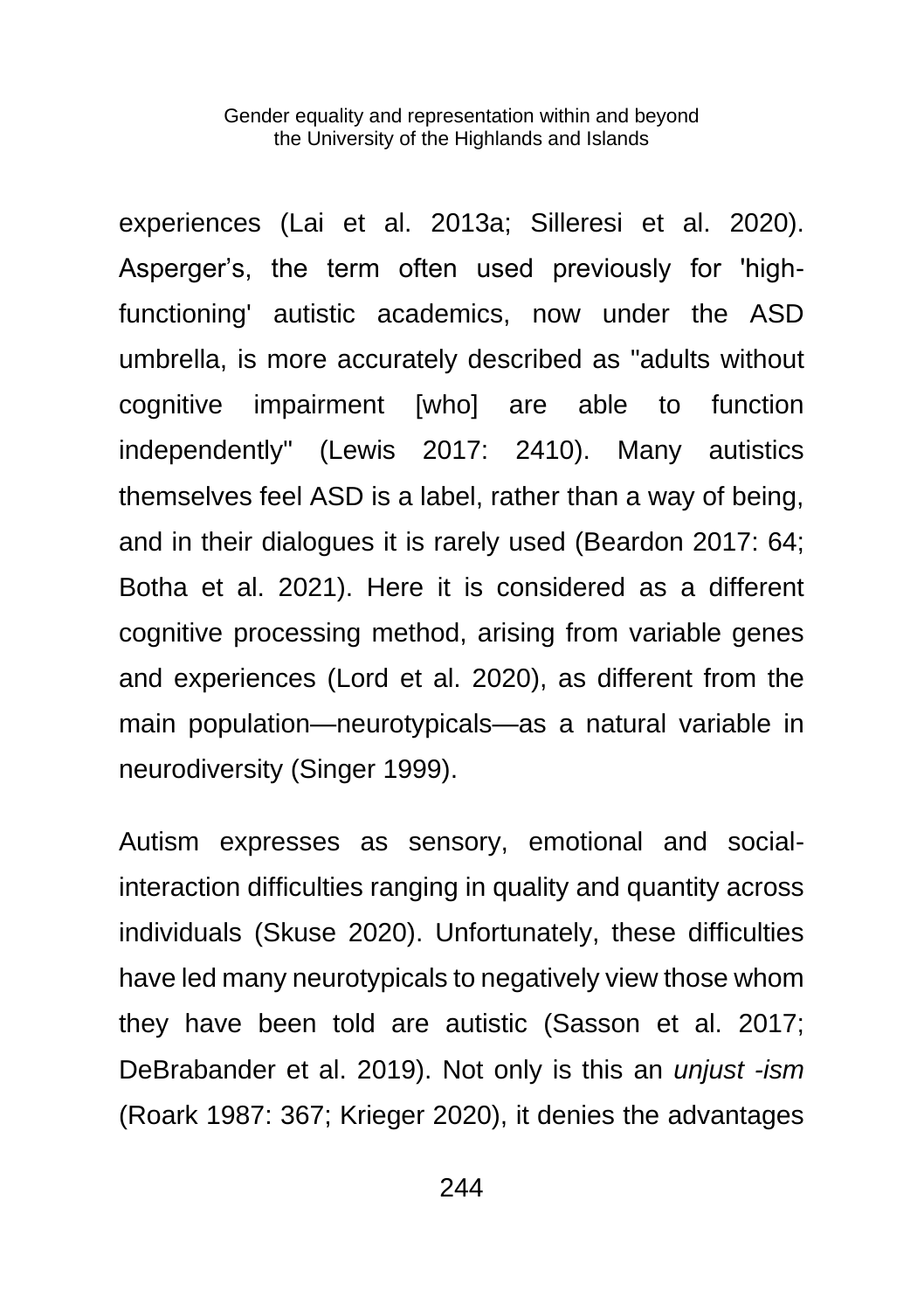experiences (Lai et al. 2013a; Silleresi et al. 2020). Asperger's, the term often used previously for 'high-functioning' autistic academics, now under the ASD umbrella, is more accurately described as "adults without cognitive impairment [who] are able to function independently" (Lewis 2017: 2410). Many autistics themselves feel ASD is a label, rather than a way of being, and in their dialogues it is rarely used (Beardon 2017: 64; Botha et al. 2021). Here it is considered as a different cognitive processing method, arising from variable genes and experiences (Lord et al. 2020), as different from the main population—neurotypicals—as a natural variable in neurodiversity (Singer 1999).

Autism expresses as sensory, emotional and social-interaction difficulties ranging in quality and quantity across individuals (Skuse 2020). Unfortunately, these difficulties have led many neurotypicals to negatively view those whom they have been told are autistic (Sasson et al. 2017; DeBrabander et al. 2019). Not only is this an *unjust -ism* (Roark 1987: 367; Krieger 2020), it denies the advantages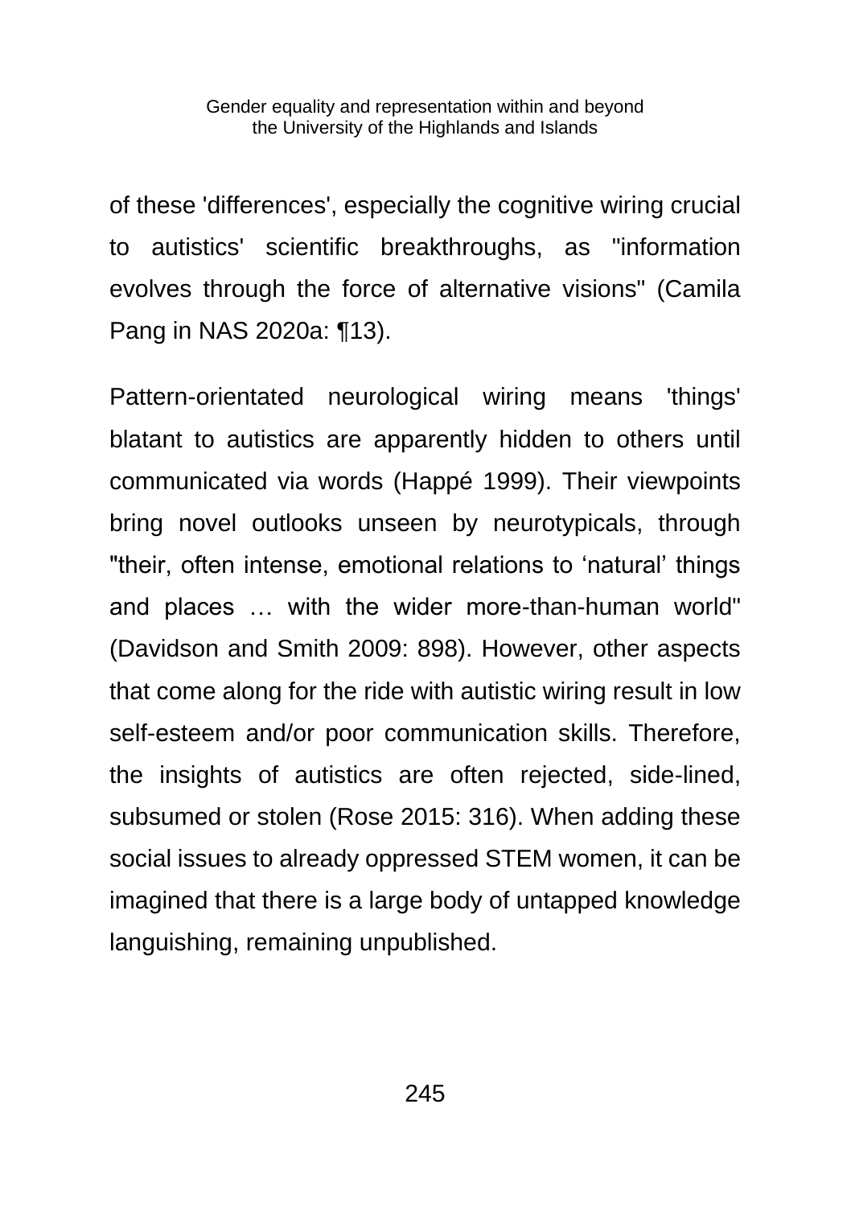of these 'differences', especially the cognitive wiring crucial to autistics' scientific breakthroughs, as "information evolves through the force of alternative visions" (Camila Pang in NAS 2020a: ¶13).

Pattern-orientated neurological wiring means 'things' blatant to autistics are apparently hidden to others until communicated via words (Happé 1999). Their viewpoints bring novel outlooks unseen by neurotypicals, through "their, often intense, emotional relations to ‘natural’ things and places … with the wider more-than-human world" (Davidson and Smith 2009: 898). However, other aspects that come along for the ride with autistic wiring result in low self-esteem and/or poor communication skills. Therefore, the insights of autistics are often rejected, side-lined, subsumed or stolen (Rose 2015: 316). When adding these social issues to already oppressed STEM women, it can be imagined that there is a large body of untapped knowledge languishing, remaining unpublished.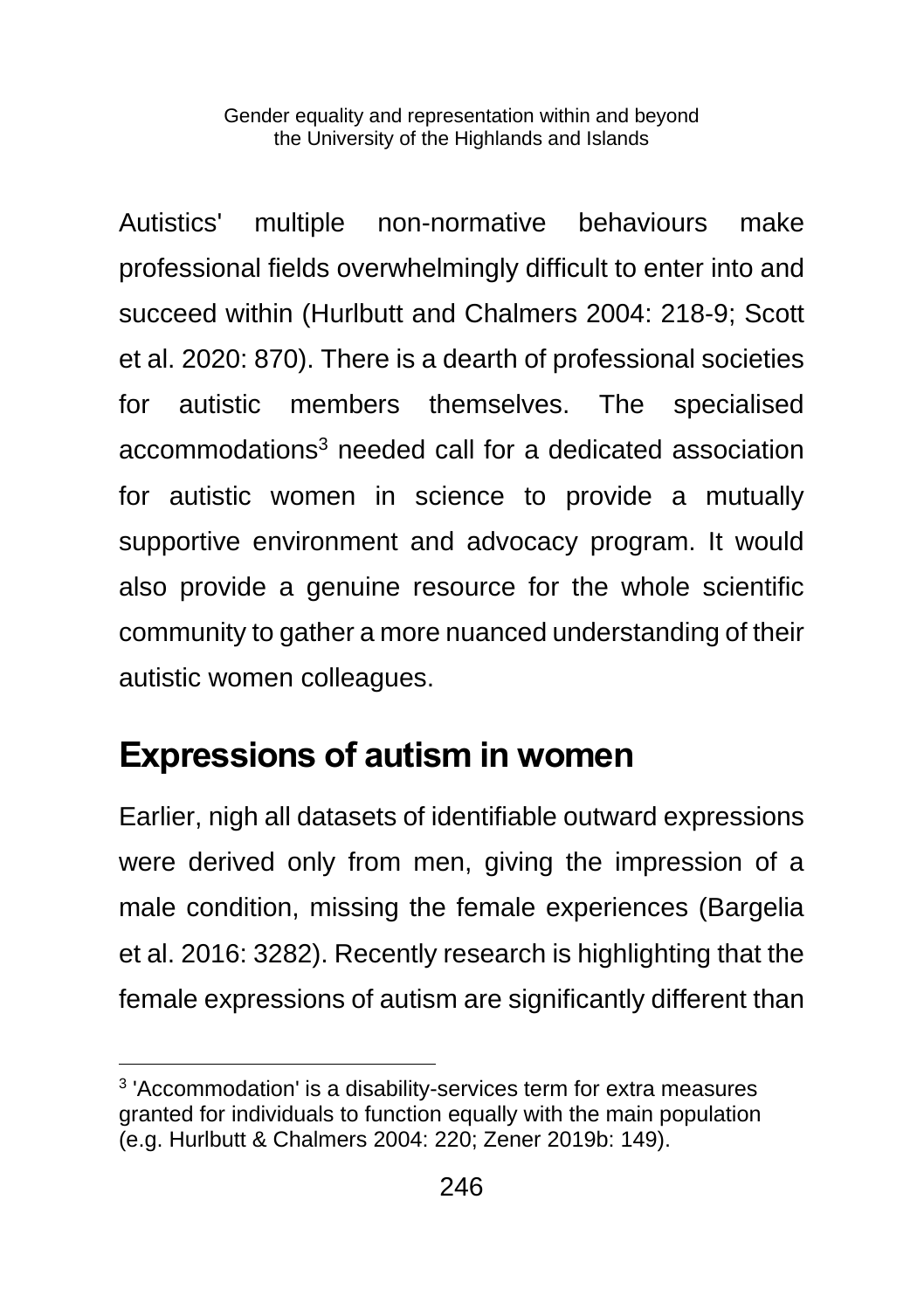Autistics' multiple non-normative behaviours make professional fields overwhelmingly difficult to enter into and succeed within (Hurlbutt and Chalmers 2004: 218-9; Scott et al. 2020: 870). There is a dearth of professional societies for autistic members themselves. The specialised accommodations[3] needed call for a dedicated association for autistic women in science to provide a mutually supportive environment and advocacy program. It would also provide a genuine resource for the whole scientific community to gather a more nuanced understanding of their autistic women colleagues.

## Expressions of autism in women

Earlier, nigh all datasets of identifiable outward expressions were derived only from men, giving the impression of a male condition, missing the female experiences (Bargelia et al. 2016: 3282). Recently research is highlighting that the female expressions of autism are significantly different than

---

[3] 'Accommodation' is a disability-services term for extra measures granted for individuals to function equally with the main population (e.g. Hurlbutt & Chalmers 2004: 220; Zener 2019b: 149).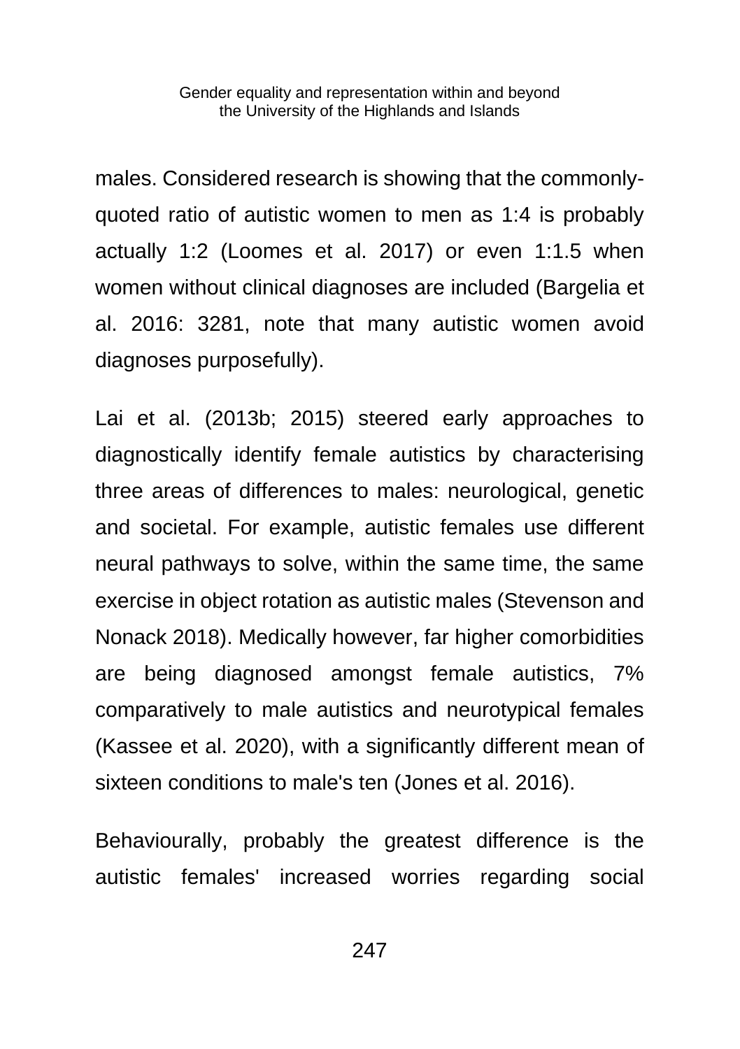males. Considered research is showing that the commonly-quoted ratio of autistic women to men as 1:4 is probably actually 1:2 (Loomes et al. 2017) or even 1:1.5 when women without clinical diagnoses are included (Bargelia et al. 2016: 3281, note that many autistic women avoid diagnoses purposefully).

Lai et al. (2013b; 2015) steered early approaches to diagnostically identify female autistics by characterising three areas of differences to males: neurological, genetic and societal. For example, autistic females use different neural pathways to solve, within the same time, the same exercise in object rotation as autistic males (Stevenson and Nonack 2018). Medically however, far higher comorbidities are being diagnosed amongst female autistics, 7% comparatively to male autistics and neurotypical females (Kassee et al. 2020), with a significantly different mean of sixteen conditions to male's ten (Jones et al. 2016).

Behaviourally, probably the greatest difference is the autistic females' increased worries regarding social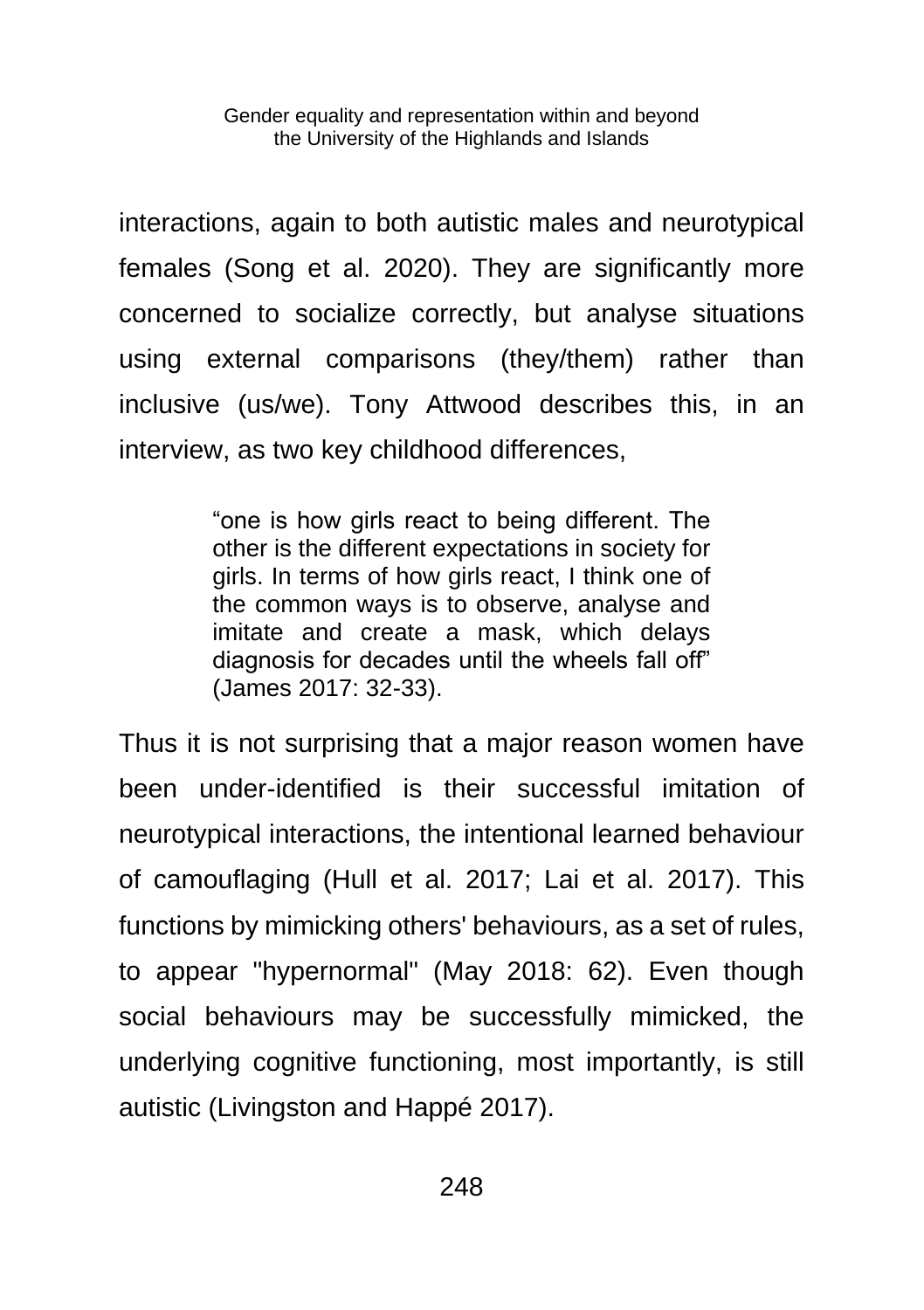interactions, again to both autistic males and neurotypical females (Song et al. 2020). They are significantly more concerned to socialize correctly, but analyse situations using external comparisons (they/them) rather than inclusive (us/we). Tony Attwood describes this, in an interview, as two key childhood differences,

> "one is how girls react to being different. The other is the different expectations in society for girls. In terms of how girls react, I think one of the common ways is to observe, analyse and imitate and create a mask, which delays diagnosis for decades until the wheels fall off" (James 2017: 32-33).

Thus it is not surprising that a major reason women have been under-identified is their successful imitation of neurotypical interactions, the intentional learned behaviour of camouflaging (Hull et al. 2017; Lai et al. 2017). This functions by mimicking others' behaviours, as a set of rules, to appear "hypernormal" (May 2018: 62). Even though social behaviours may be successfully mimicked, the underlying cognitive functioning, most importantly, is still autistic (Livingston and Happé 2017).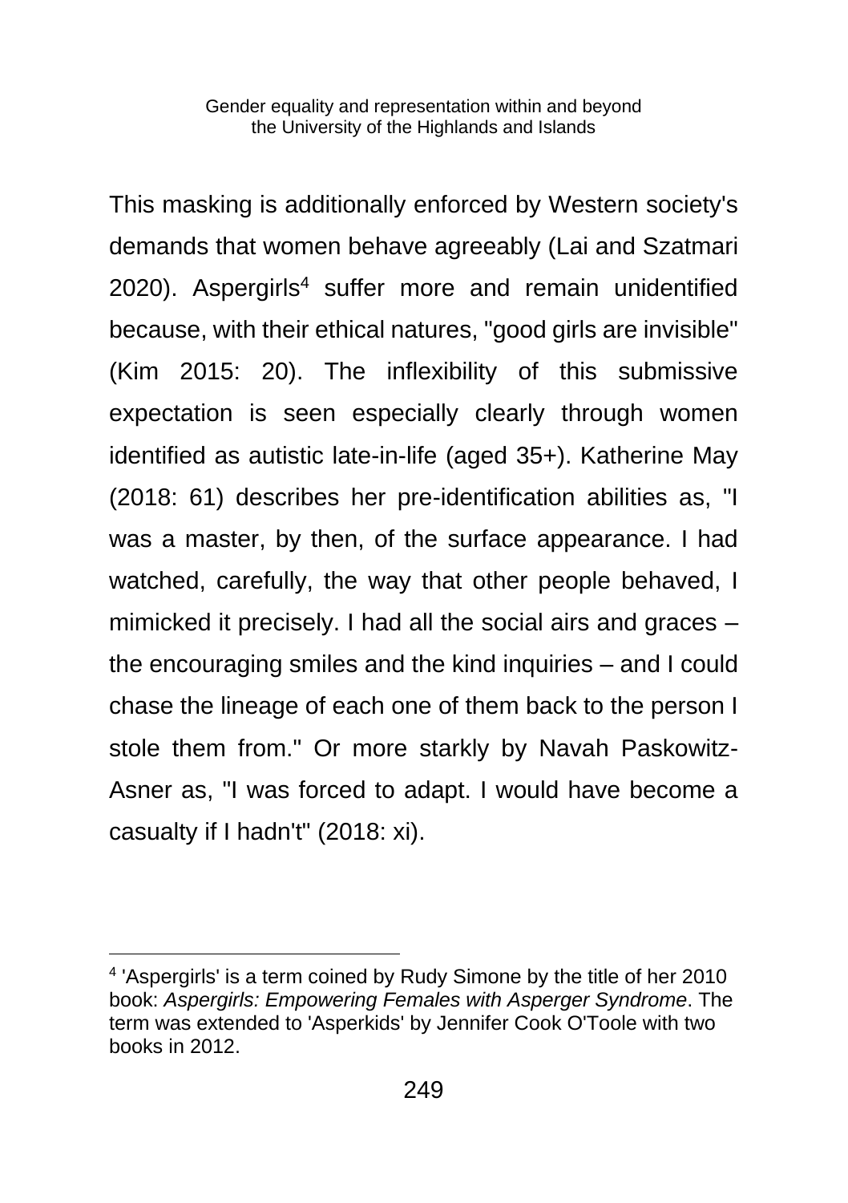This masking is additionally enforced by Western society's demands that women behave agreeably (Lai and Szatmari 2020). Aspergirls[4] suffer more and remain unidentified because, with their ethical natures, "good girls are invisible" (Kim 2015: 20). The inflexibility of this submissive expectation is seen especially clearly through women identified as autistic late-in-life (aged 35+). Katherine May (2018: 61) describes her pre-identification abilities as, "I was a master, by then, of the surface appearance. I had watched, carefully, the way that other people behaved, I mimicked it precisely. I had all the social airs and graces – the encouraging smiles and the kind inquiries – and I could chase the lineage of each one of them back to the person I stole them from." Or more starkly by Navah Paskowitz-Asner as, "I was forced to adapt. I would have become a casualty if I hadn't" (2018: xi).

[4] 'Aspergirls' is a term coined by Rudy Simone by the title of her 2010 book: *Aspergirls: Empowering Females with Asperger Syndrome*. The term was extended to 'Asperkids' by Jennifer Cook O'Toole with two books in 2012.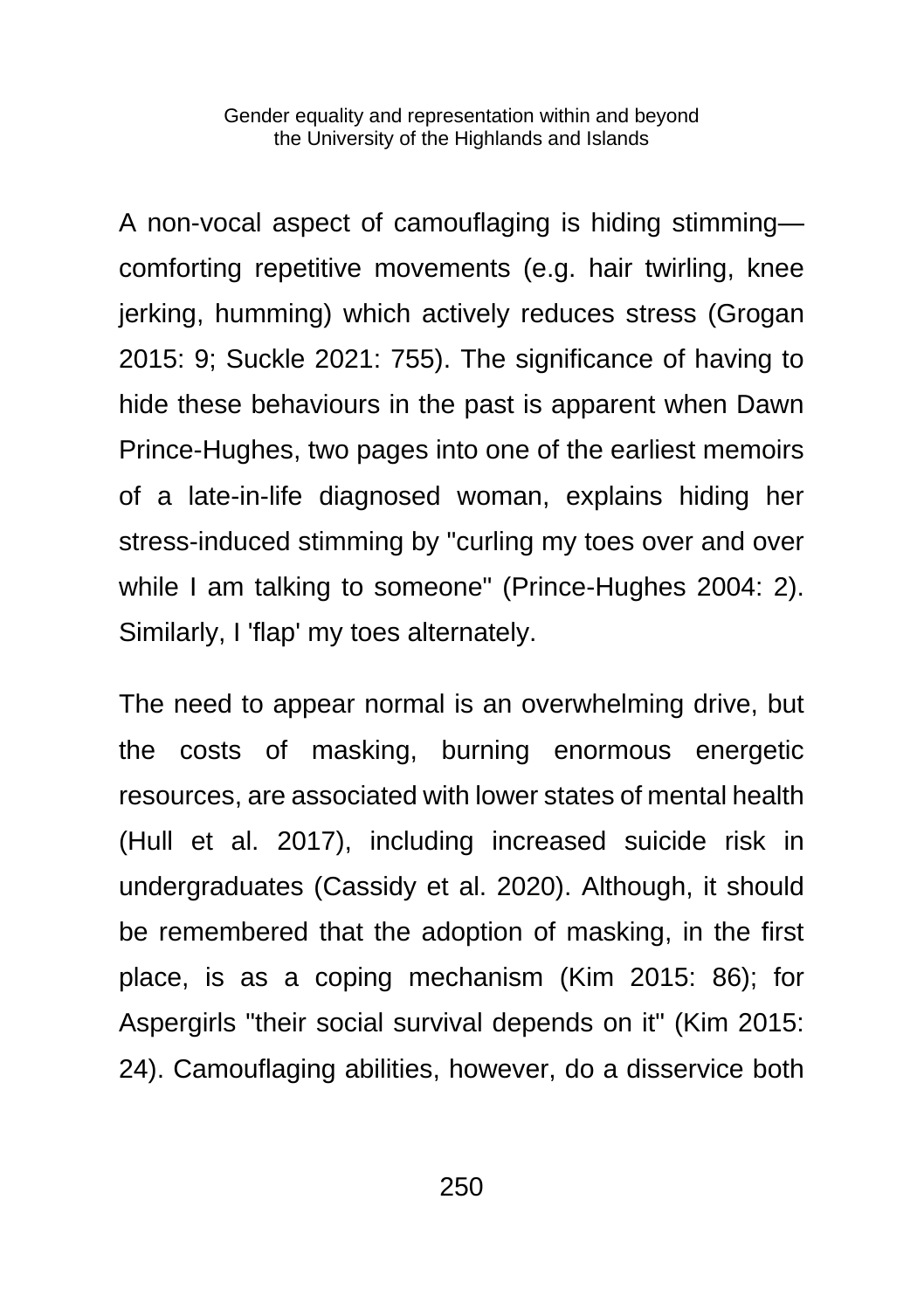A non-vocal aspect of camouflaging is hiding stimming—comforting repetitive movements (e.g. hair twirling, knee jerking, humming) which actively reduces stress (Grogan 2015: 9; Suckle 2021: 755). The significance of having to hide these behaviours in the past is apparent when Dawn Prince-Hughes, two pages into one of the earliest memoirs of a late-in-life diagnosed woman, explains hiding her stress-induced stimming by "curling my toes over and over while I am talking to someone" (Prince-Hughes 2004: 2). Similarly, I 'flap' my toes alternately.

The need to appear normal is an overwhelming drive, but the costs of masking, burning enormous energetic resources, are associated with lower states of mental health (Hull et al. 2017), including increased suicide risk in undergraduates (Cassidy et al. 2020). Although, it should be remembered that the adoption of masking, in the first place, is as a coping mechanism (Kim 2015: 86); for Aspergirls "their social survival depends on it" (Kim 2015: 24). Camouflaging abilities, however, do a disservice both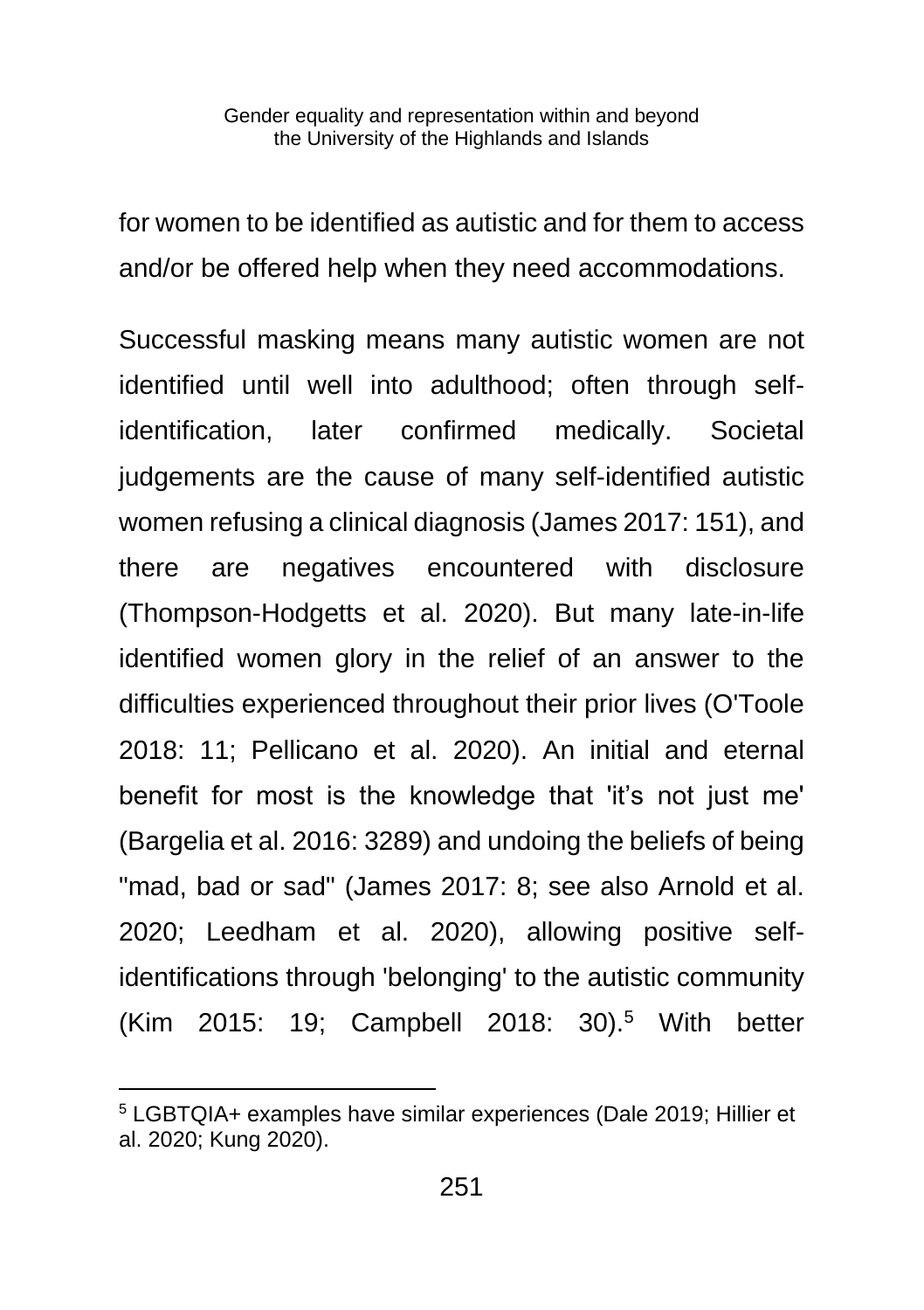for women to be identified as autistic and for them to access and/or be offered help when they need accommodations.

Successful masking means many autistic women are not identified until well into adulthood; often through self-identification, later confirmed medically. Societal judgements are the cause of many self-identified autistic women refusing a clinical diagnosis (James 2017: 151), and there are negatives encountered with disclosure (Thompson-Hodgetts et al. 2020). But many late-in-life identified women glory in the relief of an answer to the difficulties experienced throughout their prior lives (O'Toole 2018: 11; Pellicano et al. 2020). An initial and eternal benefit for most is the knowledge that 'it's not just me' (Bargelia et al. 2016: 3289) and undoing the beliefs of being "mad, bad or sad" (James 2017: 8; see also Arnold et al. 2020; Leedham et al. 2020), allowing positive self-identifications through 'belonging' to the autistic community (Kim 2015: 19; Campbell 2018: 30).[5] With better

[5] LGBTQIA+ examples have similar experiences (Dale 2019; Hillier et al. 2020; Kung 2020).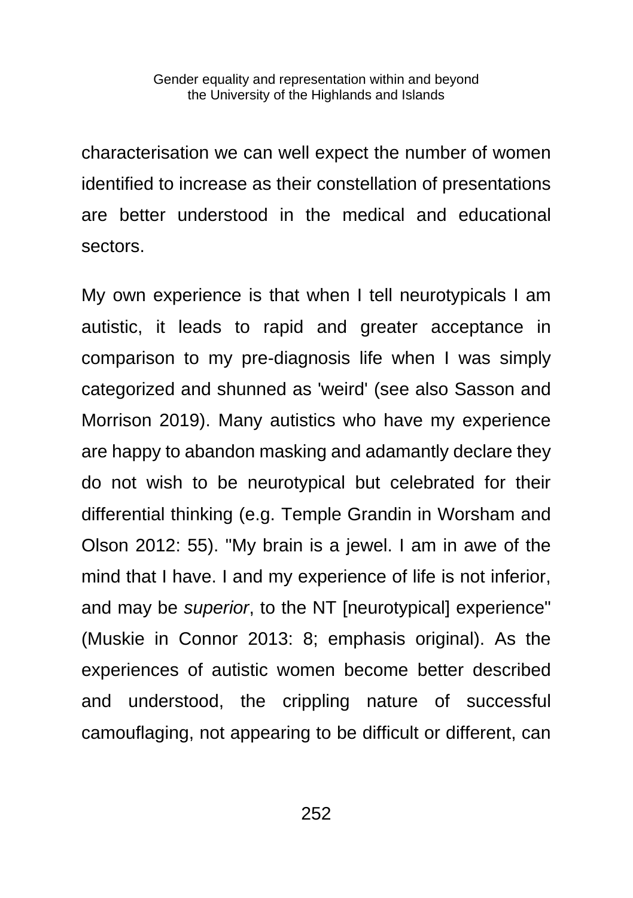characterisation we can well expect the number of women identified to increase as their constellation of presentations are better understood in the medical and educational sectors.

My own experience is that when I tell neurotypicals I am autistic, it leads to rapid and greater acceptance in comparison to my pre-diagnosis life when I was simply categorized and shunned as 'weird' (see also Sasson and Morrison 2019). Many autistics who have my experience are happy to abandon masking and adamantly declare they do not wish to be neurotypical but celebrated for their differential thinking (e.g. Temple Grandin in Worsham and Olson 2012: 55). "My brain is a jewel. I am in awe of the mind that I have. I and my experience of life is not inferior, and may be *superior*, to the NT [neurotypical] experience" (Muskie in Connor 2013: 8; emphasis original). As the experiences of autistic women become better described and understood, the crippling nature of successful camouflaging, not appearing to be difficult or different, can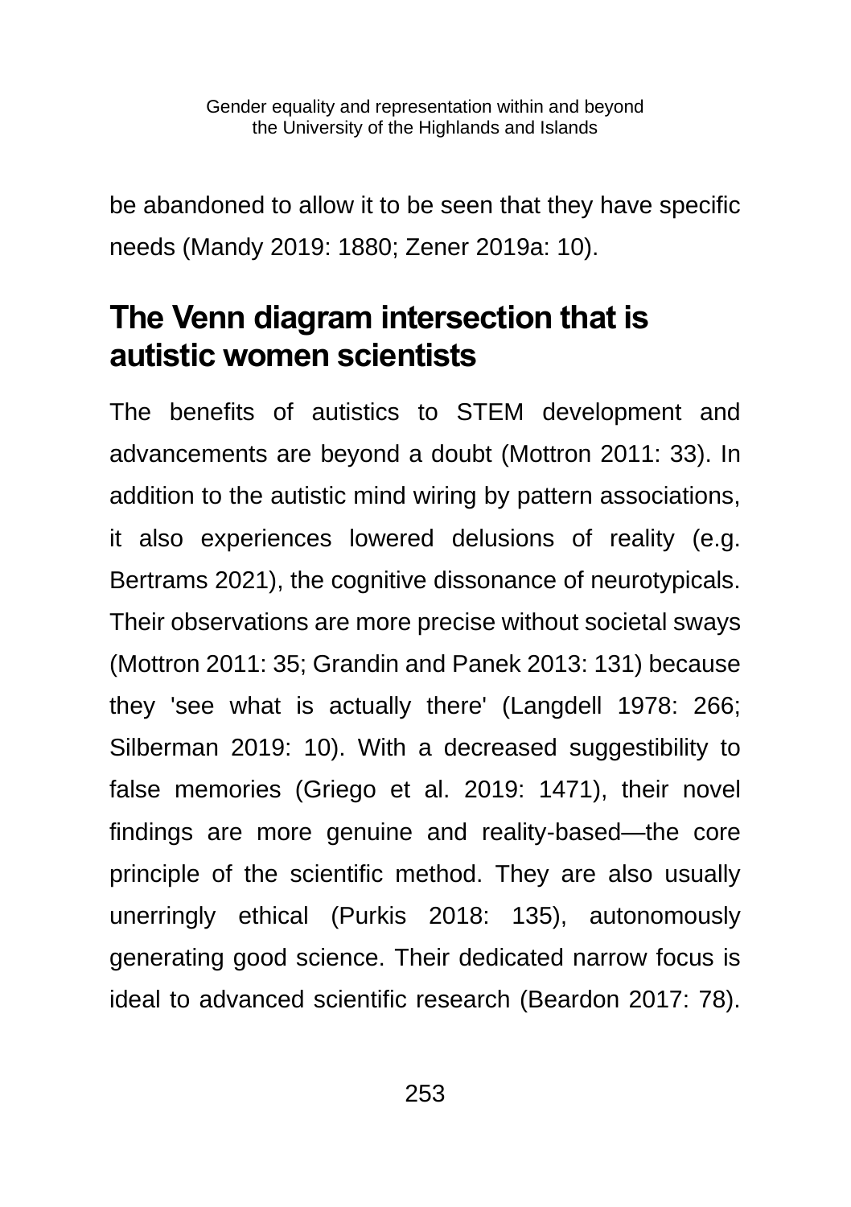be abandoned to allow it to be seen that they have specific needs (Mandy 2019: 1880; Zener 2019a: 10).

## The Venn diagram intersection that is autistic women scientists

The benefits of autistics to STEM development and advancements are beyond a doubt (Mottron 2011: 33). In addition to the autistic mind wiring by pattern associations, it also experiences lowered delusions of reality (e.g. Bertrams 2021), the cognitive dissonance of neurotypicals. Their observations are more precise without societal sways (Mottron 2011: 35; Grandin and Panek 2013: 131) because they 'see what is actually there' (Langdell 1978: 266; Silberman 2019: 10). With a decreased suggestibility to false memories (Griego et al. 2019: 1471), their novel findings are more genuine and reality-based—the core principle of the scientific method. They are also usually unerringly ethical (Purkis 2018: 135), autonomously generating good science. Their dedicated narrow focus is ideal to advanced scientific research (Beardon 2017: 78).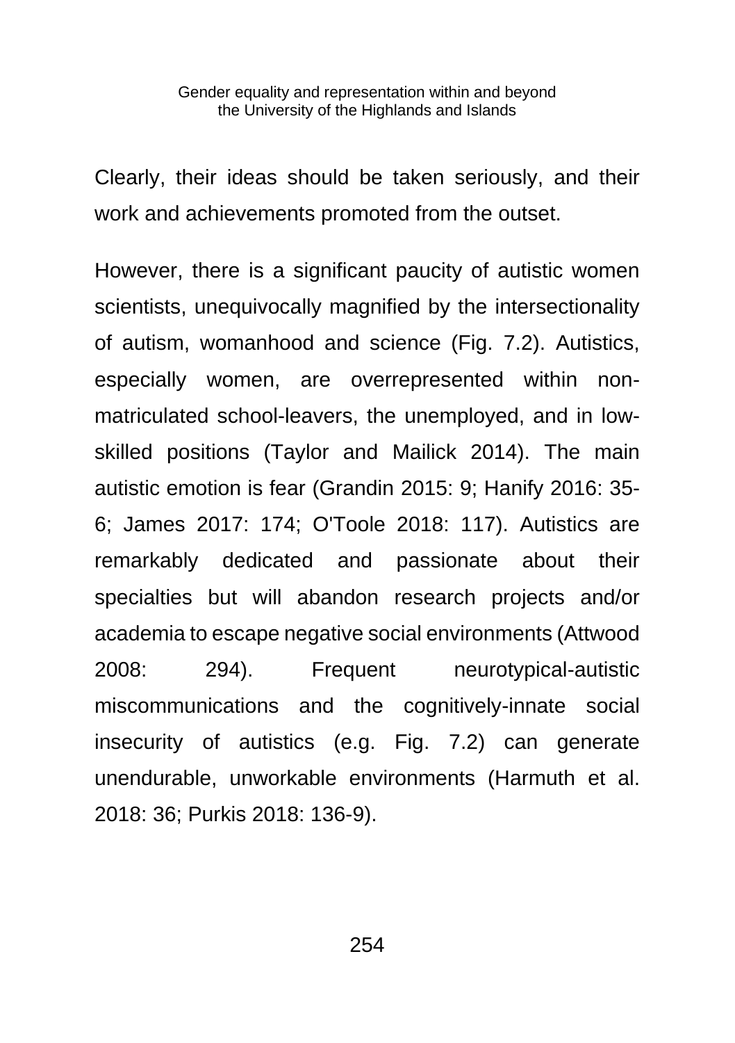Clearly, their ideas should be taken seriously, and their work and achievements promoted from the outset.

However, there is a significant paucity of autistic women scientists, unequivocally magnified by the intersectionality of autism, womanhood and science (Fig. 7.2). Autistics, especially women, are overrepresented within non-matriculated school-leavers, the unemployed, and in low-skilled positions (Taylor and Mailick 2014). The main autistic emotion is fear (Grandin 2015: 9; Hanify 2016: 35-6; James 2017: 174; O'Toole 2018: 117). Autistics are remarkably dedicated and passionate about their specialties but will abandon research projects and/or academia to escape negative social environments (Attwood 2008: 294). Frequent neurotypical-autistic miscommunications and the cognitively-innate social insecurity of autistics (e.g. Fig. 7.2) can generate unendurable, unworkable environments (Harmuth et al. 2018: 36; Purkis 2018: 136-9).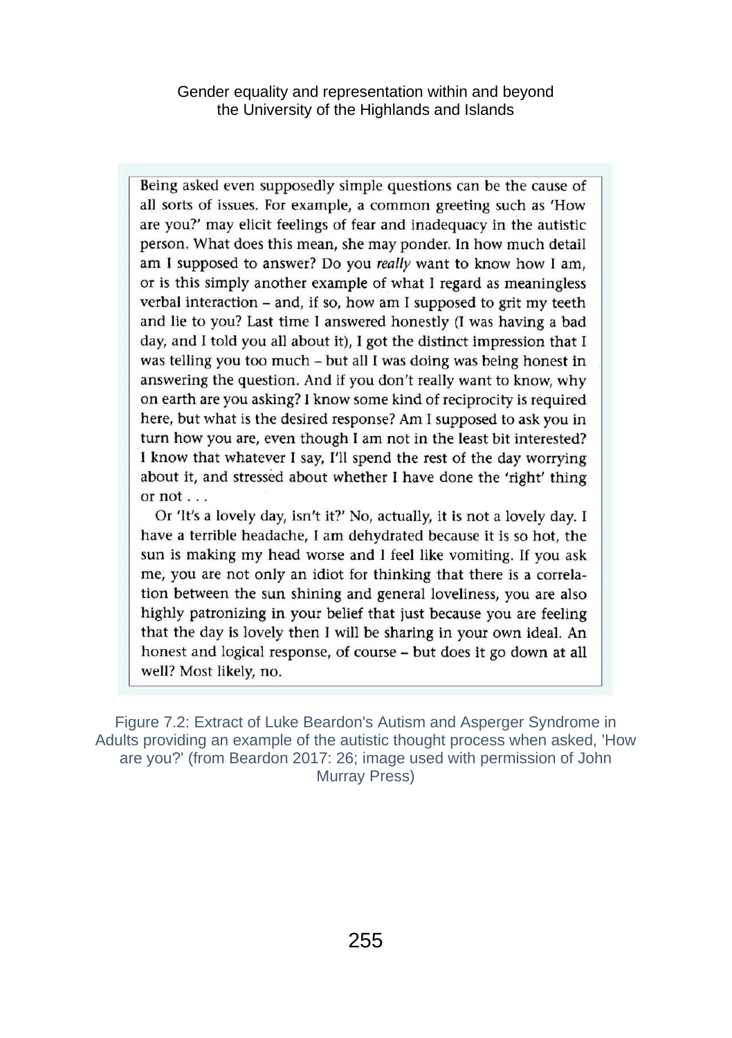Being asked even supposedly simple questions can be the cause of all sorts of issues. For example, a common greeting such as 'How are you?' may elicit feelings of fear and inadequacy in the autistic person. What does this mean, she may ponder. In how much detail am I supposed to answer? Do you *really* want to know how I am, or is this simply another example of what I regard as meaningless verbal interaction – and, if so, how am I supposed to grit my teeth and lie to you? Last time I answered honestly (I was having a bad day, and I told you all about it), I got the distinct impression that I was telling you too much – but all I was doing was being honest in answering the question. And if you don't really want to know, why on earth are you asking? I know some kind of reciprocity is required here, but what is the desired response? Am I supposed to ask you in turn how you are, even though I am not in the least bit interested? I know that whatever I say, I'll spend the rest of the day worrying about it, and stressed about whether I have done the 'right' thing or not . . .

Or 'It's a lovely day, isn't it?' No, actually, it is not a lovely day. I have a terrible headache, I am dehydrated because it is so hot, the sun is making my head worse and I feel like vomiting. If you ask me, you are not only an idiot for thinking that there is a correlation between the sun shining and general loveliness, you are also highly patronizing in your belief that just because you are feeling that the day is lovely then I will be sharing in your own ideal. An honest and logical response, of course – but does it go down at all well? Most likely, no.

Figure 7.2: Extract of Luke Beardon's Autism and Asperger Syndrome in Adults providing an example of the autistic thought process when asked, 'How are you?' (from Beardon 2017: 26; image used with permission of John Murray Press)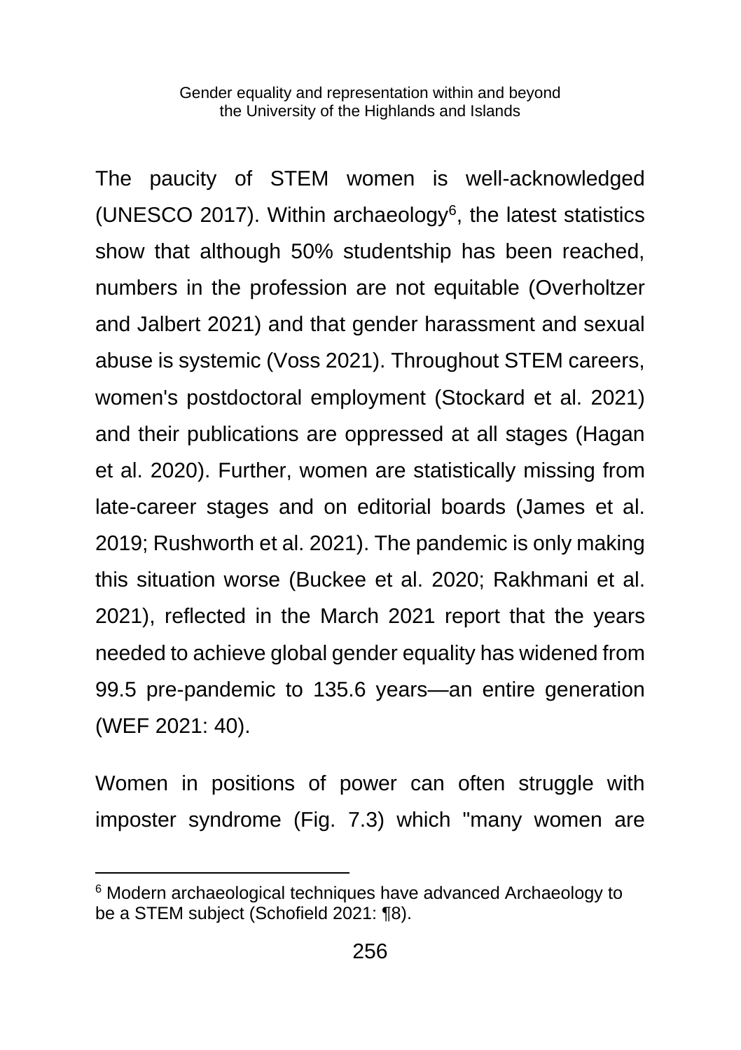The paucity of STEM women is well-acknowledged (UNESCO 2017). Within archaeology[6], the latest statistics show that although 50% studentship has been reached, numbers in the profession are not equitable (Overholtzer and Jalbert 2021) and that gender harassment and sexual abuse is systemic (Voss 2021). Throughout STEM careers, women's postdoctoral employment (Stockard et al. 2021) and their publications are oppressed at all stages (Hagan et al. 2020). Further, women are statistically missing from late-career stages and on editorial boards (James et al. 2019; Rushworth et al. 2021). The pandemic is only making this situation worse (Buckee et al. 2020; Rakhmani et al. 2021), reflected in the March 2021 report that the years needed to achieve global gender equality has widened from 99.5 pre-pandemic to 135.6 years—an entire generation (WEF 2021: 40).

Women in positions of power can often struggle with imposter syndrome (Fig. 7.3) which "many women are

---

[6] Modern archaeological techniques have advanced Archaeology to be a STEM subject (Schofield 2021: ¶8).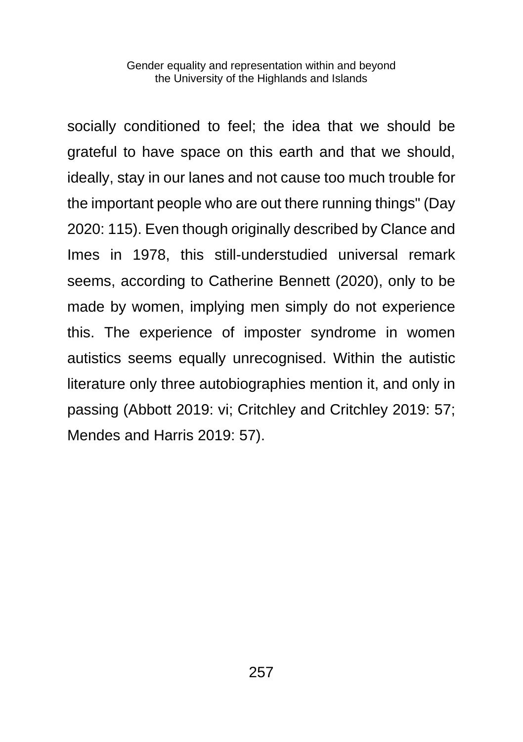socially conditioned to feel; the idea that we should be grateful to have space on this earth and that we should, ideally, stay in our lanes and not cause too much trouble for the important people who are out there running things" (Day 2020: 115). Even though originally described by Clance and Imes in 1978, this still-understudied universal remark seems, according to Catherine Bennett (2020), only to be made by women, implying men simply do not experience this. The experience of imposter syndrome in women autistics seems equally unrecognised. Within the autistic literature only three autobiographies mention it, and only in passing (Abbott 2019: vi; Critchley and Critchley 2019: 57; Mendes and Harris 2019: 57).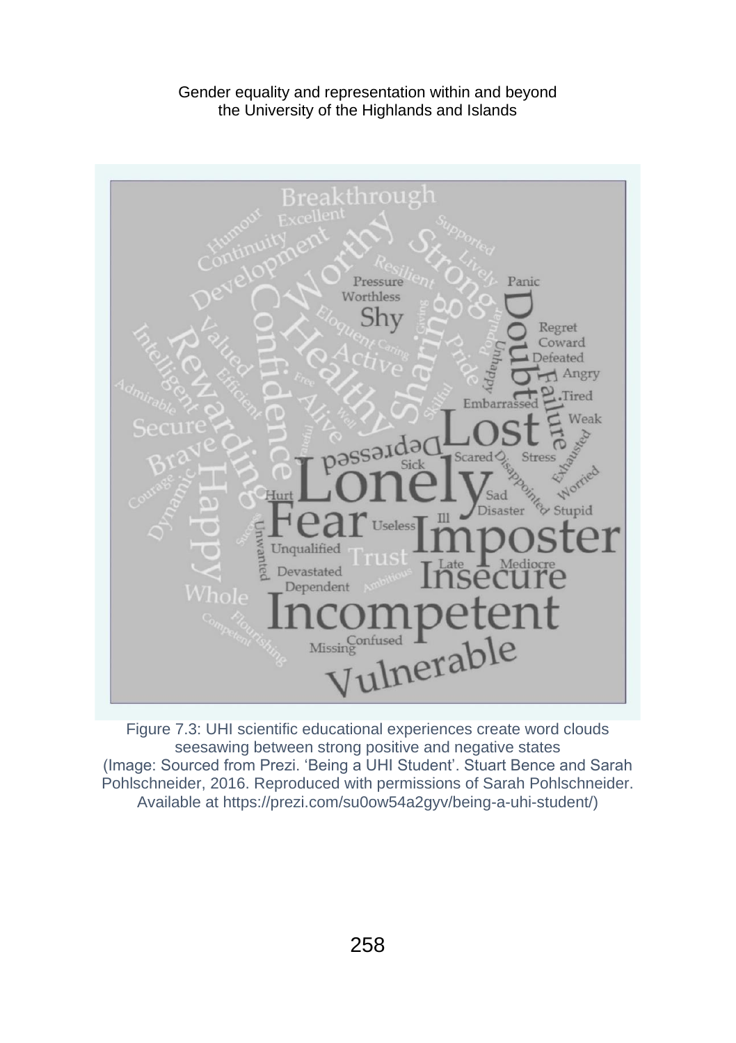Figure 7.3: UHI scientific educational experiences create word clouds seesawing between strong positive and negative states
(Image: Sourced from Prezi. 'Being a UHI Student'. Stuart Bence and Sarah Pohlschneider, 2016. Reproduced with permissions of Sarah Pohlschneider. Available at https://prezi.com/su0ow54a2gyv/being-a-uhi-student/)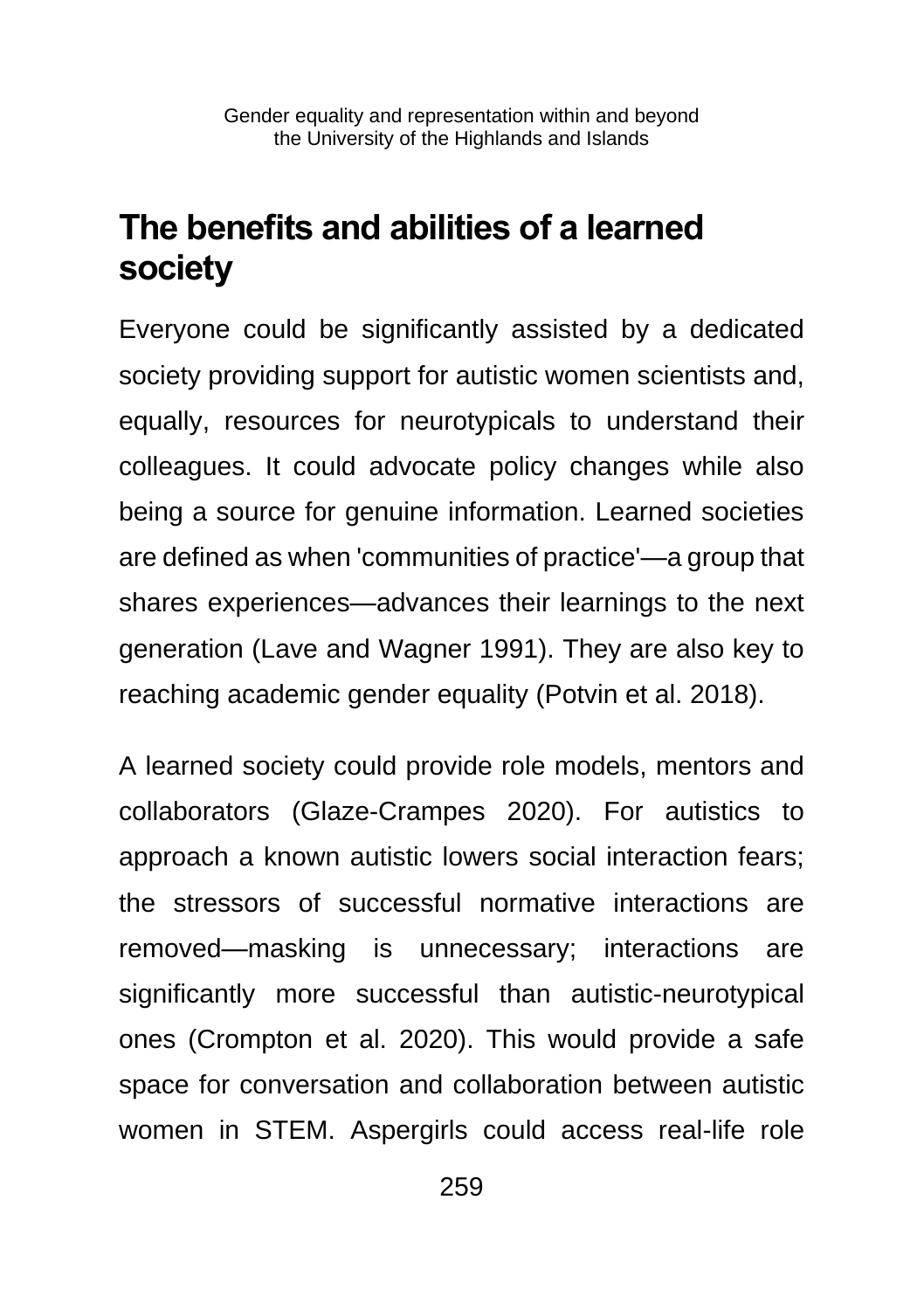## The benefits and abilities of a learned society

Everyone could be significantly assisted by a dedicated society providing support for autistic women scientists and, equally, resources for neurotypicals to understand their colleagues. It could advocate policy changes while also being a source for genuine information. Learned societies are defined as when 'communities of practice'—a group that shares experiences—advances their learnings to the next generation (Lave and Wagner 1991). They are also key to reaching academic gender equality (Potvin et al. 2018).

A learned society could provide role models, mentors and collaborators (Glaze-Crampes 2020). For autistics to approach a known autistic lowers social interaction fears; the stressors of successful normative interactions are removed—masking is unnecessary; interactions are significantly more successful than autistic-neurotypical ones (Crompton et al. 2020). This would provide a safe space for conversation and collaboration between autistic women in STEM. Aspergirls could access real-life role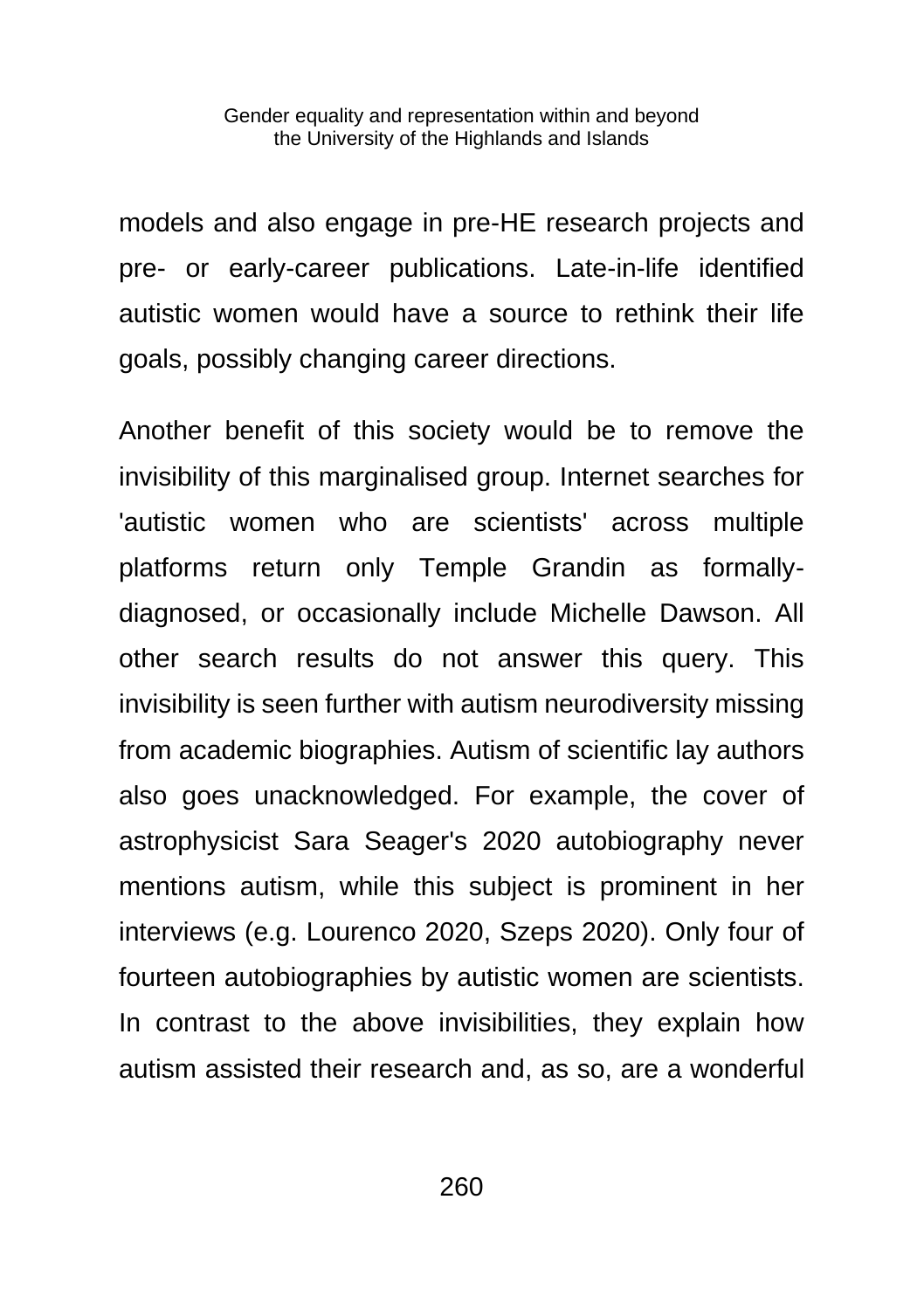models and also engage in pre-HE research projects and pre- or early-career publications. Late-in-life identified autistic women would have a source to rethink their life goals, possibly changing career directions.

Another benefit of this society would be to remove the invisibility of this marginalised group. Internet searches for 'autistic women who are scientists' across multiple platforms return only Temple Grandin as formally-diagnosed, or occasionally include Michelle Dawson. All other search results do not answer this query. This invisibility is seen further with autism neurodiversity missing from academic biographies. Autism of scientific lay authors also goes unacknowledged. For example, the cover of astrophysicist Sara Seager's 2020 autobiography never mentions autism, while this subject is prominent in her interviews (e.g. Lourenco 2020, Szeps 2020). Only four of fourteen autobiographies by autistic women are scientists. In contrast to the above invisibilities, they explain how autism assisted their research and, as so, are a wonderful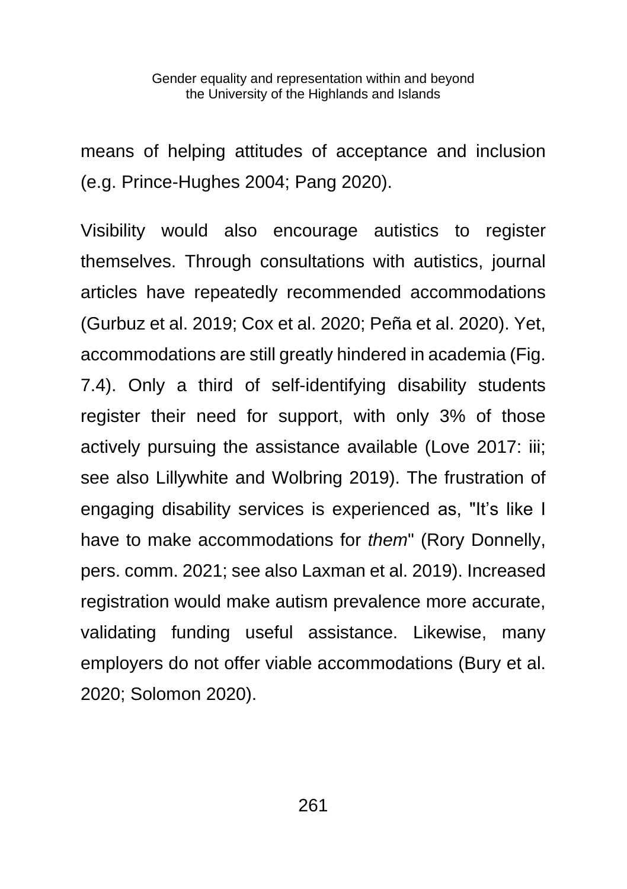means of helping attitudes of acceptance and inclusion (e.g. Prince-Hughes 2004; Pang 2020).

Visibility would also encourage autistics to register themselves. Through consultations with autistics, journal articles have repeatedly recommended accommodations (Gurbuz et al. 2019; Cox et al. 2020; Peña et al. 2020). Yet, accommodations are still greatly hindered in academia (Fig. 7.4). Only a third of self-identifying disability students register their need for support, with only 3% of those actively pursuing the assistance available (Love 2017: iii; see also Lillywhite and Wolbring 2019). The frustration of engaging disability services is experienced as, "It's like I have to make accommodations for *them*" (Rory Donnelly, pers. comm. 2021; see also Laxman et al. 2019). Increased registration would make autism prevalence more accurate, validating funding useful assistance. Likewise, many employers do not offer viable accommodations (Bury et al. 2020; Solomon 2020).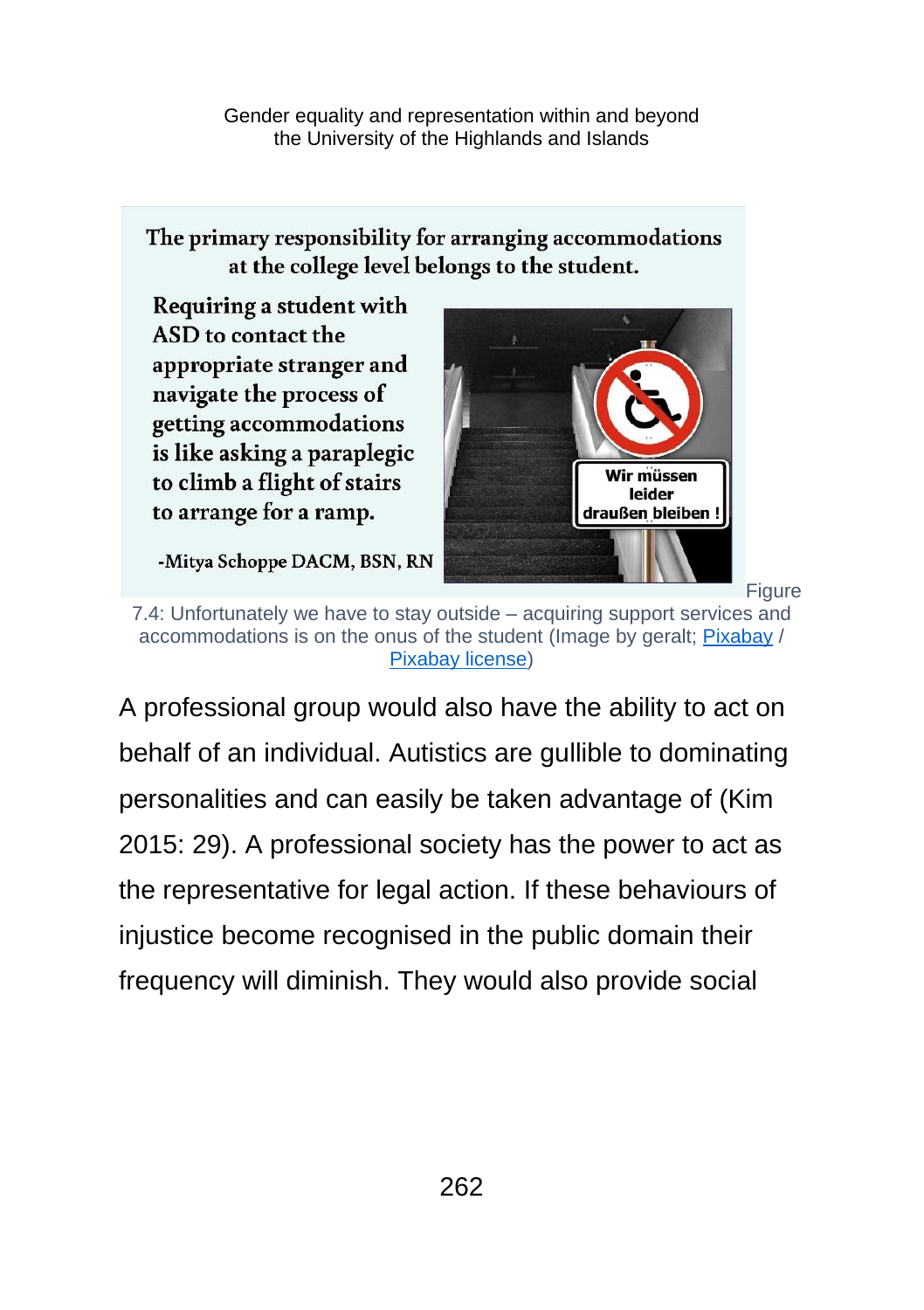The primary responsibility for arranging accommodations at the college level belongs to the student.

Requiring a student with ASD to contact the appropriate stranger and navigate the process of getting accommodations is like asking a paraplegic to climb a flight of stairs to arrange for a ramp.

-Mitya Schoppe DACM, BSN, RN

Wir müssen leider draußen bleiben !

Figure 7.4: Unfortunately we have to stay outside – acquiring support services and accommodations is on the onus of the student (Image by geralt; Pixabay / Pixabay license)

A professional group would also have the ability to act on behalf of an individual. Autistics are gullible to dominating personalities and can easily be taken advantage of (Kim 2015: 29). A professional society has the power to act as the representative for legal action. If these behaviours of injustice become recognised in the public domain their frequency will diminish. They would also provide social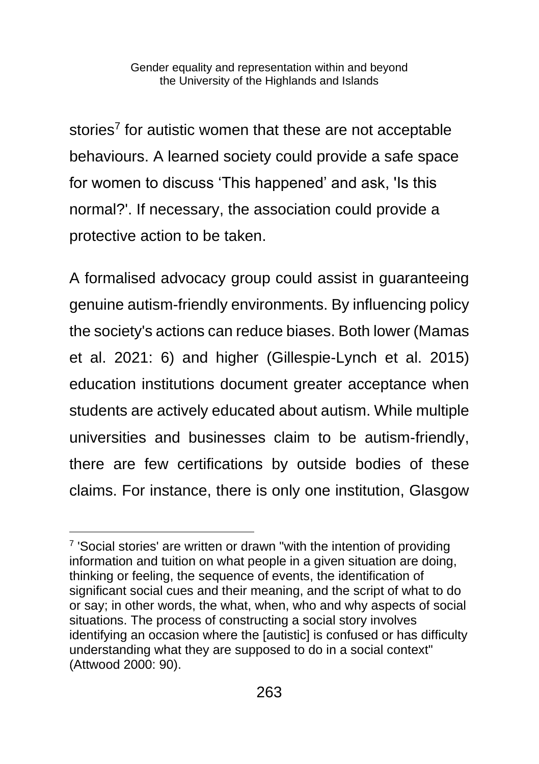stories[7] for autistic women that these are not acceptable behaviours. A learned society could provide a safe space for women to discuss 'This happened' and ask, 'Is this normal?'. If necessary, the association could provide a protective action to be taken.

A formalised advocacy group could assist in guaranteeing genuine autism-friendly environments. By influencing policy the society's actions can reduce biases. Both lower (Mamas et al. 2021: 6) and higher (Gillespie-Lynch et al. 2015) education institutions document greater acceptance when students are actively educated about autism. While multiple universities and businesses claim to be autism-friendly, there are few certifications by outside bodies of these claims. For instance, there is only one institution, Glasgow

[7] 'Social stories' are written or drawn "with the intention of providing information and tuition on what people in a given situation are doing, thinking or feeling, the sequence of events, the identification of significant social cues and their meaning, and the script of what to do or say; in other words, the what, when, who and why aspects of social situations. The process of constructing a social story involves identifying an occasion where the [autistic] is confused or has difficulty understanding what they are supposed to do in a social context" (Attwood 2000: 90).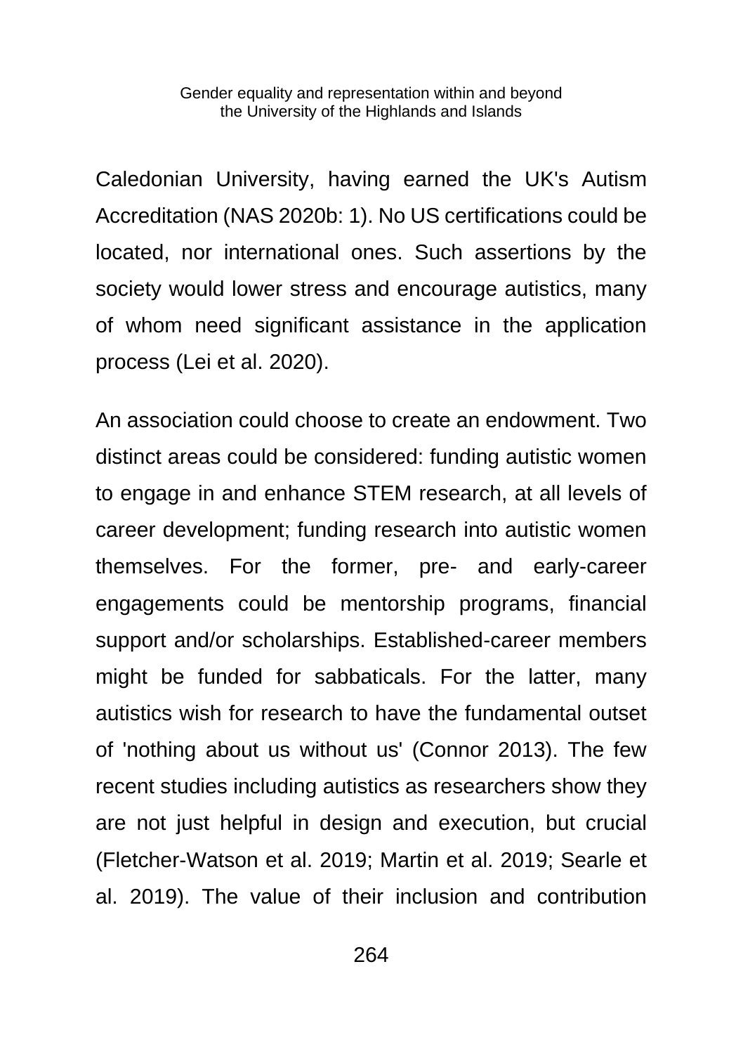Caledonian University, having earned the UK's Autism Accreditation (NAS 2020b: 1). No US certifications could be located, nor international ones. Such assertions by the society would lower stress and encourage autistics, many of whom need significant assistance in the application process (Lei et al. 2020).

An association could choose to create an endowment. Two distinct areas could be considered: funding autistic women to engage in and enhance STEM research, at all levels of career development; funding research into autistic women themselves. For the former, pre- and early-career engagements could be mentorship programs, financial support and/or scholarships. Established-career members might be funded for sabbaticals. For the latter, many autistics wish for research to have the fundamental outset of 'nothing about us without us' (Connor 2013). The few recent studies including autistics as researchers show they are not just helpful in design and execution, but crucial (Fletcher-Watson et al. 2019; Martin et al. 2019; Searle et al. 2019). The value of their inclusion and contribution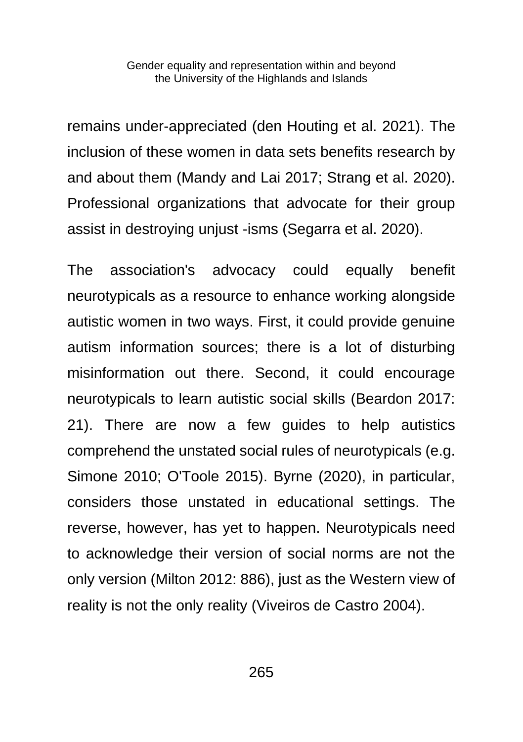remains under-appreciated (den Houting et al. 2021). The inclusion of these women in data sets benefits research by and about them (Mandy and Lai 2017; Strang et al. 2020). Professional organizations that advocate for their group assist in destroying unjust -isms (Segarra et al. 2020).

The association's advocacy could equally benefit neurotypicals as a resource to enhance working alongside autistic women in two ways. First, it could provide genuine autism information sources; there is a lot of disturbing misinformation out there. Second, it could encourage neurotypicals to learn autistic social skills (Beardon 2017: 21). There are now a few guides to help autistics comprehend the unstated social rules of neurotypicals (e.g. Simone 2010; O'Toole 2015). Byrne (2020), in particular, considers those unstated in educational settings. The reverse, however, has yet to happen. Neurotypicals need to acknowledge their version of social norms are not the only version (Milton 2012: 886), just as the Western view of reality is not the only reality (Viveiros de Castro 2004).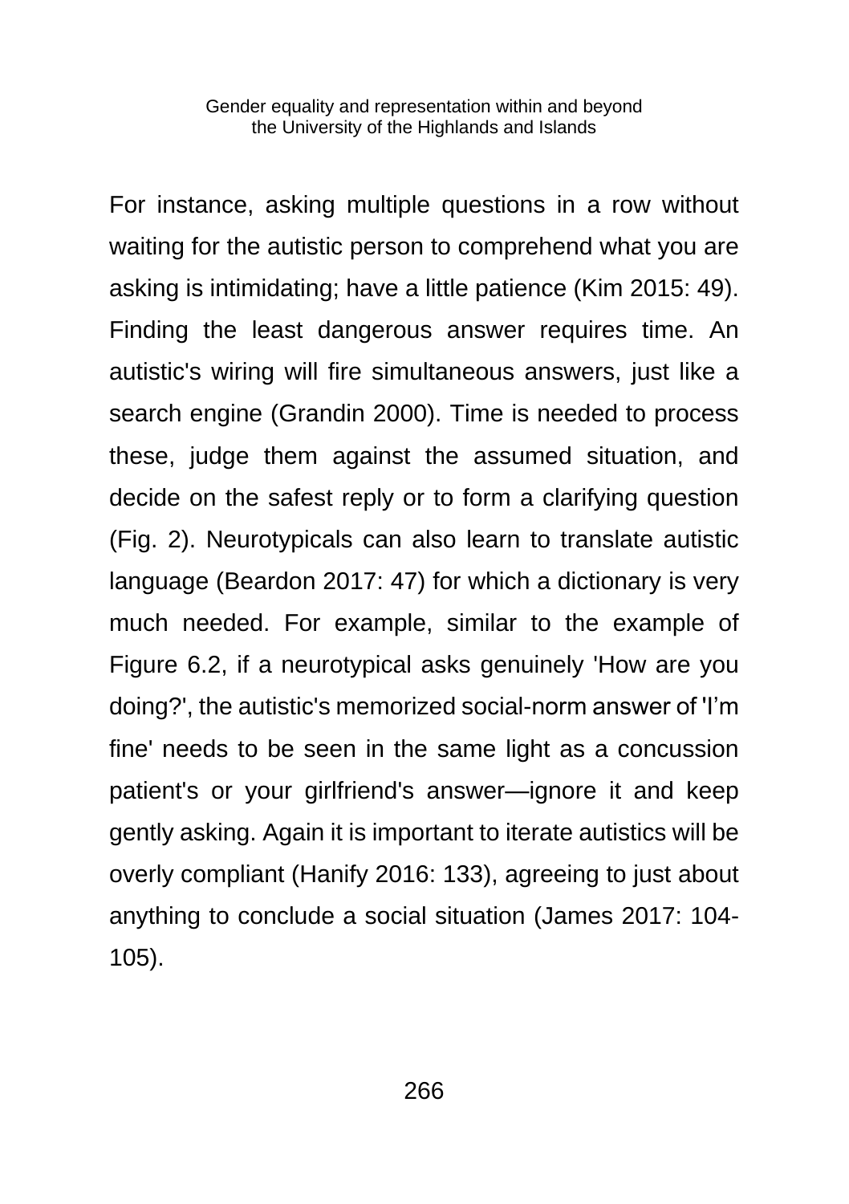For instance, asking multiple questions in a row without waiting for the autistic person to comprehend what you are asking is intimidating; have a little patience (Kim 2015: 49). Finding the least dangerous answer requires time. An autistic's wiring will fire simultaneous answers, just like a search engine (Grandin 2000). Time is needed to process these, judge them against the assumed situation, and decide on the safest reply or to form a clarifying question (Fig. 2). Neurotypicals can also learn to translate autistic language (Beardon 2017: 47) for which a dictionary is very much needed. For example, similar to the example of Figure 6.2, if a neurotypical asks genuinely 'How are you doing?', the autistic's memorized social-norm answer of 'I'm fine' needs to be seen in the same light as a concussion patient's or your girlfriend's answer—ignore it and keep gently asking. Again it is important to iterate autistics will be overly compliant (Hanify 2016: 133), agreeing to just about anything to conclude a social situation (James 2017: 104-105).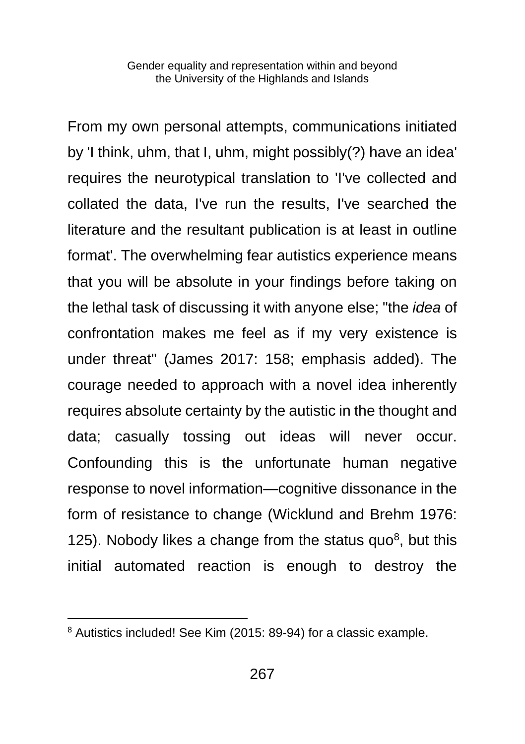From my own personal attempts, communications initiated by 'I think, uhm, that I, uhm, might possibly(?) have an idea' requires the neurotypical translation to 'I've collected and collated the data, I've run the results, I've searched the literature and the resultant publication is at least in outline format'. The overwhelming fear autistics experience means that you will be absolute in your findings before taking on the lethal task of discussing it with anyone else; "the *idea* of confrontation makes me feel as if my very existence is under threat" (James 2017: 158; emphasis added). The courage needed to approach with a novel idea inherently requires absolute certainty by the autistic in the thought and data; casually tossing out ideas will never occur. Confounding this is the unfortunate human negative response to novel information—cognitive dissonance in the form of resistance to change (Wicklund and Brehm 1976: 125). Nobody likes a change from the status quo[8], but this initial automated reaction is enough to destroy the

---

[8] Autistics included! See Kim (2015: 89-94) for a classic example.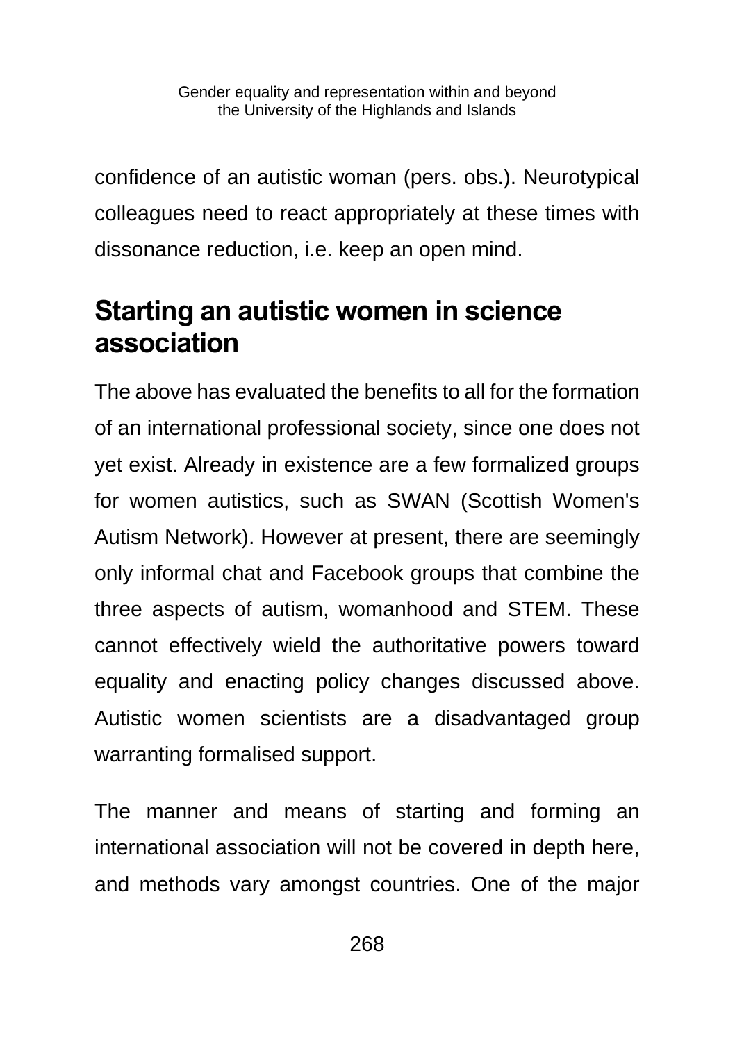confidence of an autistic woman (pers. obs.). Neurotypical colleagues need to react appropriately at these times with dissonance reduction, i.e. keep an open mind.

## Starting an autistic women in science association

The above has evaluated the benefits to all for the formation of an international professional society, since one does not yet exist. Already in existence are a few formalized groups for women autistics, such as SWAN (Scottish Women's Autism Network). However at present, there are seemingly only informal chat and Facebook groups that combine the three aspects of autism, womanhood and STEM. These cannot effectively wield the authoritative powers toward equality and enacting policy changes discussed above. Autistic women scientists are a disadvantaged group warranting formalised support.

The manner and means of starting and forming an international association will not be covered in depth here, and methods vary amongst countries. One of the major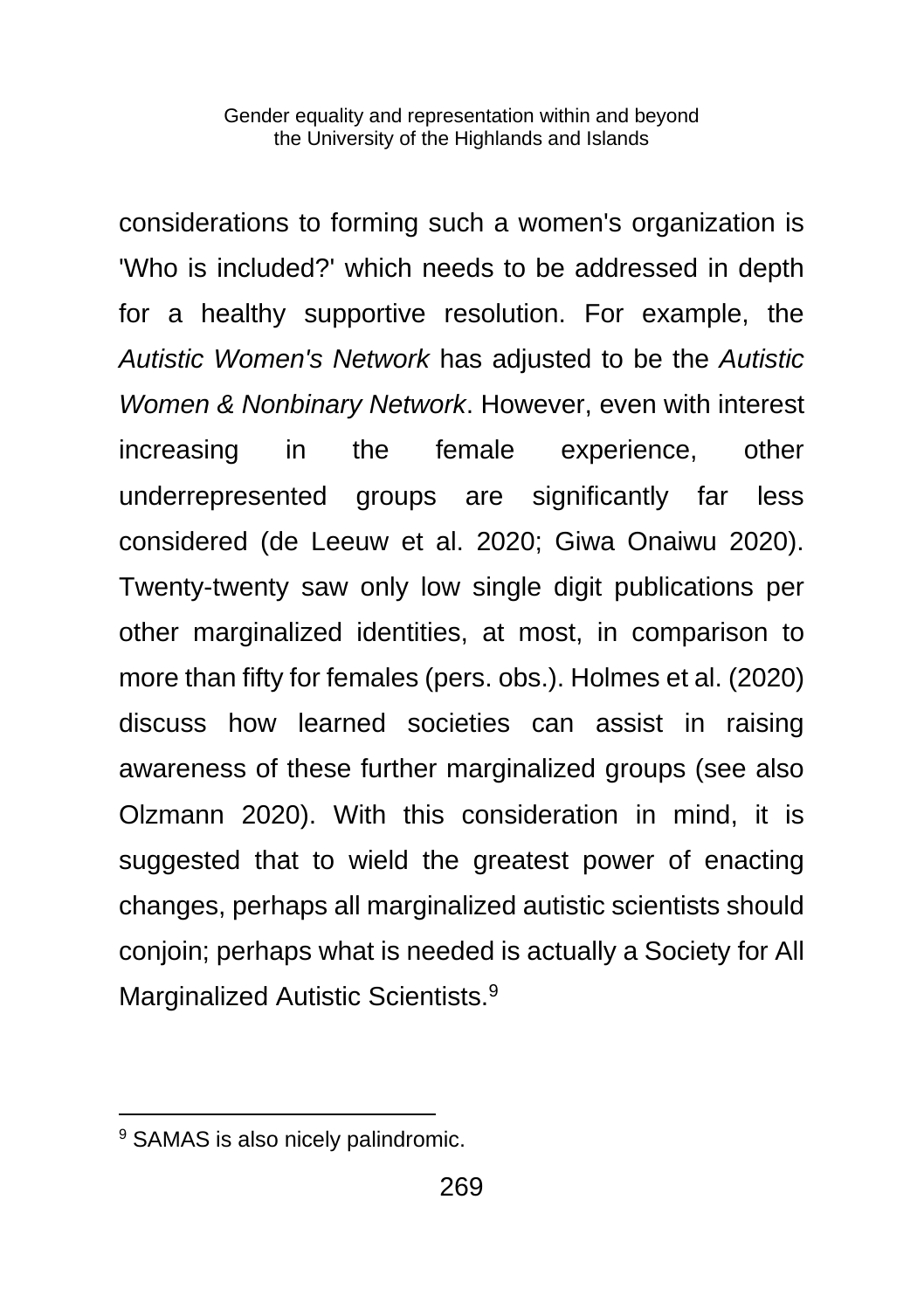considerations to forming such a women's organization is 'Who is included?' which needs to be addressed in depth for a healthy supportive resolution. For example, the *Autistic Women's Network* has adjusted to be the *Autistic Women & Nonbinary Network*. However, even with interest increasing in the female experience, other underrepresented groups are significantly far less considered (de Leeuw et al. 2020; Giwa Onaiwu 2020). Twenty-twenty saw only low single digit publications per other marginalized identities, at most, in comparison to more than fifty for females (pers. obs.). Holmes et al. (2020) discuss how learned societies can assist in raising awareness of these further marginalized groups (see also Olzmann 2020). With this consideration in mind, it is suggested that to wield the greatest power of enacting changes, perhaps all marginalized autistic scientists should conjoin; perhaps what is needed is actually a Society for All Marginalized Autistic Scientists.[9]

---

[9] SAMAS is also nicely palindromic.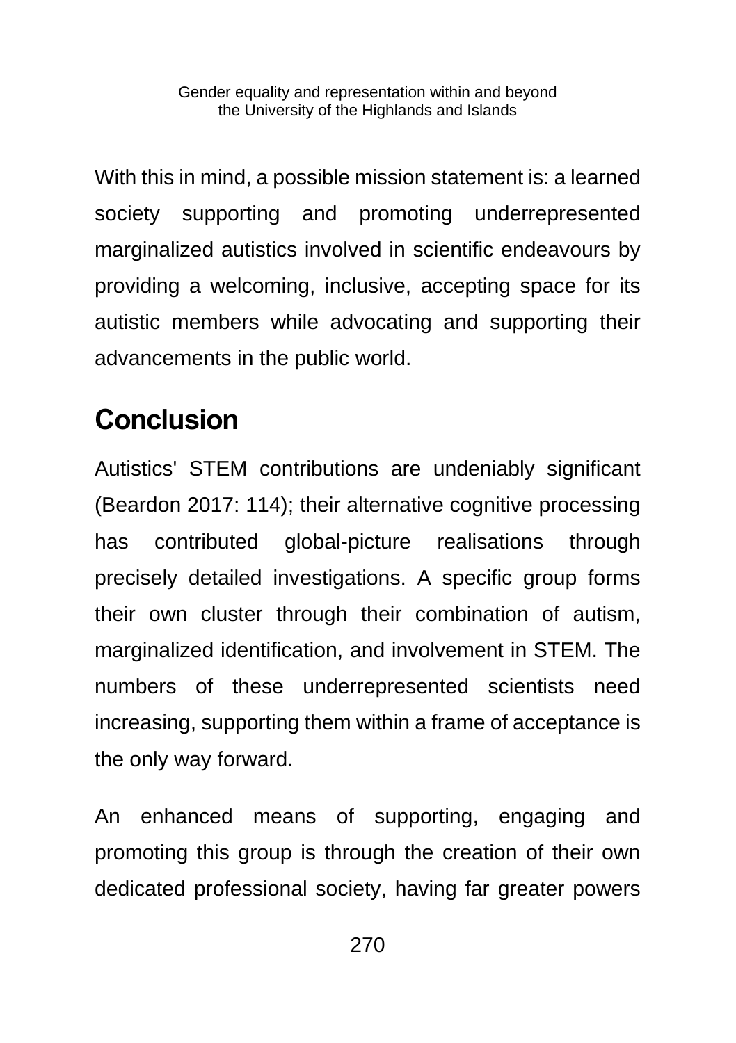With this in mind, a possible mission statement is: a learned society supporting and promoting underrepresented marginalized autistics involved in scientific endeavours by providing a welcoming, inclusive, accepting space for its autistic members while advocating and supporting their advancements in the public world.

## Conclusion

Autistics' STEM contributions are undeniably significant (Beardon 2017: 114); their alternative cognitive processing has contributed global-picture realisations through precisely detailed investigations. A specific group forms their own cluster through their combination of autism, marginalized identification, and involvement in STEM. The numbers of these underrepresented scientists need increasing, supporting them within a frame of acceptance is the only way forward.

An enhanced means of supporting, engaging and promoting this group is through the creation of their own dedicated professional society, having far greater powers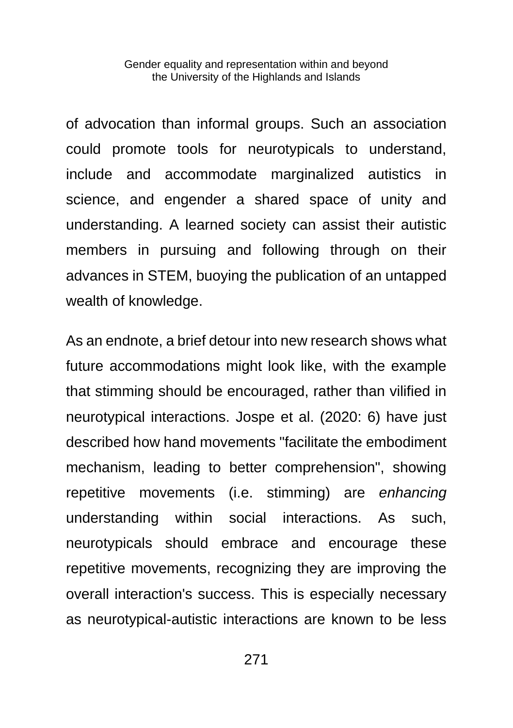of advocation than informal groups. Such an association could promote tools for neurotypicals to understand, include and accommodate marginalized autistics in science, and engender a shared space of unity and understanding. A learned society can assist their autistic members in pursuing and following through on their advances in STEM, buoying the publication of an untapped wealth of knowledge.

As an endnote, a brief detour into new research shows what future accommodations might look like, with the example that stimming should be encouraged, rather than vilified in neurotypical interactions. Jospe et al. (2020: 6) have just described how hand movements "facilitate the embodiment mechanism, leading to better comprehension", showing repetitive movements (i.e. stimming) are *enhancing* understanding within social interactions. As such, neurotypicals should embrace and encourage these repetitive movements, recognizing they are improving the overall interaction's success. This is especially necessary as neurotypical-autistic interactions are known to be less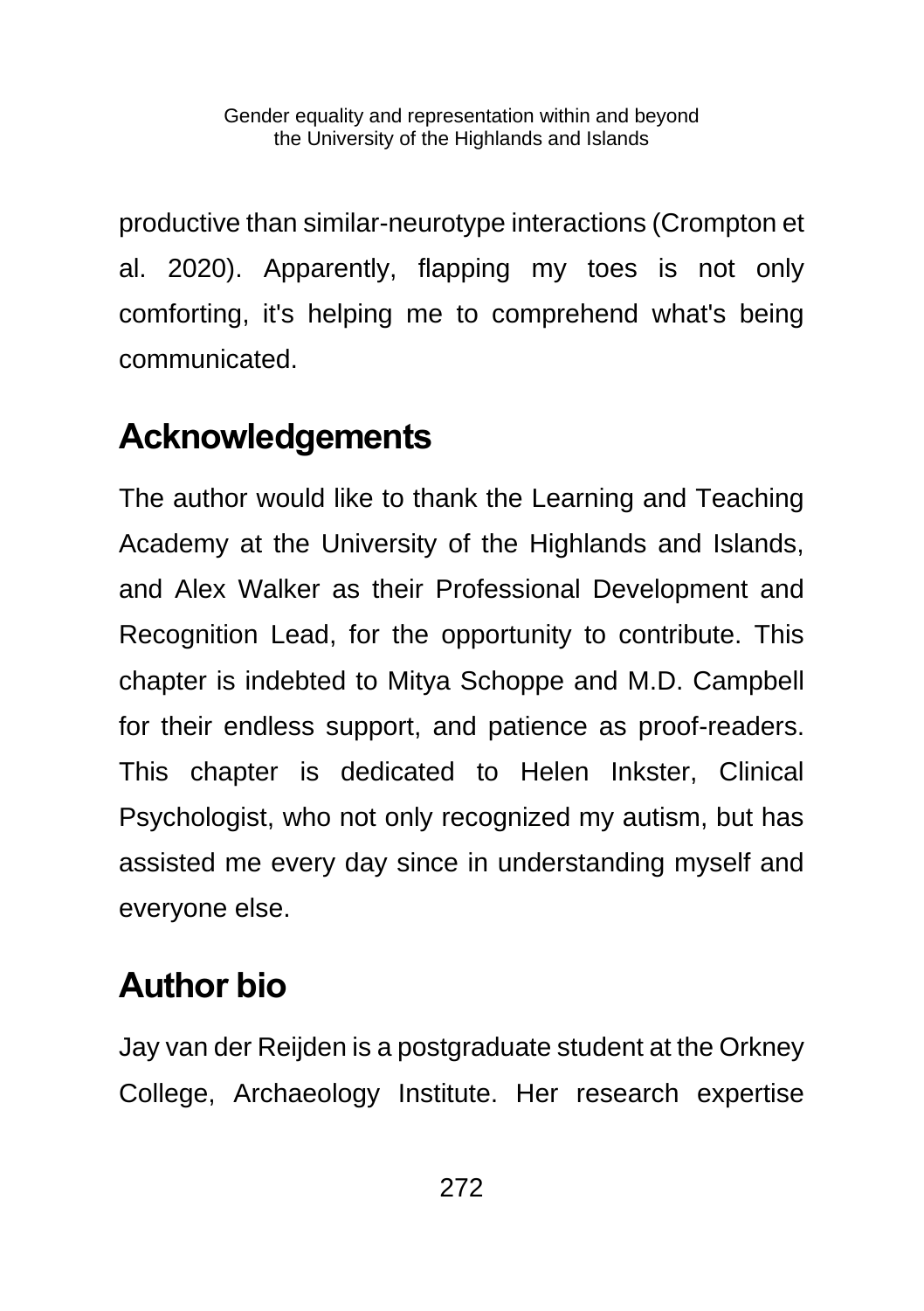productive than similar-neurotype interactions (Crompton et al. 2020). Apparently, flapping my toes is not only comforting, it's helping me to comprehend what's being communicated.

## Acknowledgements

The author would like to thank the Learning and Teaching Academy at the University of the Highlands and Islands, and Alex Walker as their Professional Development and Recognition Lead, for the opportunity to contribute. This chapter is indebted to Mitya Schoppe and M.D. Campbell for their endless support, and patience as proof-readers. This chapter is dedicated to Helen Inkster, Clinical Psychologist, who not only recognized my autism, but has assisted me every day since in understanding myself and everyone else.

## Author bio

Jay van der Reijden is a postgraduate student at the Orkney College, Archaeology Institute. Her research expertise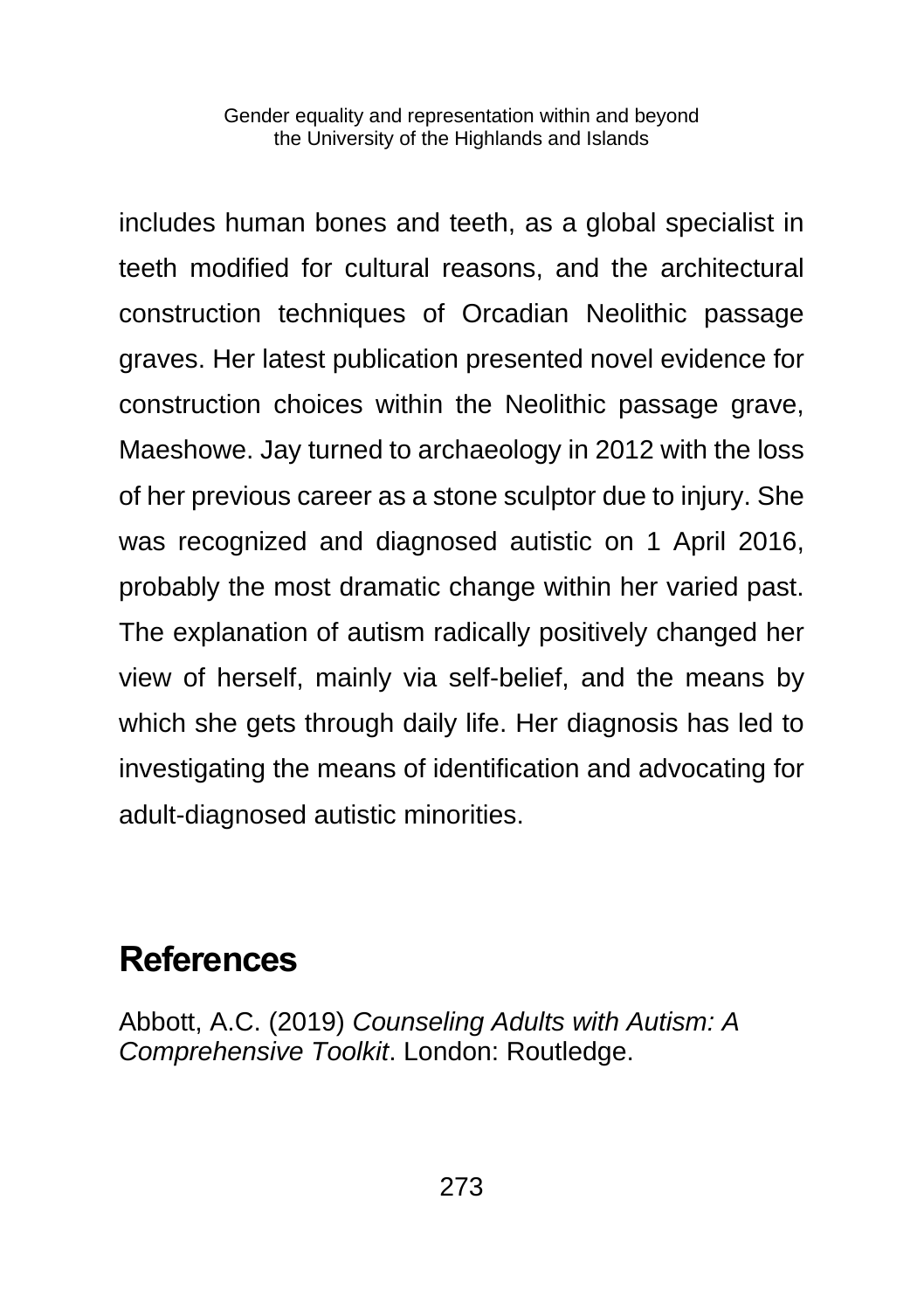includes human bones and teeth, as a global specialist in teeth modified for cultural reasons, and the architectural construction techniques of Orcadian Neolithic passage graves. Her latest publication presented novel evidence for construction choices within the Neolithic passage grave, Maeshowe. Jay turned to archaeology in 2012 with the loss of her previous career as a stone sculptor due to injury. She was recognized and diagnosed autistic on 1 April 2016, probably the most dramatic change within her varied past. The explanation of autism radically positively changed her view of herself, mainly via self-belief, and the means by which she gets through daily life. Her diagnosis has led to investigating the means of identification and advocating for adult-diagnosed autistic minorities.

## References

Abbott, A.C. (2019) *Counseling Adults with Autism: A Comprehensive Toolkit*. London: Routledge.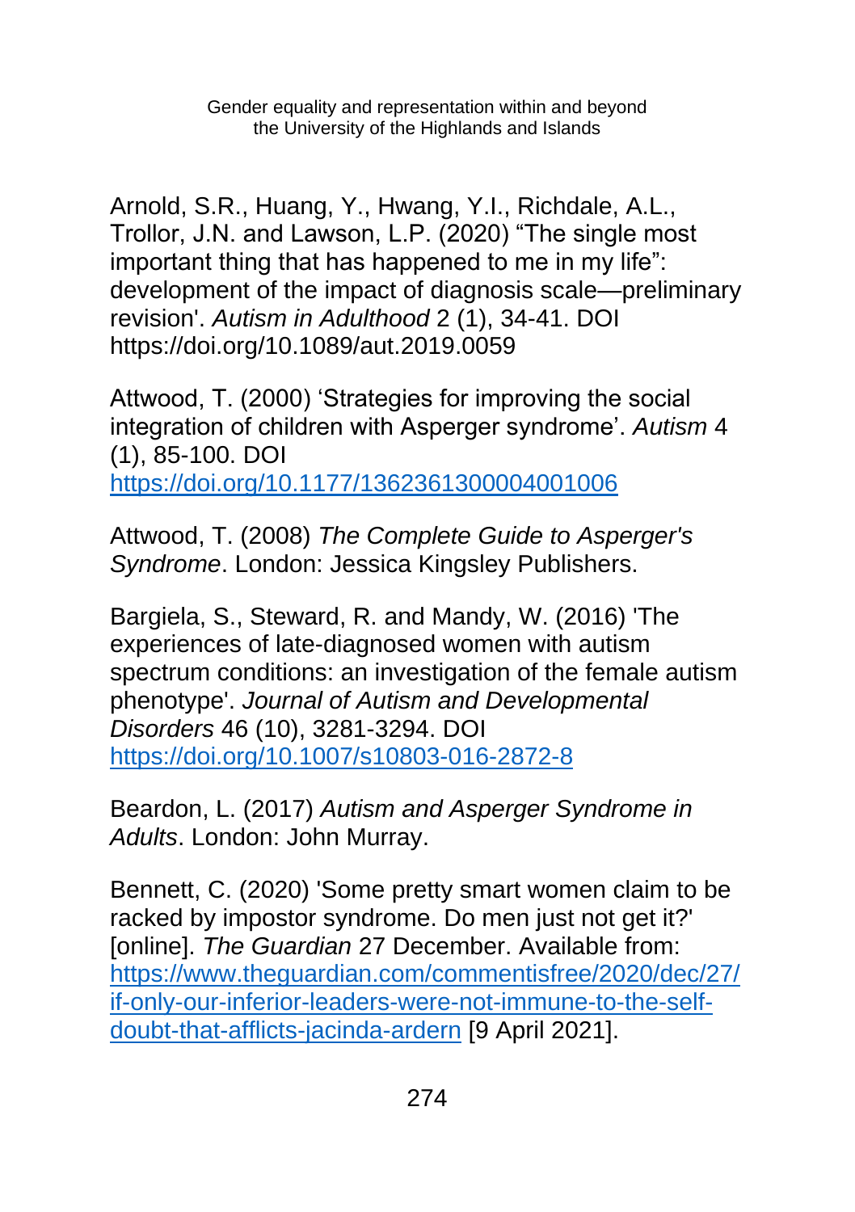Arnold, S.R., Huang, Y., Hwang, Y.I., Richdale, A.L., Trollor, J.N. and Lawson, L.P. (2020) "The single most important thing that has happened to me in my life": development of the impact of diagnosis scale—preliminary revision'. *Autism in Adulthood* 2 (1), 34-41. DOI https://doi.org/10.1089/aut.2019.0059

Attwood, T. (2000) 'Strategies for improving the social integration of children with Asperger syndrome'. *Autism* 4 (1), 85-100. DOI [https://doi.org/10.1177/1362361300004001006](https://doi.org/10.1177/1362361300004001006)

Attwood, T. (2008) *The Complete Guide to Asperger's Syndrome*. London: Jessica Kingsley Publishers.

Bargiela, S., Steward, R. and Mandy, W. (2016) 'The experiences of late-diagnosed women with autism spectrum conditions: an investigation of the female autism phenotype'. *Journal of Autism and Developmental Disorders* 46 (10), 3281-3294. DOI [https://doi.org/10.1007/s10803-016-2872-8](https://doi.org/10.1007/s10803-016-2872-8)

Beardon, L. (2017) *Autism and Asperger Syndrome in Adults*. London: John Murray.

Bennett, C. (2020) 'Some pretty smart women claim to be racked by impostor syndrome. Do men just not get it?' [online]. *The Guardian* 27 December. Available from: [https://www.theguardian.com/commentisfree/2020/dec/27/if-only-our-inferior-leaders-were-not-immune-to-the-self-doubt-that-afflicts-jacinda-ardern](https://www.theguardian.com/commentisfree/2020/dec/27/if-only-our-inferior-leaders-were-not-immune-to-the-self-doubt-that-afflicts-jacinda-ardern) [9 April 2021].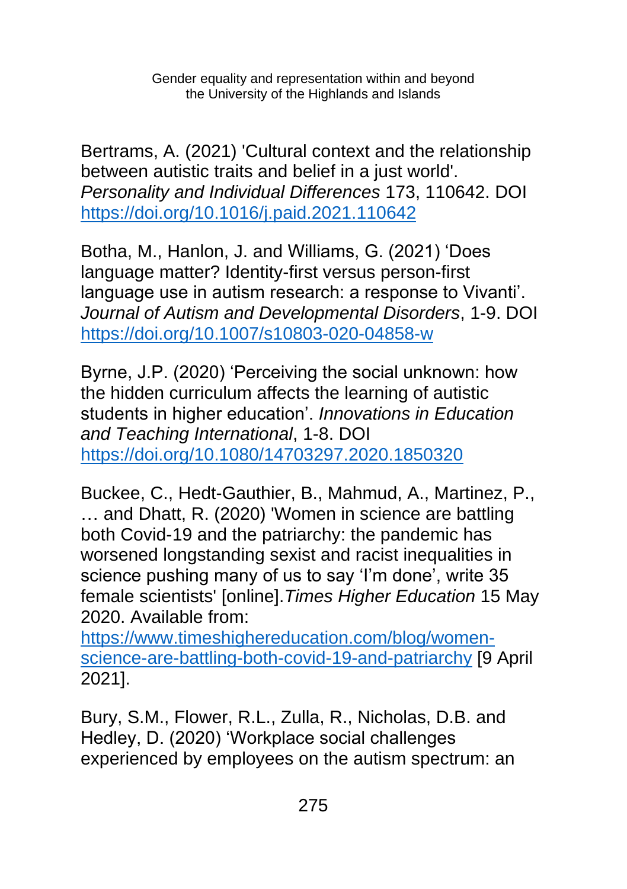Bertrams, A. (2021) 'Cultural context and the relationship between autistic traits and belief in a just world'. *Personality and Individual Differences* 173, 110642. DOI https://doi.org/10.1016/j.paid.2021.110642

Botha, M., Hanlon, J. and Williams, G. (2021) 'Does language matter? Identity-first versus person-first language use in autism research: a response to Vivanti'. *Journal of Autism and Developmental Disorders*, 1-9. DOI https://doi.org/10.1007/s10803-020-04858-w

Byrne, J.P. (2020) 'Perceiving the social unknown: how the hidden curriculum affects the learning of autistic students in higher education'. *Innovations in Education and Teaching International*, 1-8. DOI https://doi.org/10.1080/14703297.2020.1850320

Buckee, C., Hedt-Gauthier, B., Mahmud, A., Martinez, P., … and Dhatt, R. (2020) 'Women in science are battling both Covid-19 and the patriarchy: the pandemic has worsened longstanding sexist and racist inequalities in science pushing many of us to say 'I'm done', write 35 female scientists' [online].*Times Higher Education* 15 May 2020. Available from: https://www.timeshighereducation.com/blog/women-science-are-battling-both-covid-19-and-patriarchy [9 April 2021].

Bury, S.M., Flower, R.L., Zulla, R., Nicholas, D.B. and Hedley, D. (2020) 'Workplace social challenges experienced by employees on the autism spectrum: an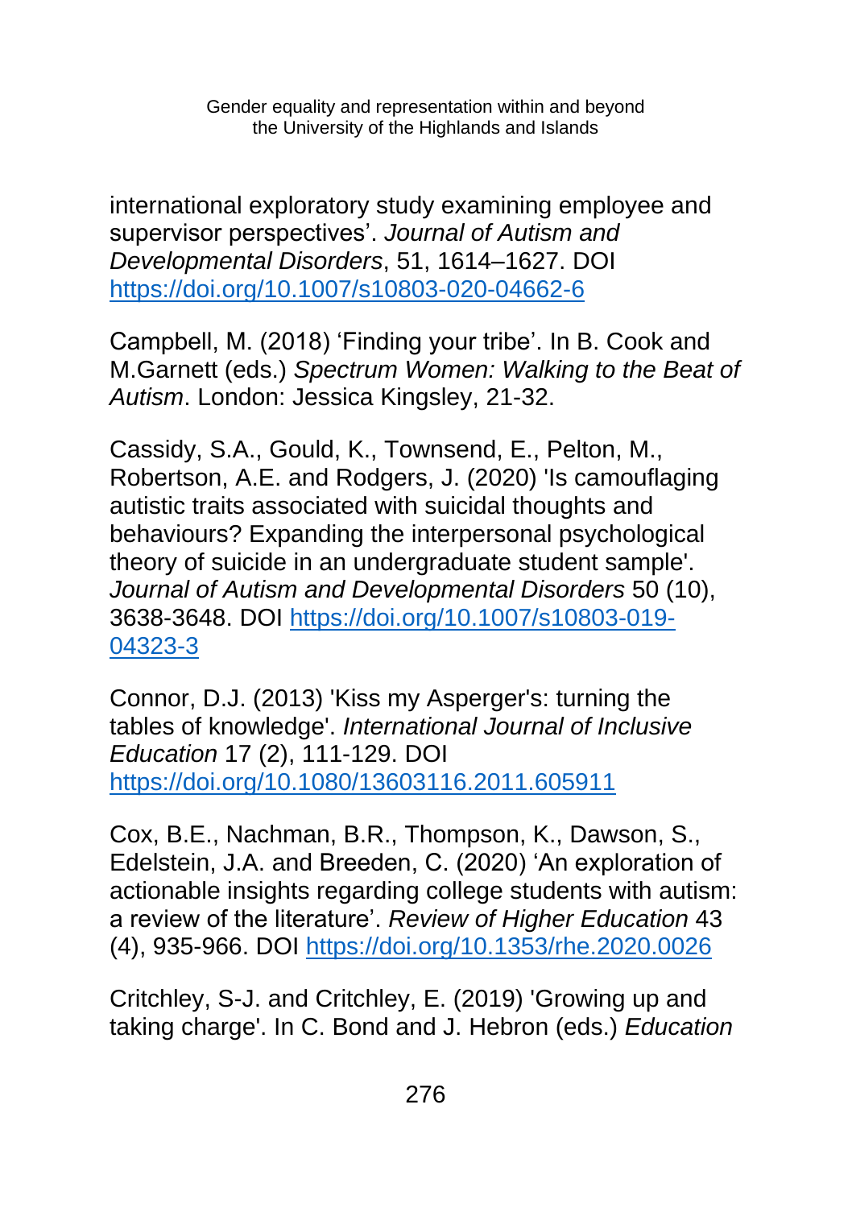international exploratory study examining employee and supervisor perspectives'. *Journal of Autism and Developmental Disorders*, 51, 1614–1627. DOI https://doi.org/10.1007/s10803-020-04662-6

Campbell, M. (2018) 'Finding your tribe'. In B. Cook and M.Garnett (eds.) *Spectrum Women: Walking to the Beat of Autism*. London: Jessica Kingsley, 21-32.

Cassidy, S.A., Gould, K., Townsend, E., Pelton, M., Robertson, A.E. and Rodgers, J. (2020) 'Is camouflaging autistic traits associated with suicidal thoughts and behaviours? Expanding the interpersonal psychological theory of suicide in an undergraduate student sample'. *Journal of Autism and Developmental Disorders* 50 (10), 3638-3648. DOI https://doi.org/10.1007/s10803-019-04323-3

Connor, D.J. (2013) 'Kiss my Asperger's: turning the tables of knowledge'. *International Journal of Inclusive Education* 17 (2), 111-129. DOI https://doi.org/10.1080/13603116.2011.605911

Cox, B.E., Nachman, B.R., Thompson, K., Dawson, S., Edelstein, J.A. and Breeden, C. (2020) 'An exploration of actionable insights regarding college students with autism: a review of the literature'. *Review of Higher Education* 43 (4), 935-966. DOI https://doi.org/10.1353/rhe.2020.0026

Critchley, S-J. and Critchley, E. (2019) 'Growing up and taking charge'. In C. Bond and J. Hebron (eds.) *Education*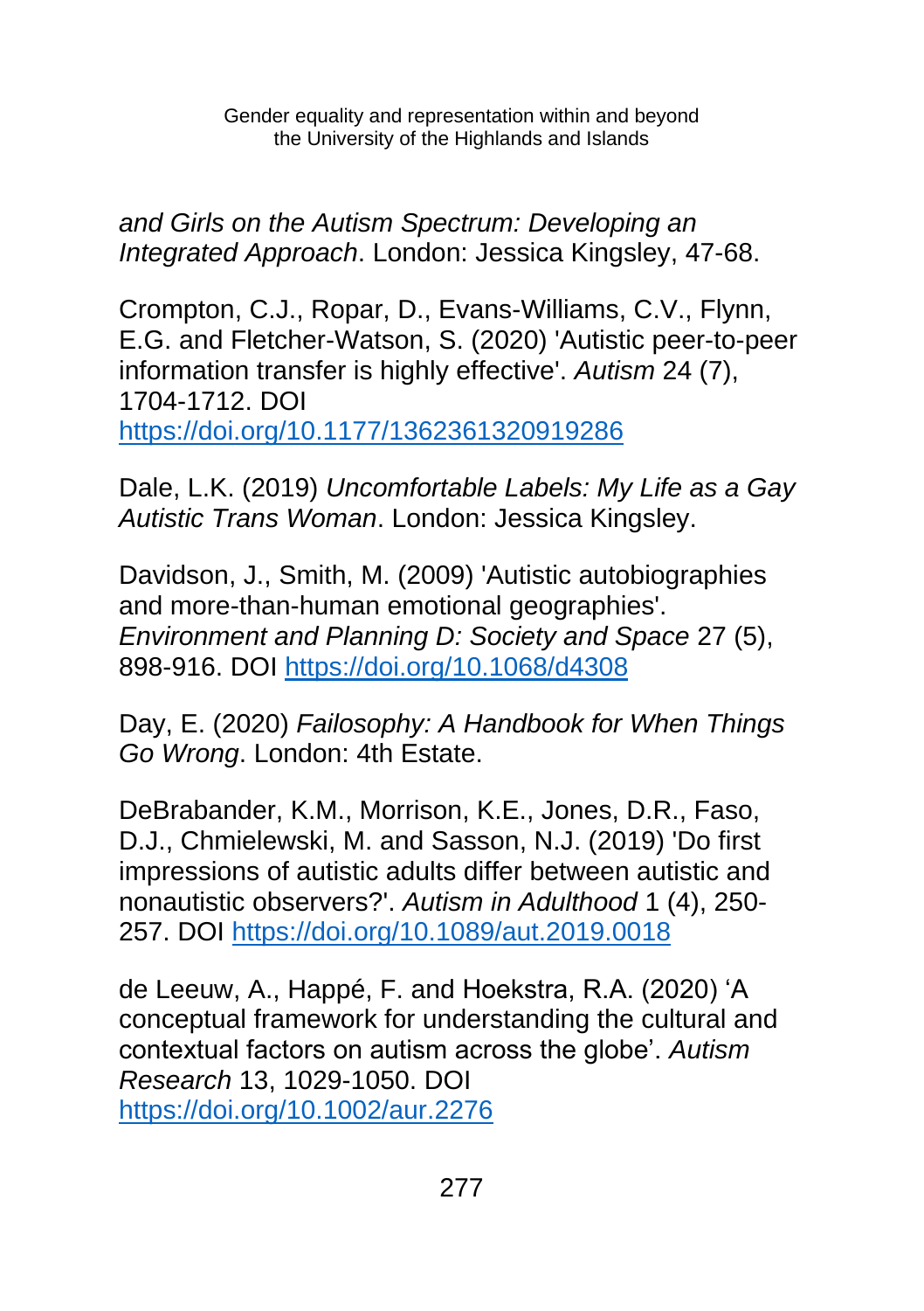*and Girls on the Autism Spectrum: Developing an Integrated Approach*. London: Jessica Kingsley, 47-68.

Crompton, C.J., Ropar, D., Evans-Williams, C.V., Flynn, E.G. and Fletcher-Watson, S. (2020) 'Autistic peer-to-peer information transfer is highly effective'. *Autism* 24 (7), 1704-1712. DOI https://doi.org/10.1177/1362361320919286

Dale, L.K. (2019) *Uncomfortable Labels: My Life as a Gay Autistic Trans Woman*. London: Jessica Kingsley.

Davidson, J., Smith, M. (2009) 'Autistic autobiographies and more-than-human emotional geographies'. *Environment and Planning D: Society and Space* 27 (5), 898-916. DOI https://doi.org/10.1068/d4308

Day, E. (2020) *Failosophy: A Handbook for When Things Go Wrong*. London: 4th Estate.

DeBrabander, K.M., Morrison, K.E., Jones, D.R., Faso, D.J., Chmielewski, M. and Sasson, N.J. (2019) 'Do first impressions of autistic adults differ between autistic and nonautistic observers?'. *Autism in Adulthood* 1 (4), 250-257. DOI https://doi.org/10.1089/aut.2019.0018

de Leeuw, A., Happé, F. and Hoekstra, R.A. (2020) 'A conceptual framework for understanding the cultural and contextual factors on autism across the globe'. *Autism Research* 13, 1029-1050. DOI https://doi.org/10.1002/aur.2276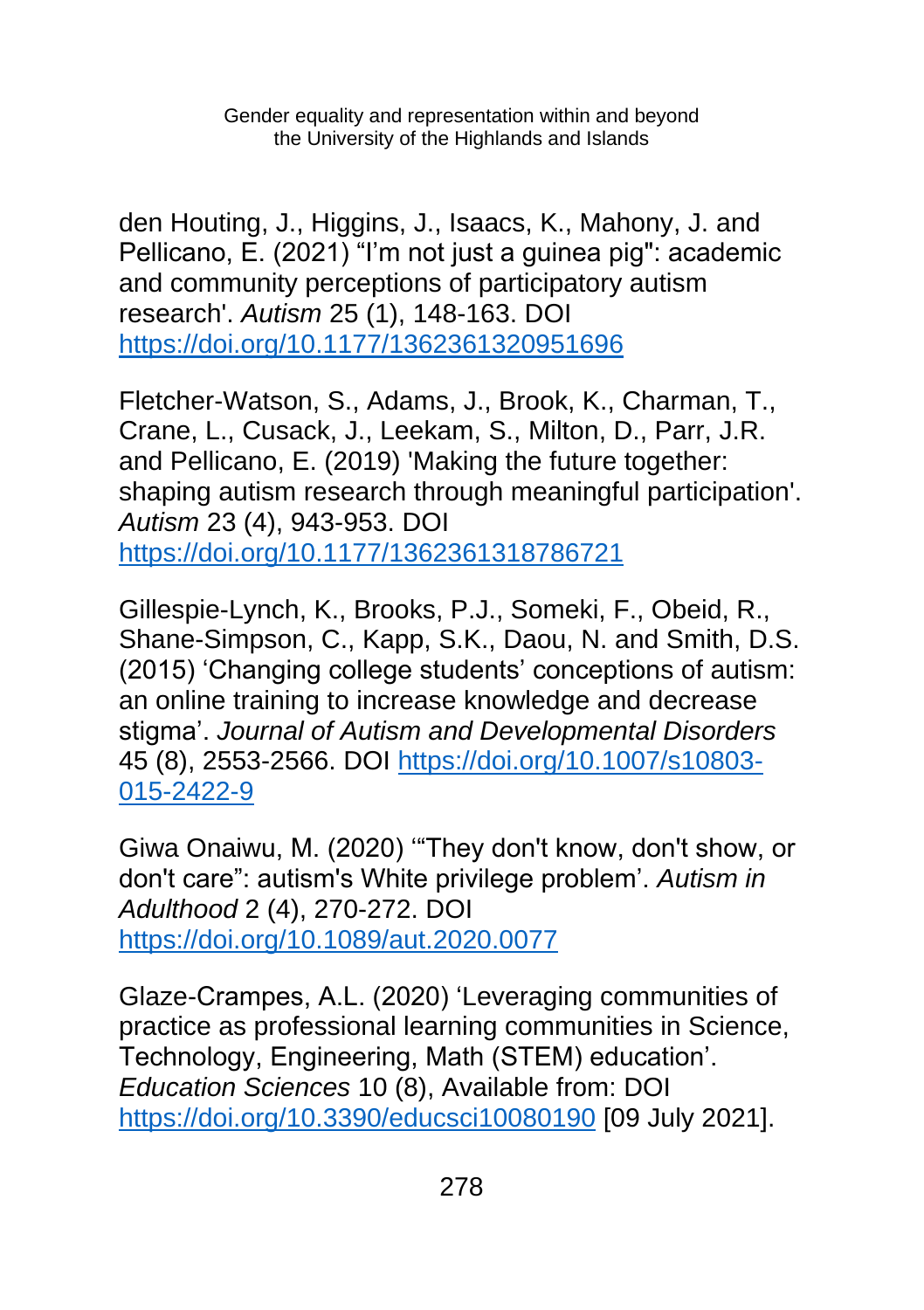den Houting, J., Higgins, J., Isaacs, K., Mahony, J. and Pellicano, E. (2021) “I’m not just a guinea pig": academic and community perceptions of participatory autism research'. *Autism* 25 (1), 148-163. DOI https://doi.org/10.1177/1362361320951696

Fletcher-Watson, S., Adams, J., Brook, K., Charman, T., Crane, L., Cusack, J., Leekam, S., Milton, D., Parr, J.R. and Pellicano, E. (2019) 'Making the future together: shaping autism research through meaningful participation'. *Autism* 23 (4), 943-953. DOI https://doi.org/10.1177/1362361318786721

Gillespie-Lynch, K., Brooks, P.J., Someki, F., Obeid, R., Shane-Simpson, C., Kapp, S.K., Daou, N. and Smith, D.S. (2015) ‘Changing college students’ conceptions of autism: an online training to increase knowledge and decrease stigma’. *Journal of Autism and Developmental Disorders* 45 (8), 2553-2566. DOI https://doi.org/10.1007/s10803-015-2422-9

Giwa Onaiwu, M. (2020) '“They don't know, don't show, or don't care”: autism's White privilege problem’. *Autism in Adulthood* 2 (4), 270-272. DOI https://doi.org/10.1089/aut.2020.0077

Glaze-Crampes, A.L. (2020) ‘Leveraging communities of practice as professional learning communities in Science, Technology, Engineering, Math (STEM) education’. *Education Sciences* 10 (8), Available from: DOI https://doi.org/10.3390/educsci10080190 [09 July 2021].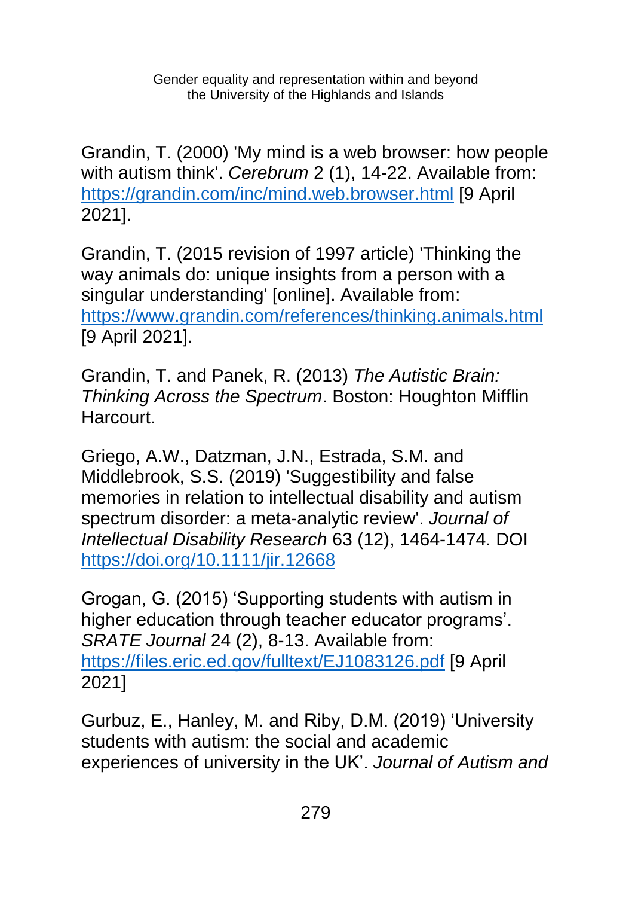Grandin, T. (2000) 'My mind is a web browser: how people with autism think'. *Cerebrum* 2 (1), 14-22. Available from: https://grandin.com/inc/mind.web.browser.html [9 April 2021].

Grandin, T. (2015 revision of 1997 article) 'Thinking the way animals do: unique insights from a person with a singular understanding' [online]. Available from: https://www.grandin.com/references/thinking.animals.html [9 April 2021].

Grandin, T. and Panek, R. (2013) *The Autistic Brain: Thinking Across the Spectrum*. Boston: Houghton Mifflin Harcourt.

Griego, A.W., Datzman, J.N., Estrada, S.M. and Middlebrook, S.S. (2019) 'Suggestibility and false memories in relation to intellectual disability and autism spectrum disorder: a meta-analytic review'. *Journal of Intellectual Disability Research* 63 (12), 1464-1474. DOI https://doi.org/10.1111/jir.12668

Grogan, G. (2015) 'Supporting students with autism in higher education through teacher educator programs'. *SRATE Journal* 24 (2), 8-13. Available from: https://files.eric.ed.gov/fulltext/EJ1083126.pdf [9 April 2021]

Gurbuz, E., Hanley, M. and Riby, D.M. (2019) 'University students with autism: the social and academic experiences of university in the UK'. *Journal of Autism and*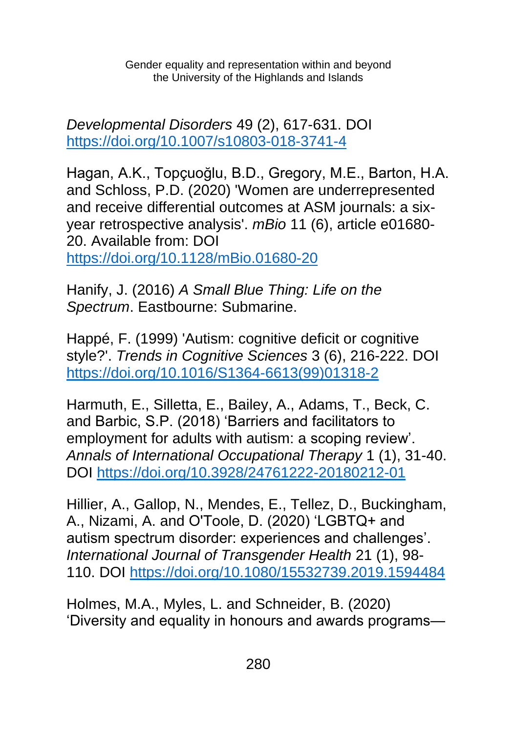*Developmental Disorders* 49 (2), 617-631. DOI https://doi.org/10.1007/s10803-018-3741-4

Hagan, A.K., Topçuoğlu, B.D., Gregory, M.E., Barton, H.A. and Schloss, P.D. (2020) 'Women are underrepresented and receive differential outcomes at ASM journals: a six-year retrospective analysis'. *mBio* 11 (6), article e01680-20. Available from: DOI https://doi.org/10.1128/mBio.01680-20

Hanify, J. (2016) *A Small Blue Thing: Life on the Spectrum*. Eastbourne: Submarine.

Happé, F. (1999) 'Autism: cognitive deficit or cognitive style?'. *Trends in Cognitive Sciences* 3 (6), 216-222. DOI https://doi.org/10.1016/S1364-6613(99)01318-2

Harmuth, E., Silletta, E., Bailey, A., Adams, T., Beck, C. and Barbic, S.P. (2018) 'Barriers and facilitators to employment for adults with autism: a scoping review'. *Annals of International Occupational Therapy* 1 (1), 31-40. DOI https://doi.org/10.3928/24761222-20180212-01

Hillier, A., Gallop, N., Mendes, E., Tellez, D., Buckingham, A., Nizami, A. and O'Toole, D. (2020) 'LGBTQ+ and autism spectrum disorder: experiences and challenges'. *International Journal of Transgender Health* 21 (1), 98-110. DOI https://doi.org/10.1080/15532739.2019.1594484

Holmes, M.A., Myles, L. and Schneider, B. (2020) 'Diversity and equality in honours and awards programs—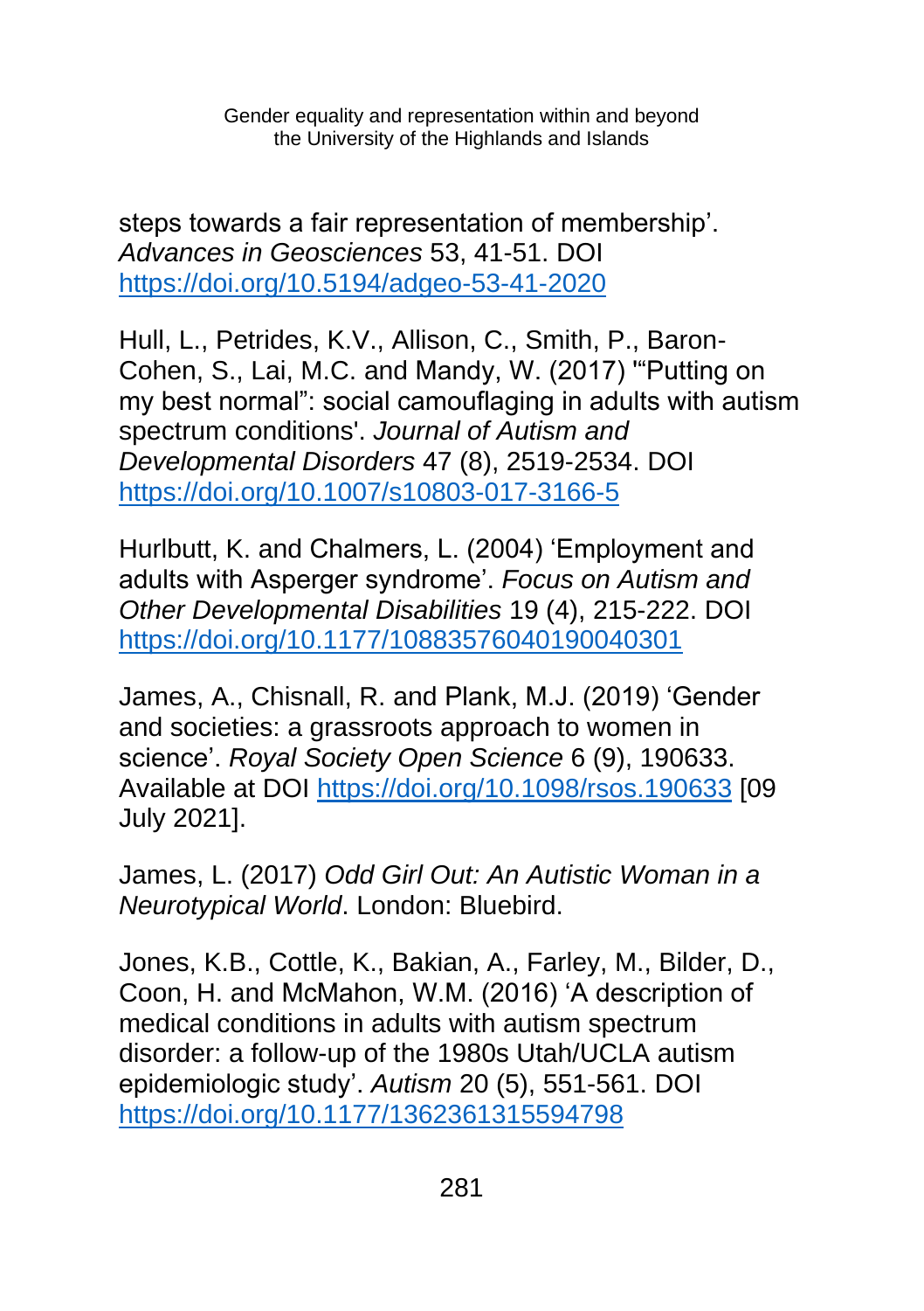steps towards a fair representation of membership'. *Advances in Geosciences* 53, 41-51. DOI https://doi.org/10.5194/adgeo-53-41-2020

Hull, L., Petrides, K.V., Allison, C., Smith, P., Baron-Cohen, S., Lai, M.C. and Mandy, W. (2017) '"Putting on my best normal": social camouflaging in adults with autism spectrum conditions'. *Journal of Autism and Developmental Disorders* 47 (8), 2519-2534. DOI https://doi.org/10.1007/s10803-017-3166-5

Hurlbutt, K. and Chalmers, L. (2004) 'Employment and adults with Asperger syndrome'. *Focus on Autism and Other Developmental Disabilities* 19 (4), 215-222. DOI https://doi.org/10.1177/10883576040190040301

James, A., Chisnall, R. and Plank, M.J. (2019) 'Gender and societies: a grassroots approach to women in science'. *Royal Society Open Science* 6 (9), 190633. Available at DOI https://doi.org/10.1098/rsos.190633 [09 July 2021].

James, L. (2017) *Odd Girl Out: An Autistic Woman in a Neurotypical World*. London: Bluebird.

Jones, K.B., Cottle, K., Bakian, A., Farley, M., Bilder, D., Coon, H. and McMahon, W.M. (2016) 'A description of medical conditions in adults with autism spectrum disorder: a follow-up of the 1980s Utah/UCLA autism epidemiologic study'. *Autism* 20 (5), 551-561. DOI https://doi.org/10.1177/1362361315594798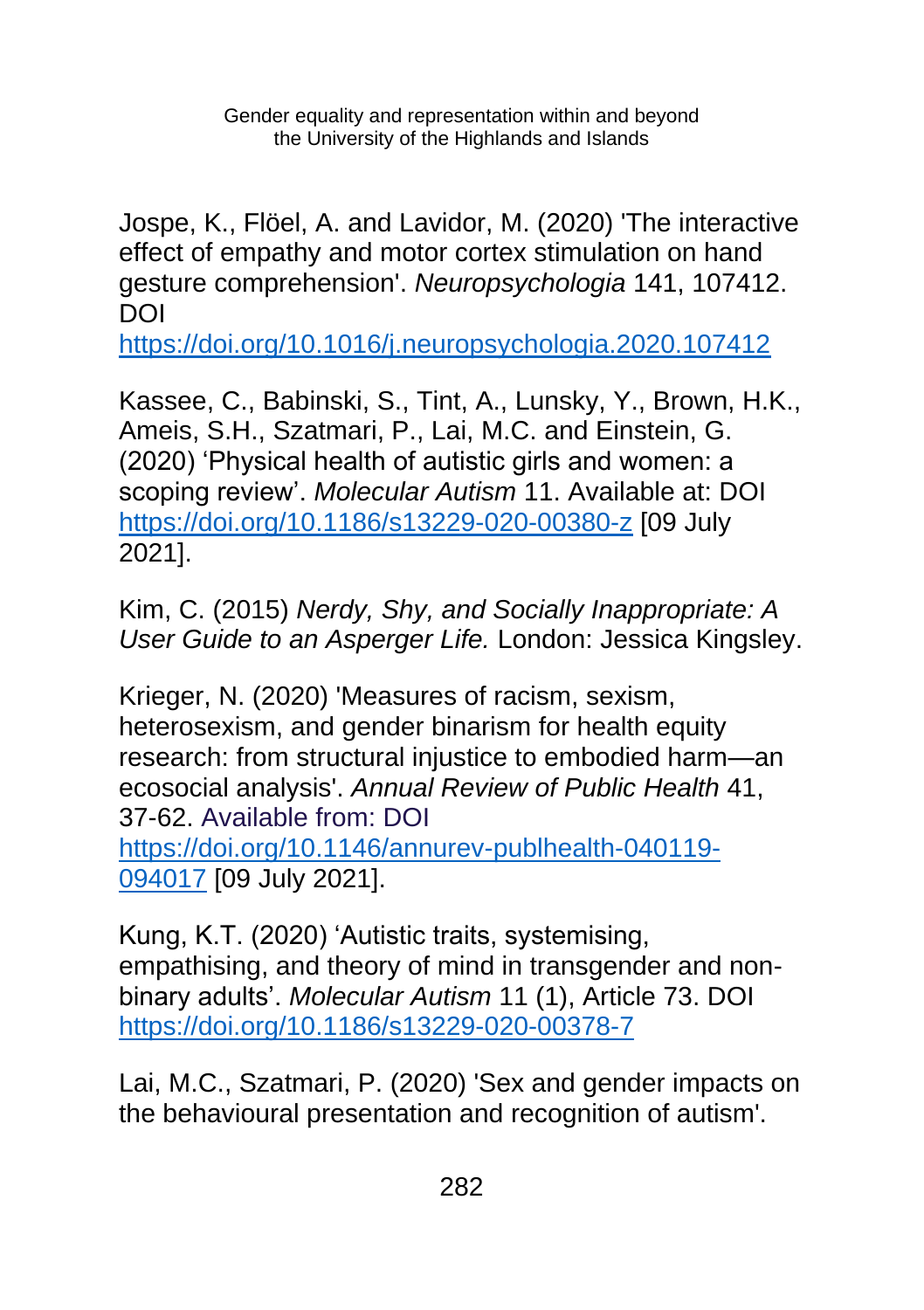Jospe, K., Flöel, A. and Lavidor, M. (2020) 'The interactive effect of empathy and motor cortex stimulation on hand gesture comprehension'. *Neuropsychologia* 141, 107412. DOI https://doi.org/10.1016/j.neuropsychologia.2020.107412

Kassee, C., Babinski, S., Tint, A., Lunsky, Y., Brown, H.K., Ameis, S.H., Szatmari, P., Lai, M.C. and Einstein, G. (2020) 'Physical health of autistic girls and women: a scoping review'. *Molecular Autism* 11. Available at: DOI https://doi.org/10.1186/s13229-020-00380-z [09 July 2021].

Kim, C. (2015) *Nerdy, Shy, and Socially Inappropriate: A User Guide to an Asperger Life.* London: Jessica Kingsley.

Krieger, N. (2020) 'Measures of racism, sexism, heterosexism, and gender binarism for health equity research: from structural injustice to embodied harm—an ecosocial analysis'. *Annual Review of Public Health* 41, 37-62. Available from: DOI https://doi.org/10.1146/annurev-publhealth-040119-094017 [09 July 2021].

Kung, K.T. (2020) 'Autistic traits, systemising, empathising, and theory of mind in transgender and non-binary adults'. *Molecular Autism* 11 (1), Article 73. DOI https://doi.org/10.1186/s13229-020-00378-7

Lai, M.C., Szatmari, P. (2020) 'Sex and gender impacts on the behavioural presentation and recognition of autism'.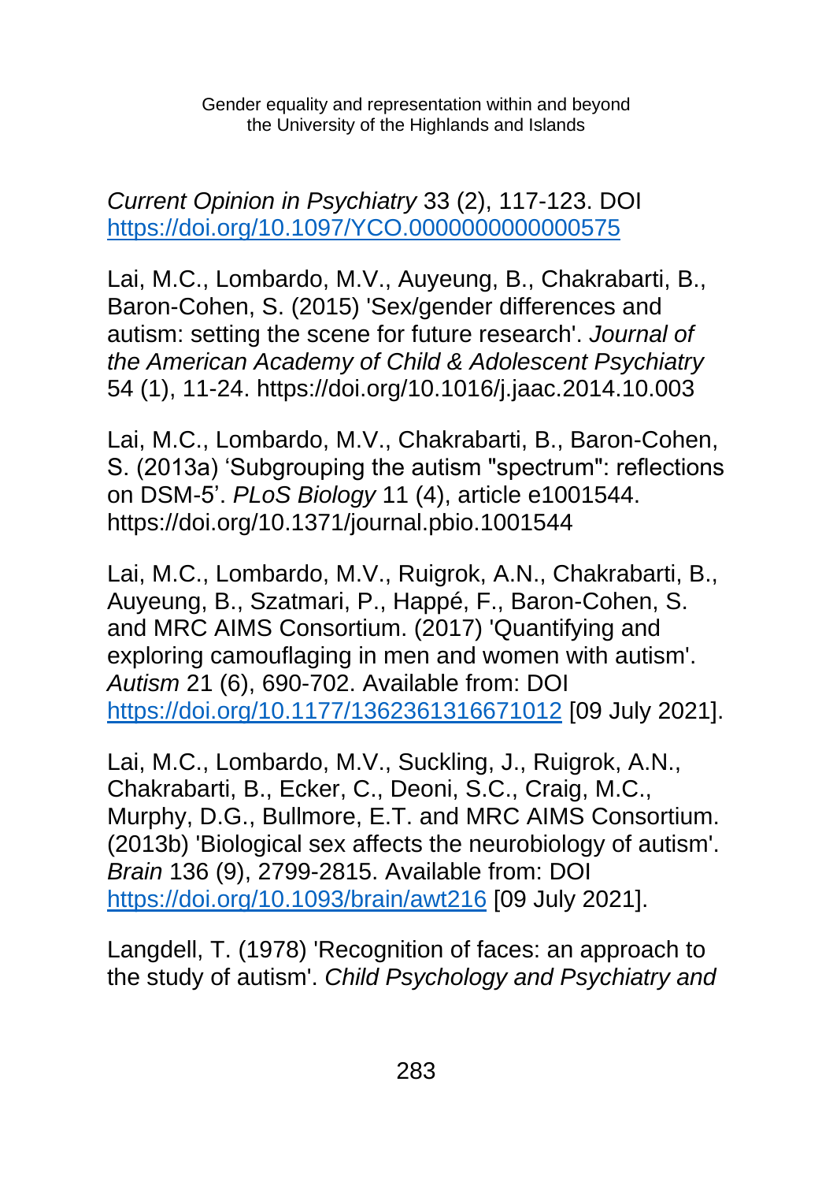*Current Opinion in Psychiatry* 33 (2), 117-123. DOI https://doi.org/10.1097/YCO.0000000000000575

Lai, M.C., Lombardo, M.V., Auyeung, B., Chakrabarti, B., Baron-Cohen, S. (2015) 'Sex/gender differences and autism: setting the scene for future research'. *Journal of the American Academy of Child & Adolescent Psychiatry* 54 (1), 11-24. https://doi.org/10.1016/j.jaac.2014.10.003

Lai, M.C., Lombardo, M.V., Chakrabarti, B., Baron-Cohen, S. (2013a) 'Subgrouping the autism "spectrum": reflections on DSM-5'. *PLoS Biology* 11 (4), article e1001544. https://doi.org/10.1371/journal.pbio.1001544

Lai, M.C., Lombardo, M.V., Ruigrok, A.N., Chakrabarti, B., Auyeung, B., Szatmari, P., Happé, F., Baron-Cohen, S. and MRC AIMS Consortium. (2017) 'Quantifying and exploring camouflaging in men and women with autism'. *Autism* 21 (6), 690-702. Available from: DOI https://doi.org/10.1177/1362361316671012 [09 July 2021].

Lai, M.C., Lombardo, M.V., Suckling, J., Ruigrok, A.N., Chakrabarti, B., Ecker, C., Deoni, S.C., Craig, M.C., Murphy, D.G., Bullmore, E.T. and MRC AIMS Consortium. (2013b) 'Biological sex affects the neurobiology of autism'. *Brain* 136 (9), 2799-2815. Available from: DOI https://doi.org/10.1093/brain/awt216 [09 July 2021].

Langdell, T. (1978) 'Recognition of faces: an approach to the study of autism'. *Child Psychology and Psychiatry and*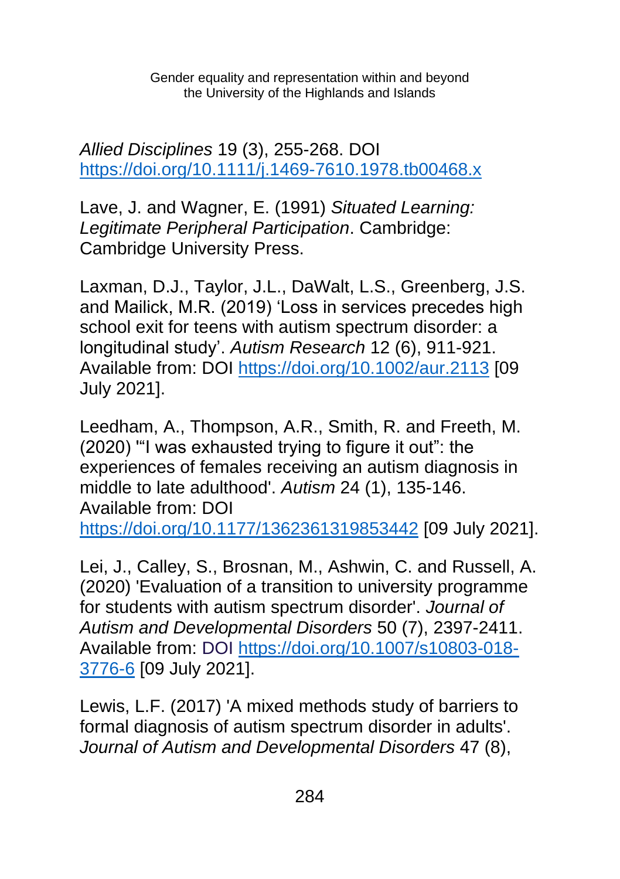*Allied Disciplines* 19 (3), 255-268. DOI https://doi.org/10.1111/j.1469-7610.1978.tb00468.x

Lave, J. and Wagner, E. (1991) *Situated Learning: Legitimate Peripheral Participation*. Cambridge: Cambridge University Press.

Laxman, D.J., Taylor, J.L., DaWalt, L.S., Greenberg, J.S. and Mailick, M.R. (2019) 'Loss in services precedes high school exit for teens with autism spectrum disorder: a longitudinal study'. *Autism Research* 12 (6), 911-921. Available from: DOI https://doi.org/10.1002/aur.2113 [09 July 2021].

Leedham, A., Thompson, A.R., Smith, R. and Freeth, M. (2020) '"I was exhausted trying to figure it out": the experiences of females receiving an autism diagnosis in middle to late adulthood'. *Autism* 24 (1), 135-146. Available from: DOI https://doi.org/10.1177/1362361319853442 [09 July 2021].

Lei, J., Calley, S., Brosnan, M., Ashwin, C. and Russell, A. (2020) 'Evaluation of a transition to university programme for students with autism spectrum disorder'. *Journal of Autism and Developmental Disorders* 50 (7), 2397-2411. Available from: DOI https://doi.org/10.1007/s10803-018-3776-6 [09 July 2021].

Lewis, L.F. (2017) 'A mixed methods study of barriers to formal diagnosis of autism spectrum disorder in adults'. *Journal of Autism and Developmental Disorders* 47 (8),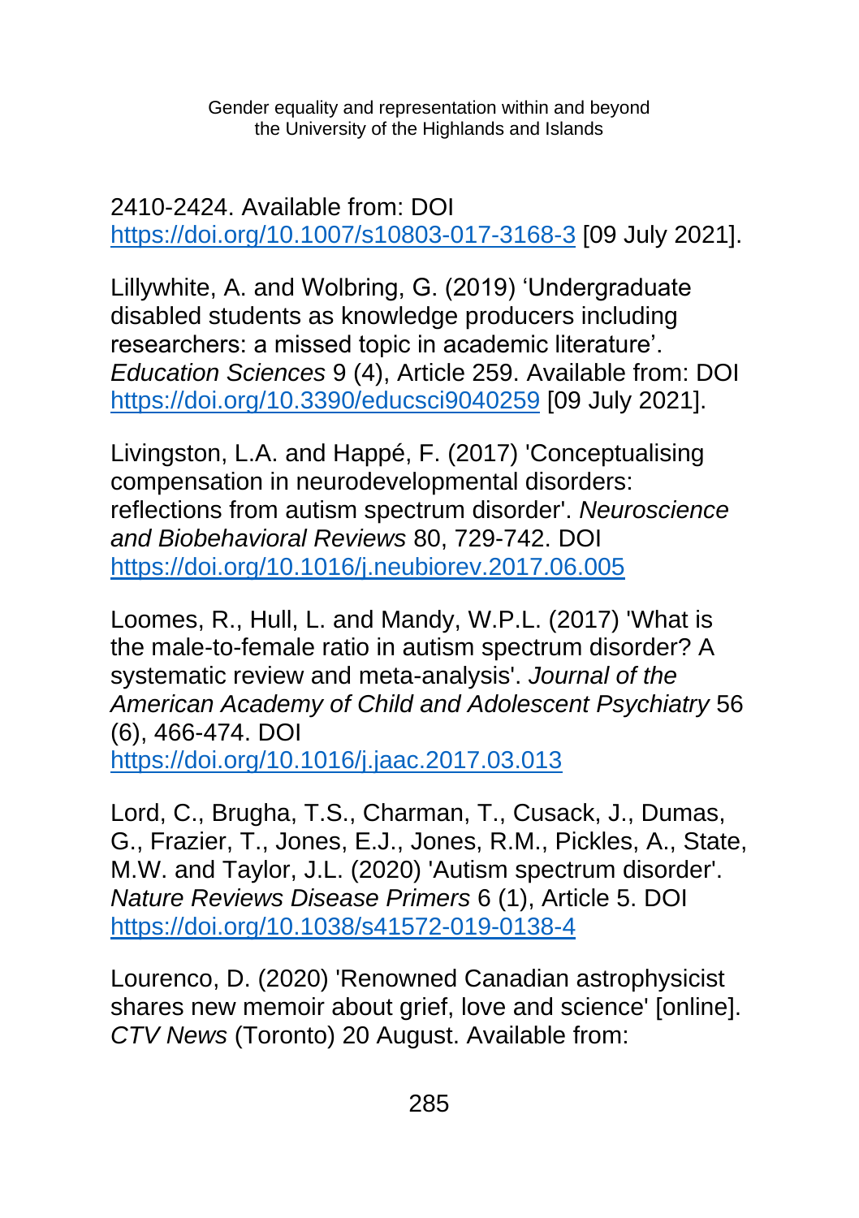2410-2424. Available from: DOI https://doi.org/10.1007/s10803-017-3168-3 [09 July 2021].

Lillywhite, A. and Wolbring, G. (2019) 'Undergraduate disabled students as knowledge producers including researchers: a missed topic in academic literature'. *Education Sciences* 9 (4), Article 259. Available from: DOI https://doi.org/10.3390/educsci9040259 [09 July 2021].

Livingston, L.A. and Happé, F. (2017) 'Conceptualising compensation in neurodevelopmental disorders: reflections from autism spectrum disorder'. *Neuroscience and Biobehavioral Reviews* 80, 729-742. DOI https://doi.org/10.1016/j.neubiorev.2017.06.005

Loomes, R., Hull, L. and Mandy, W.P.L. (2017) 'What is the male-to-female ratio in autism spectrum disorder? A systematic review and meta-analysis'. *Journal of the American Academy of Child and Adolescent Psychiatry* 56 (6), 466-474. DOI https://doi.org/10.1016/j.jaac.2017.03.013

Lord, C., Brugha, T.S., Charman, T., Cusack, J., Dumas, G., Frazier, T., Jones, E.J., Jones, R.M., Pickles, A., State, M.W. and Taylor, J.L. (2020) 'Autism spectrum disorder'. *Nature Reviews Disease Primers* 6 (1), Article 5. DOI https://doi.org/10.1038/s41572-019-0138-4

Lourenco, D. (2020) 'Renowned Canadian astrophysicist shares new memoir about grief, love and science' [online]. *CTV News* (Toronto) 20 August. Available from: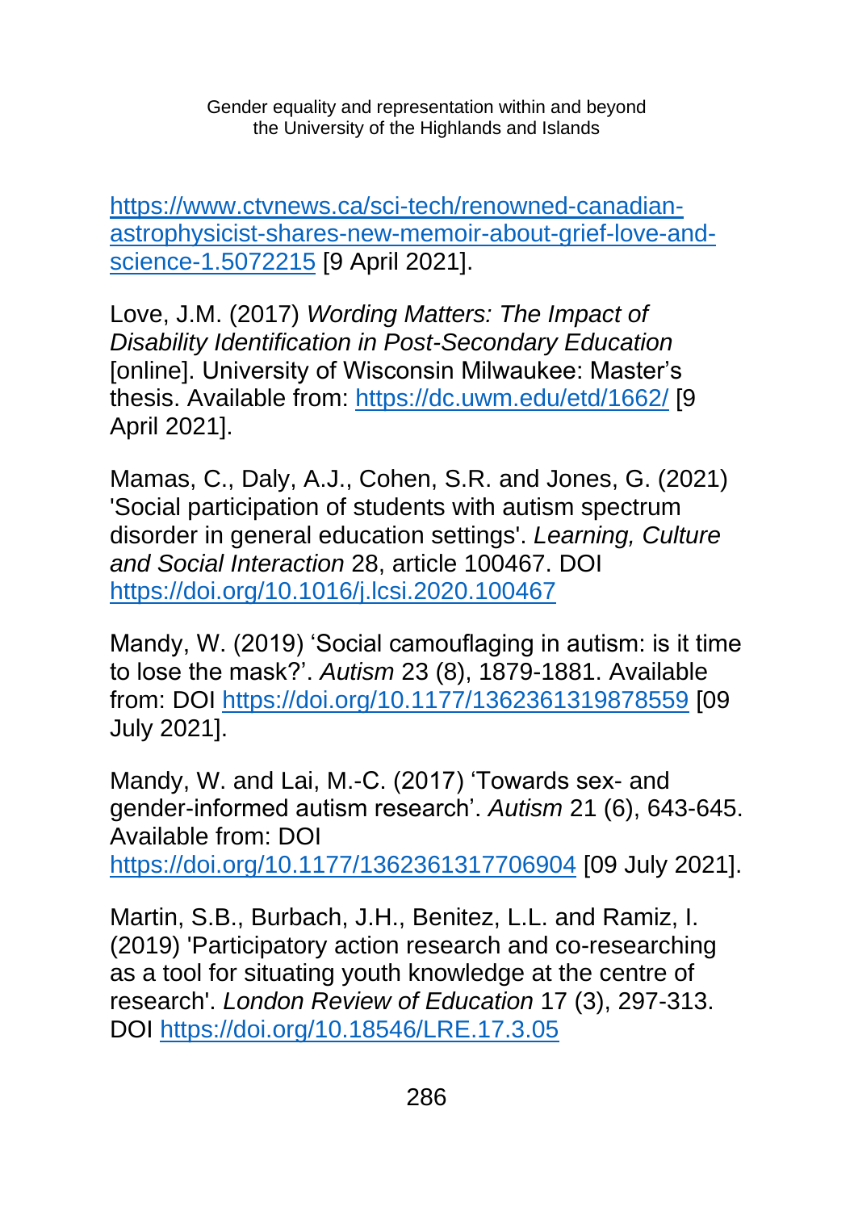https://www.ctvnews.ca/sci-tech/renowned-canadian-astrophysicist-shares-new-memoir-about-grief-love-and-science-1.5072215 [9 April 2021].

Love, J.M. (2017) *Wording Matters: The Impact of Disability Identification in Post-Secondary Education* [online]. University of Wisconsin Milwaukee: Master's thesis. Available from: https://dc.uwm.edu/etd/1662/ [9 April 2021].

Mamas, C., Daly, A.J., Cohen, S.R. and Jones, G. (2021) 'Social participation of students with autism spectrum disorder in general education settings'. *Learning, Culture and Social Interaction* 28, article 100467. DOI https://doi.org/10.1016/j.lcsi.2020.100467

Mandy, W. (2019) 'Social camouflaging in autism: is it time to lose the mask?'. *Autism* 23 (8), 1879-1881. Available from: DOI https://doi.org/10.1177/1362361319878559 [09 July 2021].

Mandy, W. and Lai, M.-C. (2017) 'Towards sex- and gender-informed autism research'. *Autism* 21 (6), 643-645. Available from: DOI https://doi.org/10.1177/1362361317706904 [09 July 2021].

Martin, S.B., Burbach, J.H., Benitez, L.L. and Ramiz, I. (2019) 'Participatory action research and co-researching as a tool for situating youth knowledge at the centre of research'. *London Review of Education* 17 (3), 297-313. DOI https://doi.org/10.18546/LRE.17.3.05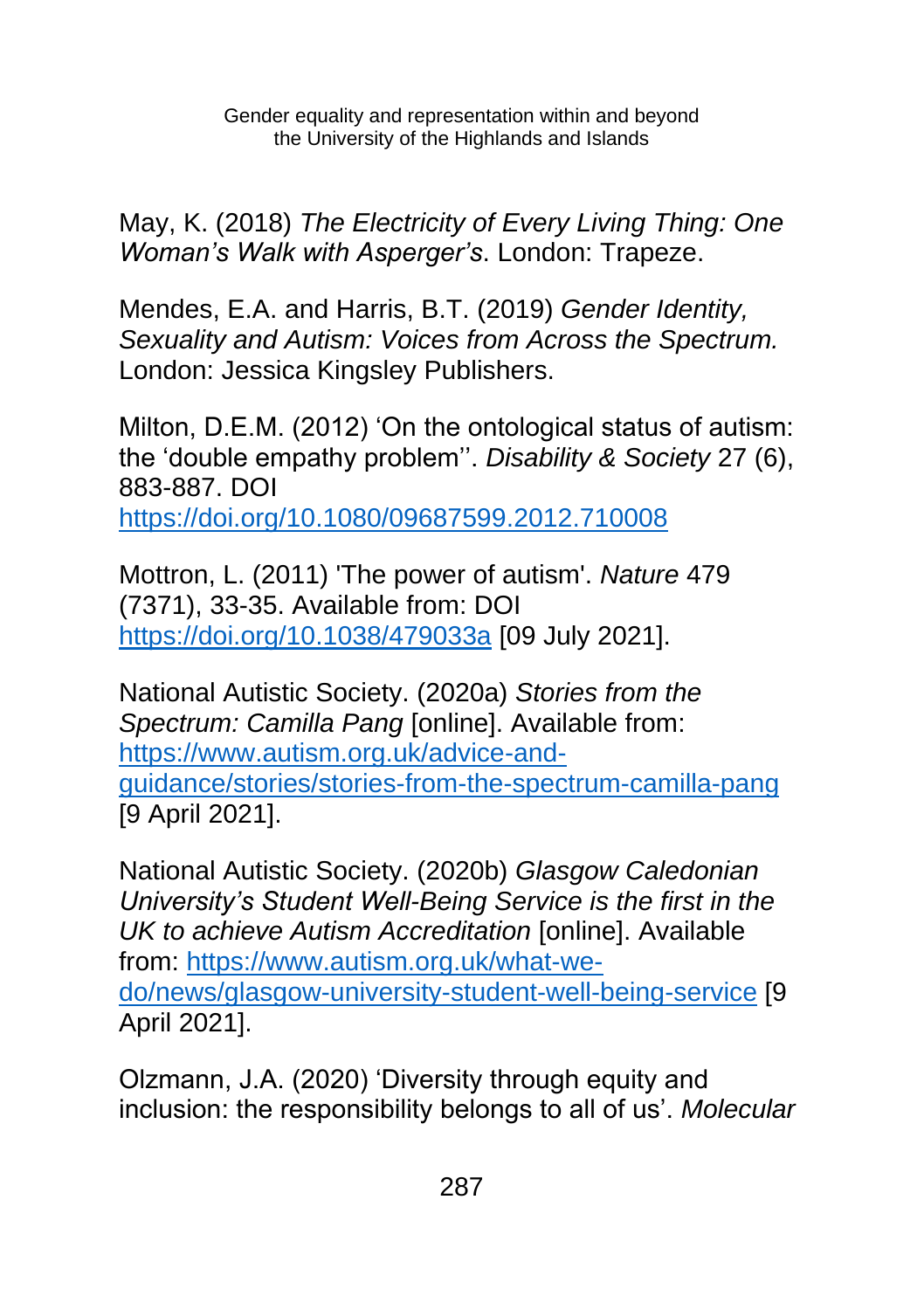May, K. (2018) *The Electricity of Every Living Thing: One Woman's Walk with Asperger's*. London: Trapeze.

Mendes, E.A. and Harris, B.T. (2019) *Gender Identity, Sexuality and Autism: Voices from Across the Spectrum.* London: Jessica Kingsley Publishers.

Milton, D.E.M. (2012) 'On the ontological status of autism: the 'double empathy problem''. *Disability & Society* 27 (6), 883-887. DOI https://doi.org/10.1080/09687599.2012.710008

Mottron, L. (2011) 'The power of autism'. *Nature* 479 (7371), 33-35. Available from: DOI https://doi.org/10.1038/479033a [09 July 2021].

National Autistic Society. (2020a) *Stories from the Spectrum: Camilla Pang* [online]. Available from: https://www.autism.org.uk/advice-and-guidance/stories/stories-from-the-spectrum-camilla-pang [9 April 2021].

National Autistic Society. (2020b) *Glasgow Caledonian University's Student Well-Being Service is the first in the UK to achieve Autism Accreditation* [online]. Available from: https://www.autism.org.uk/what-we-do/news/glasgow-university-student-well-being-service [9 April 2021].

Olzmann, J.A. (2020) 'Diversity through equity and inclusion: the responsibility belongs to all of us'. *Molecular*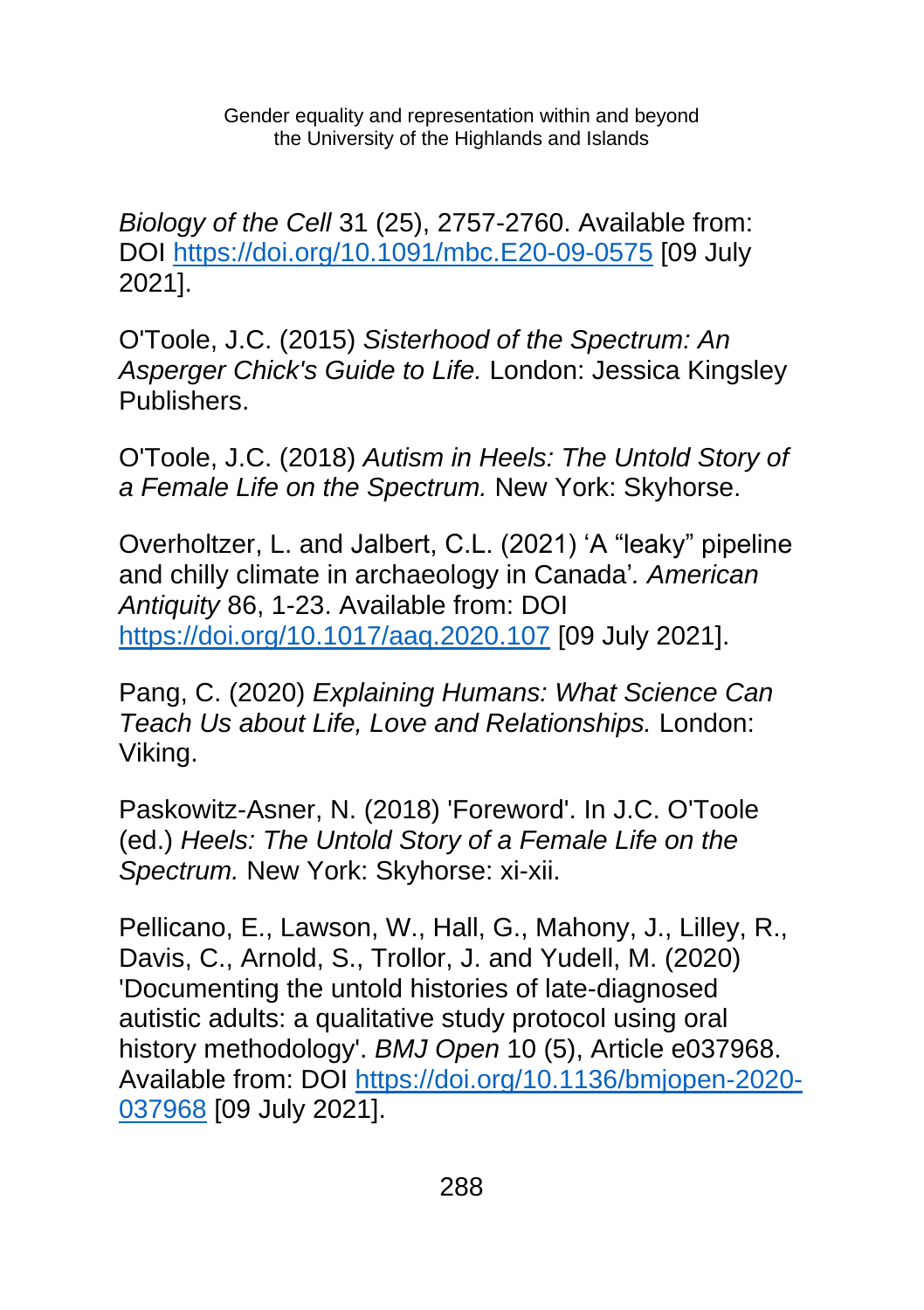*Biology of the Cell* 31 (25), 2757-2760. Available from: DOI https://doi.org/10.1091/mbc.E20-09-0575 [09 July 2021].

O'Toole, J.C. (2015) *Sisterhood of the Spectrum: An Asperger Chick's Guide to Life.* London: Jessica Kingsley Publishers.

O'Toole, J.C. (2018) *Autism in Heels: The Untold Story of a Female Life on the Spectrum.* New York: Skyhorse.

Overholtzer, L. and Jalbert, C.L. (2021) 'A "leaky" pipeline and chilly climate in archaeology in Canada'*. American Antiquity* 86, 1-23. Available from: DOI https://doi.org/10.1017/aaq.2020.107 [09 July 2021].

Pang, C. (2020) *Explaining Humans: What Science Can Teach Us about Life, Love and Relationships.* London: Viking.

Paskowitz-Asner, N. (2018) 'Foreword'. In J.C. O'Toole (ed.) *Heels: The Untold Story of a Female Life on the Spectrum.* New York: Skyhorse: xi-xii.

Pellicano, E., Lawson, W., Hall, G., Mahony, J., Lilley, R., Davis, C., Arnold, S., Trollor, J. and Yudell, M. (2020) 'Documenting the untold histories of late-diagnosed autistic adults: a qualitative study protocol using oral history methodology'. *BMJ Open* 10 (5), Article e037968. Available from: DOI https://doi.org/10.1136/bmjopen-2020-037968 [09 July 2021].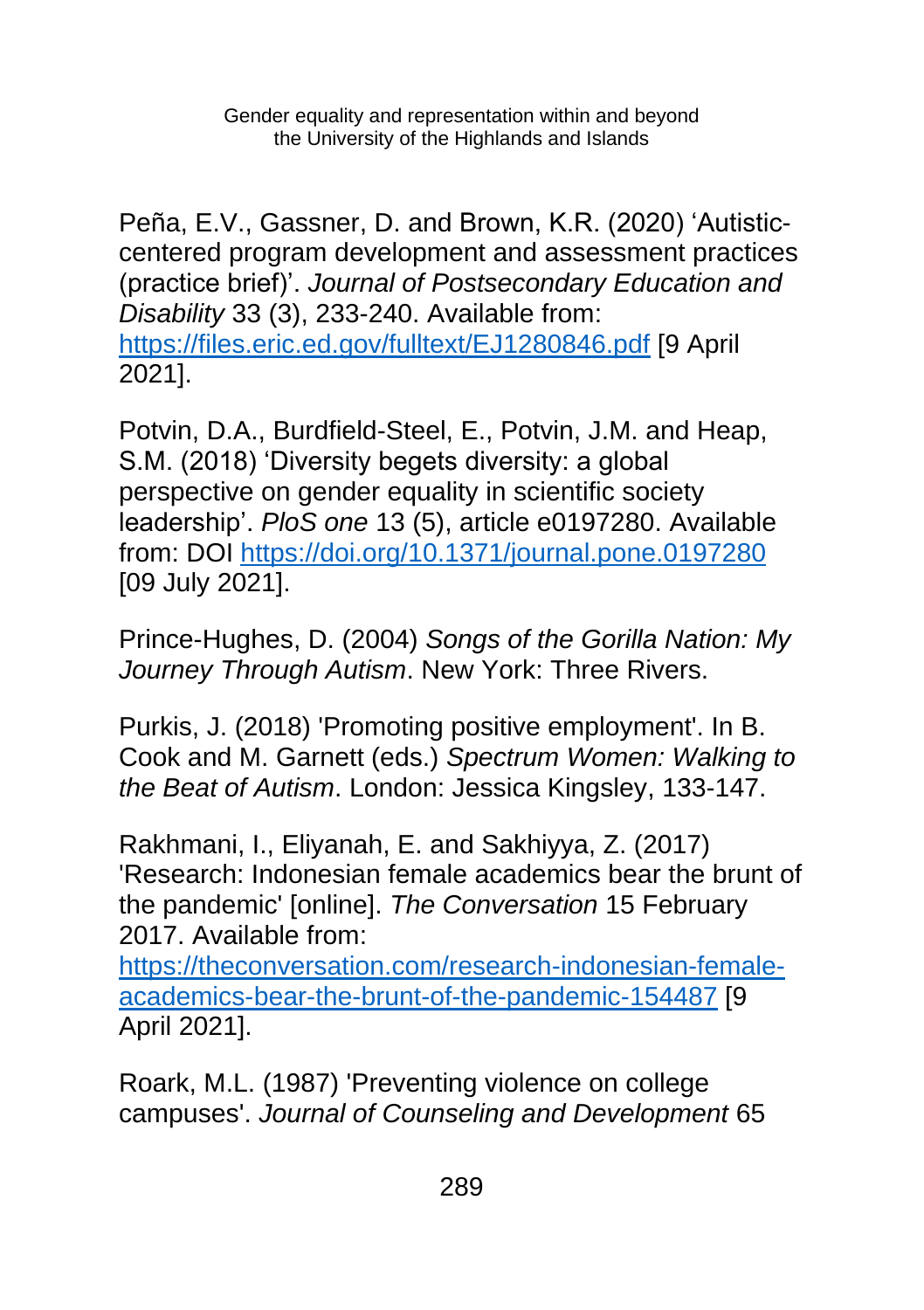Peña, E.V., Gassner, D. and Brown, K.R. (2020) 'Autistic-centered program development and assessment practices (practice brief)'. *Journal of Postsecondary Education and Disability* 33 (3), 233-240. Available from: https://files.eric.ed.gov/fulltext/EJ1280846.pdf [9 April 2021].

Potvin, D.A., Burdfield-Steel, E., Potvin, J.M. and Heap, S.M. (2018) 'Diversity begets diversity: a global perspective on gender equality in scientific society leadership'. *PloS one* 13 (5), article e0197280. Available from: DOI https://doi.org/10.1371/journal.pone.0197280 [09 July 2021].

Prince-Hughes, D. (2004) *Songs of the Gorilla Nation: My Journey Through Autism*. New York: Three Rivers.

Purkis, J. (2018) 'Promoting positive employment'. In B. Cook and M. Garnett (eds.) *Spectrum Women: Walking to the Beat of Autism*. London: Jessica Kingsley, 133-147.

Rakhmani, I., Eliyanah, E. and Sakhiyya, Z. (2017) 'Research: Indonesian female academics bear the brunt of the pandemic' [online]. *The Conversation* 15 February 2017. Available from: https://theconversation.com/research-indonesian-female-academics-bear-the-brunt-of-the-pandemic-154487 [9 April 2021].

Roark, M.L. (1987) 'Preventing violence on college campuses'. *Journal of Counseling and Development* 65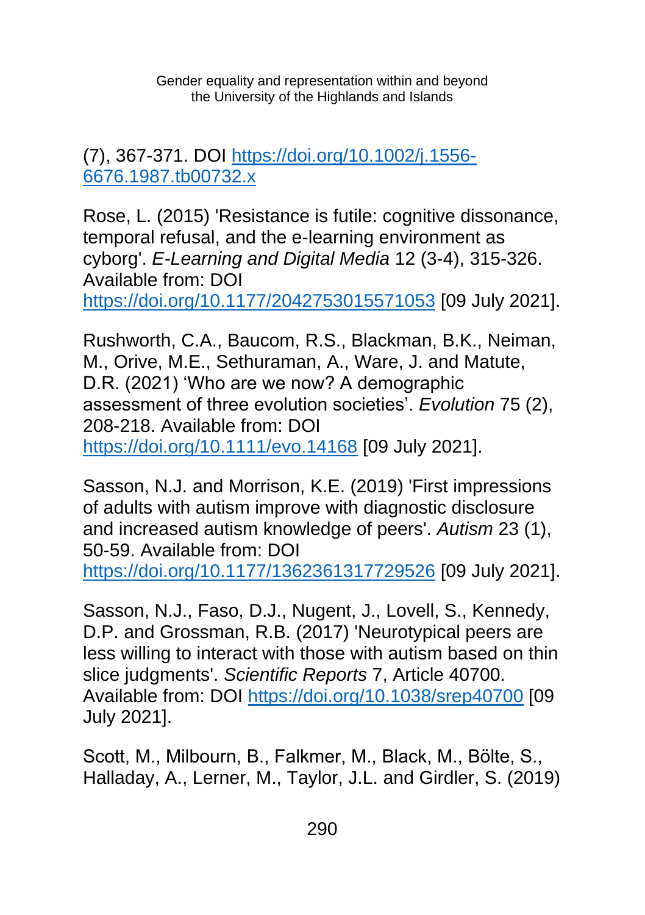(7), 367-371. DOI [https://doi.org/10.1002/j.1556-6676.1987.tb00732.x](https://doi.org/10.1002/j.1556-6676.1987.tb00732.x)

Rose, L. (2015) 'Resistance is futile: cognitive dissonance, temporal refusal, and the e-learning environment as cyborg'. *E-Learning and Digital Media* 12 (3-4), 315-326. Available from: DOI [https://doi.org/10.1177/2042753015571053](https://doi.org/10.1177/2042753015571053) [09 July 2021].

Rushworth, C.A., Baucom, R.S., Blackman, B.K., Neiman, M., Orive, M.E., Sethuraman, A., Ware, J. and Matute, D.R. (2021) 'Who are we now? A demographic assessment of three evolution societies'. *Evolution* 75 (2), 208-218. Available from: DOI [https://doi.org/10.1111/evo.14168](https://doi.org/10.1111/evo.14168) [09 July 2021].

Sasson, N.J. and Morrison, K.E. (2019) 'First impressions of adults with autism improve with diagnostic disclosure and increased autism knowledge of peers'. *Autism* 23 (1), 50-59. Available from: DOI [https://doi.org/10.1177/1362361317729526](https://doi.org/10.1177/1362361317729526) [09 July 2021].

Sasson, N.J., Faso, D.J., Nugent, J., Lovell, S., Kennedy, D.P. and Grossman, R.B. (2017) 'Neurotypical peers are less willing to interact with those with autism based on thin slice judgments'. *Scientific Reports* 7, Article 40700. Available from: DOI [https://doi.org/10.1038/srep40700](https://doi.org/10.1038/srep40700) [09 July 2021].

Scott, M., Milbourn, B., Falkmer, M., Black, M., Bölte, S., Halladay, A., Lerner, M., Taylor, J.L. and Girdler, S. (2019)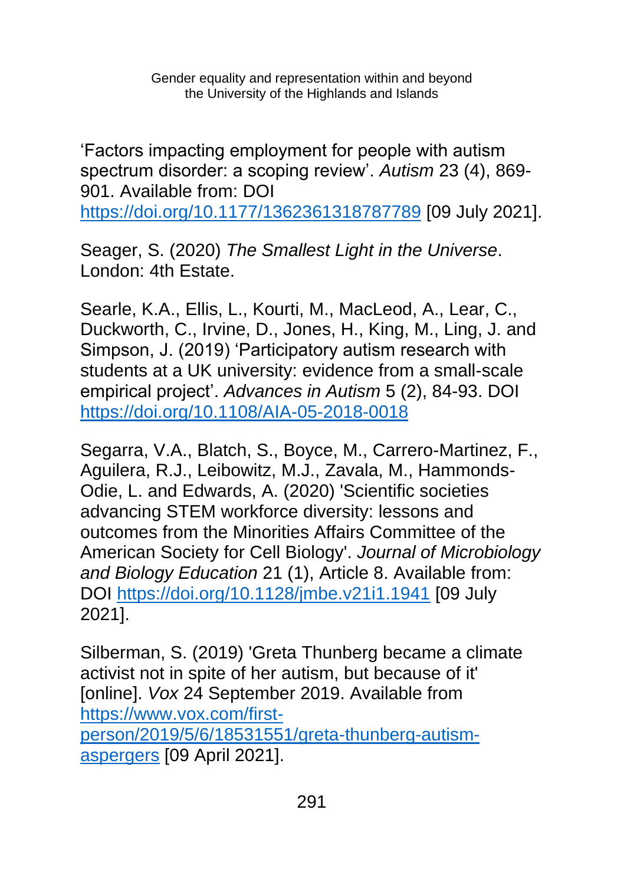‘Factors impacting employment for people with autism spectrum disorder: a scoping review’. *Autism* 23 (4), 869-901. Available from: DOI https://doi.org/10.1177/1362361318787789 [09 July 2021].

Seager, S. (2020) *The Smallest Light in the Universe*. London: 4th Estate.

Searle, K.A., Ellis, L., Kourti, M., MacLeod, A., Lear, C., Duckworth, C., Irvine, D., Jones, H., King, M., Ling, J. and Simpson, J. (2019) ‘Participatory autism research with students at a UK university: evidence from a small-scale empirical project’. *Advances in Autism* 5 (2), 84-93. DOI https://doi.org/10.1108/AIA-05-2018-0018

Segarra, V.A., Blatch, S., Boyce, M., Carrero-Martinez, F., Aguilera, R.J., Leibowitz, M.J., Zavala, M., Hammonds-Odie, L. and Edwards, A. (2020) 'Scientific societies advancing STEM workforce diversity: lessons and outcomes from the Minorities Affairs Committee of the American Society for Cell Biology'. *Journal of Microbiology and Biology Education* 21 (1), Article 8. Available from: DOI https://doi.org/10.1128/jmbe.v21i1.1941 [09 July 2021].

Silberman, S. (2019) 'Greta Thunberg became a climate activist not in spite of her autism, but because of it' [online]. *Vox* 24 September 2019. Available from https://www.vox.com/first-person/2019/5/6/18531551/greta-thunberg-autism-aspergers [09 April 2021].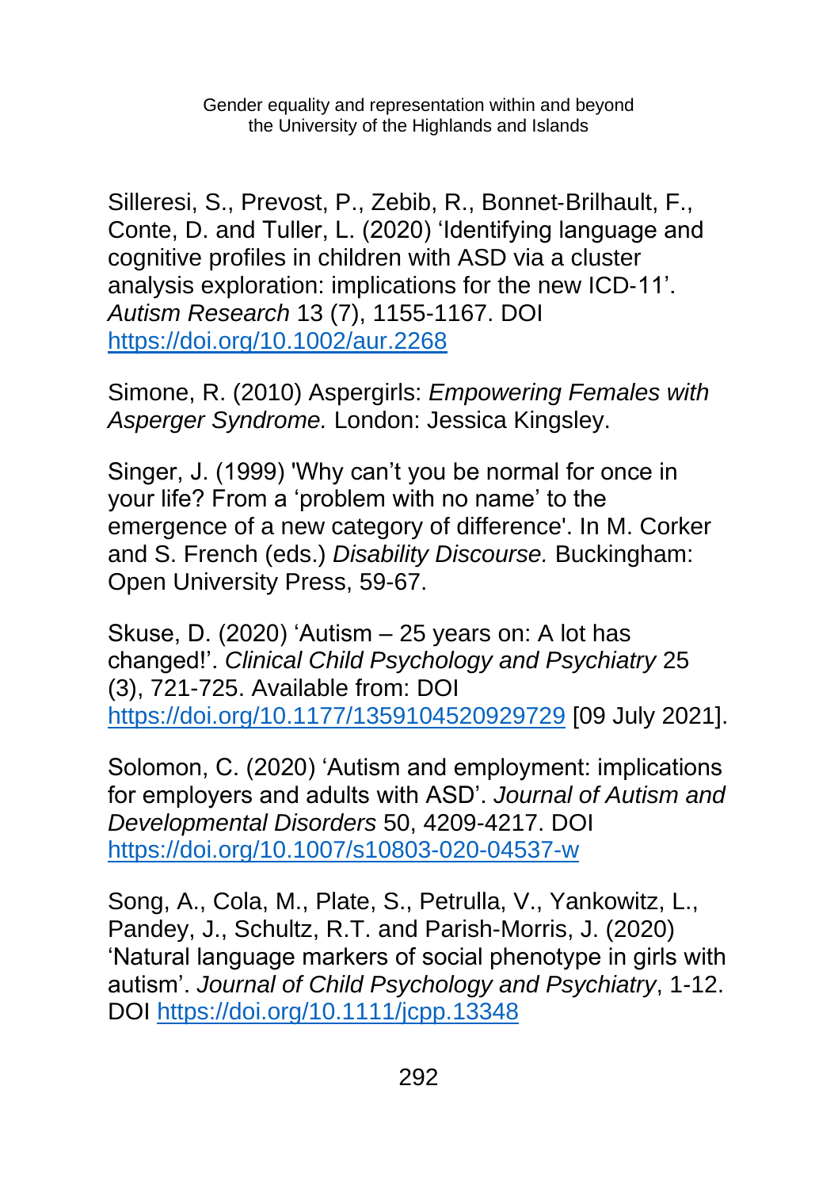Silleresi, S., Prevost, P., Zebib, R., Bonnet-Brilhault, F., Conte, D. and Tuller, L. (2020) 'Identifying language and cognitive profiles in children with ASD via a cluster analysis exploration: implications for the new ICD-11'. *Autism Research* 13 (7), 1155-1167. DOI https://doi.org/10.1002/aur.2268

Simone, R. (2010) Aspergirls: *Empowering Females with Asperger Syndrome.* London: Jessica Kingsley.

Singer, J. (1999) 'Why can't you be normal for once in your life? From a 'problem with no name' to the emergence of a new category of difference'. In M. Corker and S. French (eds.) *Disability Discourse.* Buckingham: Open University Press, 59-67.

Skuse, D. (2020) 'Autism – 25 years on: A lot has changed!'. *Clinical Child Psychology and Psychiatry* 25 (3), 721-725. Available from: DOI https://doi.org/10.1177/1359104520929729 [09 July 2021].

Solomon, C. (2020) 'Autism and employment: implications for employers and adults with ASD'. *Journal of Autism and Developmental Disorders* 50, 4209-4217. DOI https://doi.org/10.1007/s10803-020-04537-w

Song, A., Cola, M., Plate, S., Petrulla, V., Yankowitz, L., Pandey, J., Schultz, R.T. and Parish-Morris, J. (2020) 'Natural language markers of social phenotype in girls with autism'. *Journal of Child Psychology and Psychiatry*, 1-12. DOI https://doi.org/10.1111/jcpp.13348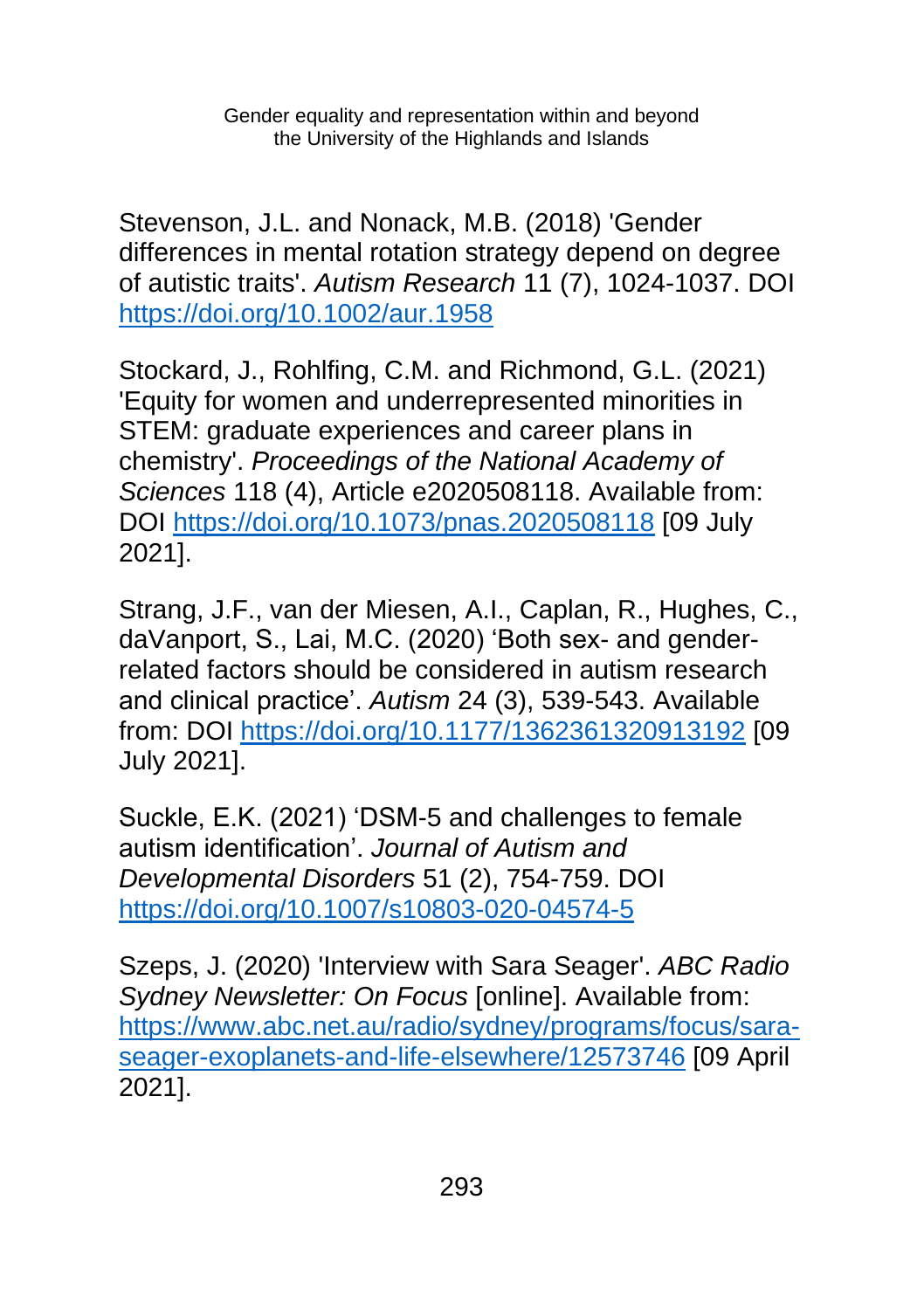Stevenson, J.L. and Nonack, M.B. (2018) 'Gender differences in mental rotation strategy depend on degree of autistic traits'. *Autism Research* 11 (7), 1024-1037. DOI https://doi.org/10.1002/aur.1958

Stockard, J., Rohlfing, C.M. and Richmond, G.L. (2021) 'Equity for women and underrepresented minorities in STEM: graduate experiences and career plans in chemistry'. *Proceedings of the National Academy of Sciences* 118 (4), Article e2020508118. Available from: DOI https://doi.org/10.1073/pnas.2020508118 [09 July 2021].

Strang, J.F., van der Miesen, A.I., Caplan, R., Hughes, C., daVanport, S., Lai, M.C. (2020) 'Both sex- and gender-related factors should be considered in autism research and clinical practice'. *Autism* 24 (3), 539-543. Available from: DOI https://doi.org/10.1177/1362361320913192 [09 July 2021].

Suckle, E.K. (2021) 'DSM-5 and challenges to female autism identification'. *Journal of Autism and Developmental Disorders* 51 (2), 754-759. DOI https://doi.org/10.1007/s10803-020-04574-5

Szeps, J. (2020) 'Interview with Sara Seager'. *ABC Radio Sydney Newsletter: On Focus* [online]. Available from: https://www.abc.net.au/radio/sydney/programs/focus/sara-seager-exoplanets-and-life-elsewhere/12573746 [09 April 2021].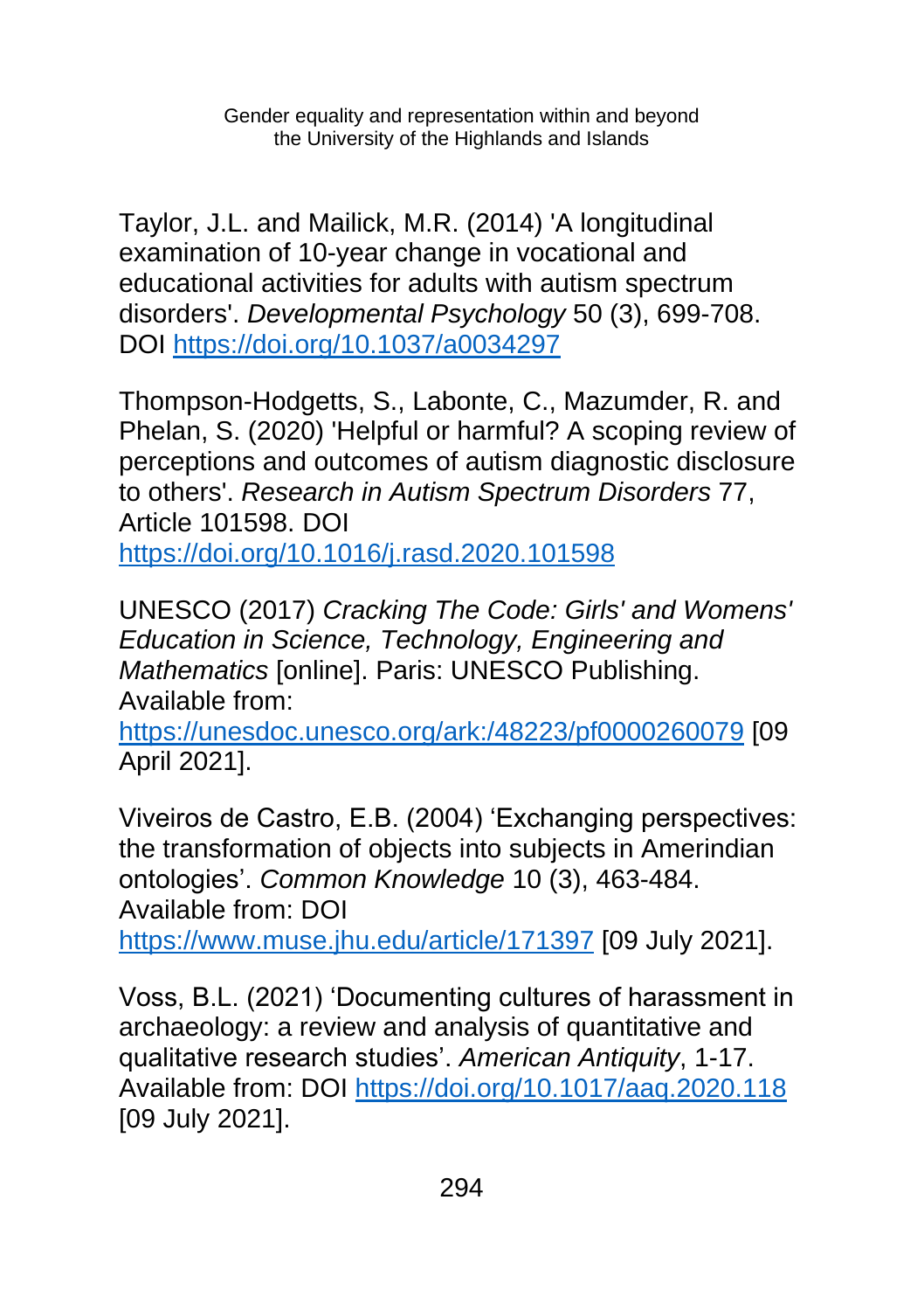Taylor, J.L. and Mailick, M.R. (2014) 'A longitudinal examination of 10-year change in vocational and educational activities for adults with autism spectrum disorders'. *Developmental Psychology* 50 (3), 699-708. DOI https://doi.org/10.1037/a0034297

Thompson-Hodgetts, S., Labonte, C., Mazumder, R. and Phelan, S. (2020) 'Helpful or harmful? A scoping review of perceptions and outcomes of autism diagnostic disclosure to others'. *Research in Autism Spectrum Disorders* 77, Article 101598. DOI https://doi.org/10.1016/j.rasd.2020.101598

UNESCO (2017) *Cracking The Code: Girls' and Womens' Education in Science, Technology, Engineering and Mathematics* [online]. Paris: UNESCO Publishing. Available from: https://unesdoc.unesco.org/ark:/48223/pf0000260079 [09 April 2021].

Viveiros de Castro, E.B. (2004) 'Exchanging perspectives: the transformation of objects into subjects in Amerindian ontologies'. *Common Knowledge* 10 (3), 463-484. Available from: DOI https://www.muse.jhu.edu/article/171397 [09 July 2021].

Voss, B.L. (2021) 'Documenting cultures of harassment in archaeology: a review and analysis of quantitative and qualitative research studies'. *American Antiquity*, 1-17. Available from: DOI https://doi.org/10.1017/aaq.2020.118 [09 July 2021].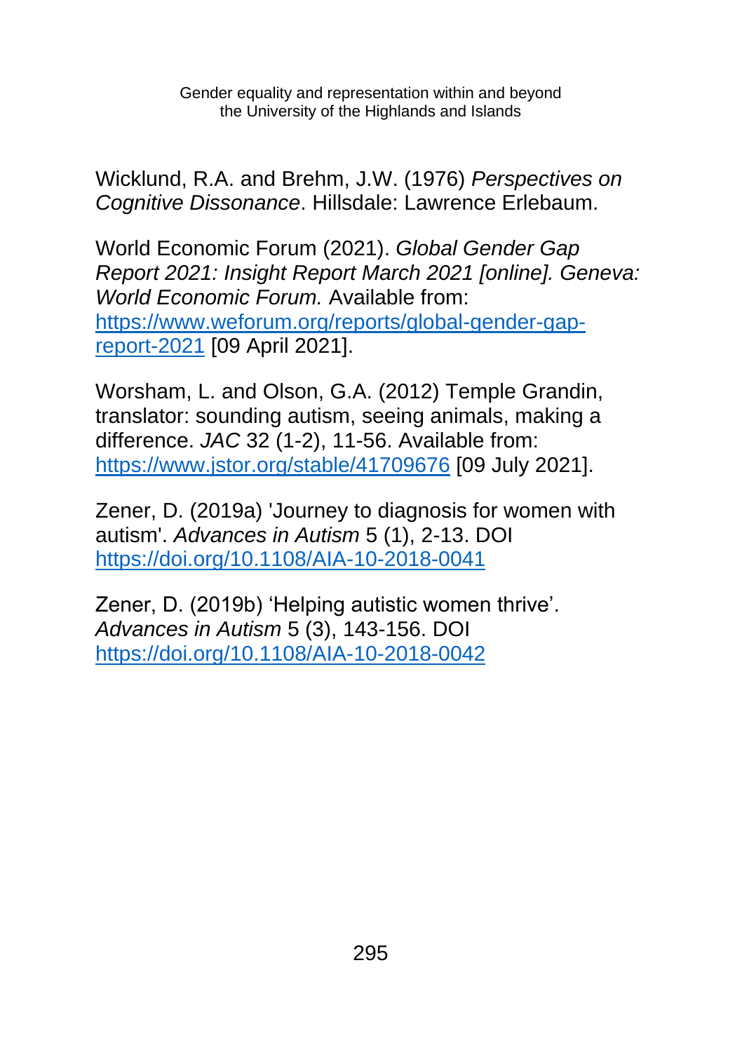Wicklund, R.A. and Brehm, J.W. (1976) *Perspectives on Cognitive Dissonance*. Hillsdale: Lawrence Erlebaum.

World Economic Forum (2021). *Global Gender Gap Report 2021: Insight Report March 2021 [online]. Geneva: World Economic Forum.* Available from: [https://www.weforum.org/reports/global-gender-gap-report-2021](https://www.weforum.org/reports/global-gender-gap-report-2021) [09 April 2021].

Worsham, L. and Olson, G.A. (2012) Temple Grandin, translator: sounding autism, seeing animals, making a difference. *JAC* 32 (1-2), 11-56. Available from: [https://www.jstor.org/stable/41709676](https://www.jstor.org/stable/41709676) [09 July 2021].

Zener, D. (2019a) 'Journey to diagnosis for women with autism'. *Advances in Autism* 5 (1), 2-13. DOI [https://doi.org/10.1108/AIA-10-2018-0041](https://doi.org/10.1108/AIA-10-2018-0041)

Zener, D. (2019b) 'Helping autistic women thrive'. *Advances in Autism* 5 (3), 143-156. DOI [https://doi.org/10.1108/AIA-10-2018-0042](https://doi.org/10.1108/AIA-10-2018-0042)